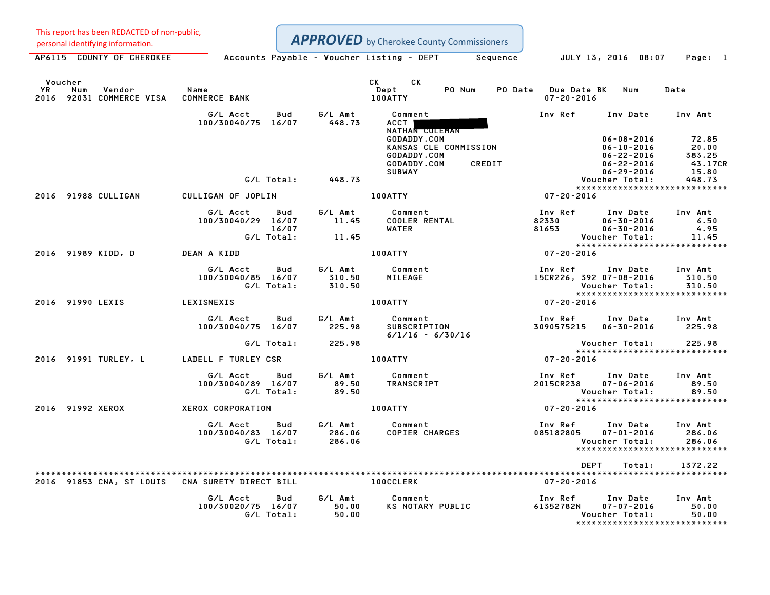This report has been REDACTED of non-public, personal identifying information.

**APPROVED** by Cherokee County Commissioners

AP6115 COUNTY OF CHEROKEE — Accounts Payable - Voucher Listing - DEPT Sequence — JULY 13, 2016 08:07

| Voucher YR | Num | Vendor | Name | CK Dept | PO Num | PO Date | Due Date | CK BK | Num | Date |
|---|---|---|---|---|---|---|---|---|---|---|
| 2016 | 92031 | COMMERCE VISA | COMMERCE BANK | 100ATTY | | | 07-20-2016 | | | |

| G/L Acct | Bud | G/L Amt | Comment | Inv Ref | Inv Date | Inv Amt |
|---|---|---|---|---|---|---|
| 100/30040/75 | 16/07 | 448.73 | ACCT [REDACTED] | | | |
| | | | NATHAN COLEMAN | | | |
| | | | GODADDY.COM | | 06-08-2016 | 72.85 |
| | | | KANSAS CLE COMMISSION | | 06-10-2016 | 20.00 |
| | | | GODADDY.COM | | 06-22-2016 | 383.25 |
| | | | GODADDY.COM CREDIT | | 06-22-2016 | 43.17CR |
| | | | SUBWAY | | 06-29-2016 | 15.80 |
| | G/L Total: | 448.73 | | | Voucher Total: | 448.73 |

| Voucher YR | Num | Vendor | Name | CK Dept | Due Date |
|---|---|---|---|---|---|
| 2016 | 91988 | CULLIGAN | CULLIGAN OF JOPLIN | 100ATTY | 07-20-2016 |

| G/L Acct | Bud | G/L Amt | Comment | Inv Ref | Inv Date | Inv Amt |
|---|---|---|---|---|---|---|
| 100/30040/29 | 16/07 | 11.45 | COOLER RENTAL | 82330 | 06-30-2016 | 6.50 |
| | 16/07 | | WATER | 81653 | 06-30-2016 | 4.95 |
| | G/L Total: | 11.45 | | | Voucher Total: | 11.45 |

| Voucher YR | Num | Vendor | Name | CK Dept | Due Date |
|---|---|---|---|---|---|
| 2016 | 91989 | KIDD, D | DEAN A KIDD | 100ATTY | 07-20-2016 |

| G/L Acct | Bud | G/L Amt | Comment | Inv Ref | Inv Date | Inv Amt |
|---|---|---|---|---|---|---|
| 100/30040/85 | 16/07 | 310.50 | MILEAGE | 15CR226, 392 | 07-08-2016 | 310.50 |
| | G/L Total: | 310.50 | | | Voucher Total: | 310.50 |

| Voucher YR | Num | Vendor | Name | CK Dept | Due Date |
|---|---|---|---|---|---|
| 2016 | 91990 | LEXIS | LEXISNEXIS | 100ATTY | 07-20-2016 |

| G/L Acct | Bud | G/L Amt | Comment | Inv Ref | Inv Date | Inv Amt |
|---|---|---|---|---|---|---|
| 100/30040/75 | 16/07 | 225.98 | SUBSCRIPTION 6/1/16 - 6/30/16 | 3090575215 | 06-30-2016 | 225.98 |
| | G/L Total: | 225.98 | | | Voucher Total: | 225.98 |

| Voucher YR | Num | Vendor | Name | CK Dept | Due Date |
|---|---|---|---|---|---|
| 2016 | 91991 | TURLEY, L | LADELL F TURLEY CSR | 100ATTY | 07-20-2016 |

| G/L Acct | Bud | G/L Amt | Comment | Inv Ref | Inv Date | Inv Amt |
|---|---|---|---|---|---|---|
| 100/30040/89 | 16/07 | 89.50 | TRANSCRIPT | 2015CR238 | 07-06-2016 | 89.50 |
| | G/L Total: | 89.50 | | | Voucher Total: | 89.50 |

| Voucher YR | Num | Vendor | Name | CK Dept | Due Date |
|---|---|---|---|---|---|
| 2016 | 91992 | XEROX | XEROX CORPORATION | 100ATTY | 07-20-2016 |

| G/L Acct | Bud | G/L Amt | Comment | Inv Ref | Inv Date | Inv Amt |
|---|---|---|---|---|---|---|
| 100/30040/83 | 16/07 | 286.06 | COPIER CHARGES | 085182805 | 07-01-2016 | 286.06 |
| | G/L Total: | 286.06 | | | Voucher Total: | 286.06 |

DEPT Total: 1372.22

| Voucher YR | Num | Vendor | Name | CK Dept | Due Date |
|---|---|---|---|---|---|
| 2016 | 91853 | CNA, ST LOUIS | CNA SURETY DIRECT BILL | 100CCLERK | 07-20-2016 |

| G/L Acct | Bud | G/L Amt | Comment | Inv Ref | Inv Date | Inv Amt |
|---|---|---|---|---|---|---|
| 100/30020/75 | 16/07 | 50.00 | KS NOTARY PUBLIC | 61352782N | 07-07-2016 | 50.00 |
| | G/L Total: | 50.00 | | | Voucher Total: | 50.00 |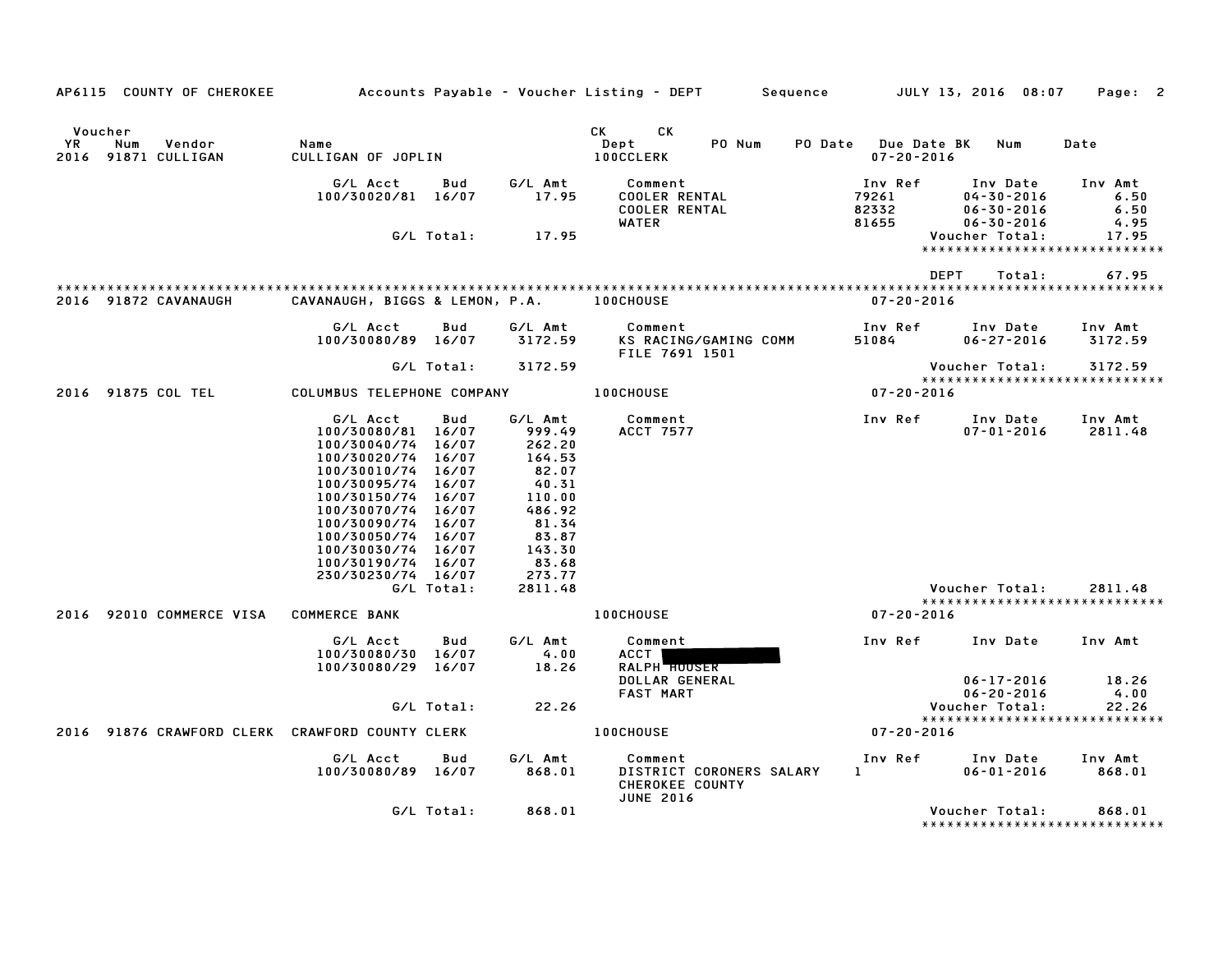AP6115 COUNTY OF CHEROKEE — Accounts Payable - Voucher Listing - DEPT — Sequence — JULY 13, 2016 08:07

| Voucher YR | Num | Vendor | Name | CK Dept | CK PO Num | PO Date | Due Date BK | Num | Date |
|---|---|---|---|---|---|---|---|---|---|
| 2016 | 91871 | CULLIGAN | CULLIGAN OF JOPLIN | 100CCLERK | | | 07-20-2016 | | |

| G/L Acct | Bud | G/L Amt | Comment | Inv Ref | Inv Date | Inv Amt |
|---|---|---|---|---|---|---|
| 100/30020/81 | 16/07 | 17.95 | COOLER RENTAL | 79261 | 04-30-2016 | 6.50 |
| | | | COOLER RENTAL | 82332 | 06-30-2016 | 6.50 |
| | | | WATER | 81655 | 06-30-2016 | 4.95 |
| | G/L Total: | 17.95 | | | Voucher Total: | 17.95 |

*****************************

DEPT Total: 67.95

| Voucher YR | Num | Vendor | Name | CK Dept | Due Date |
|---|---|---|---|---|---|
| 2016 | 91872 | CAVANAUGH | CAVANAUGH, BIGGS & LEMON, P.A. | 100CHOUSE | 07-20-2016 |

| G/L Acct | Bud | G/L Amt | Comment | Inv Ref | Inv Date | Inv Amt |
|---|---|---|---|---|---|---|
| 100/30080/89 | 16/07 | 3172.59 | KS RACING/GAMING COMM FILE 7691 1501 | 51084 | 06-27-2016 | 3172.59 |
| | G/L Total: | 3172.59 | | | Voucher Total: | 3172.59 |

*****************************

| Voucher YR | Num | Vendor | Name | CK Dept | Due Date |
|---|---|---|---|---|---|
| 2016 | 91875 | COL TEL | COLUMBUS TELEPHONE COMPANY | 100CHOUSE | 07-20-2016 |

| G/L Acct | Bud | G/L Amt | Comment | Inv Ref | Inv Date | Inv Amt |
|---|---|---|---|---|---|---|
| 100/30080/81 | 16/07 | 999.49 | ACCT 7577 | | 07-01-2016 | 2811.48 |
| 100/30040/74 | 16/07 | 262.20 | | | | |
| 100/30020/74 | 16/07 | 164.53 | | | | |
| 100/30010/74 | 16/07 | 82.07 | | | | |
| 100/30095/74 | 16/07 | 40.31 | | | | |
| 100/30150/74 | 16/07 | 110.00 | | | | |
| 100/30070/74 | 16/07 | 486.92 | | | | |
| 100/30090/74 | 16/07 | 81.34 | | | | |
| 100/30050/74 | 16/07 | 83.87 | | | | |
| 100/30030/74 | 16/07 | 143.30 | | | | |
| 100/30190/74 | 16/07 | 83.68 | | | | |
| 230/30230/74 | 16/07 | 273.77 | | | | |
| | G/L Total: | 2811.48 | | | Voucher Total: | 2811.48 |

*****************************

| Voucher YR | Num | Vendor | Name | CK Dept | Due Date |
|---|---|---|---|---|---|
| 2016 | 92010 | COMMERCE VISA | COMMERCE BANK | 100CHOUSE | 07-20-2016 |

| G/L Acct | Bud | G/L Amt | Comment | Inv Ref | Inv Date | Inv Amt |
|---|---|---|---|---|---|---|
| 100/30080/30 | 16/07 | 4.00 | ACCT [REDACTED] | | | |
| 100/30080/29 | 16/07 | 18.26 | RALPH HOUSER | | | |
| | | | DOLLAR GENERAL | | 06-17-2016 | 18.26 |
| | | | FAST MART | | 06-20-2016 | 4.00 |
| | G/L Total: | 22.26 | | | Voucher Total: | 22.26 |

*****************************

| Voucher YR | Num | Vendor | Name | CK Dept | Due Date |
|---|---|---|---|---|---|
| 2016 | 91876 | CRAWFORD CLERK | CRAWFORD COUNTY CLERK | 100CHOUSE | 07-20-2016 |

| G/L Acct | Bud | G/L Amt | Comment | Inv Ref | Inv Date | Inv Amt |
|---|---|---|---|---|---|---|
| 100/30080/89 | 16/07 | 868.01 | DISTRICT CORONERS SALARY CHEROKEE COUNTY JUNE 2016 | 1 | 06-01-2016 | 868.01 |
| | G/L Total: | 868.01 | | | Voucher Total: | 868.01 |

*****************************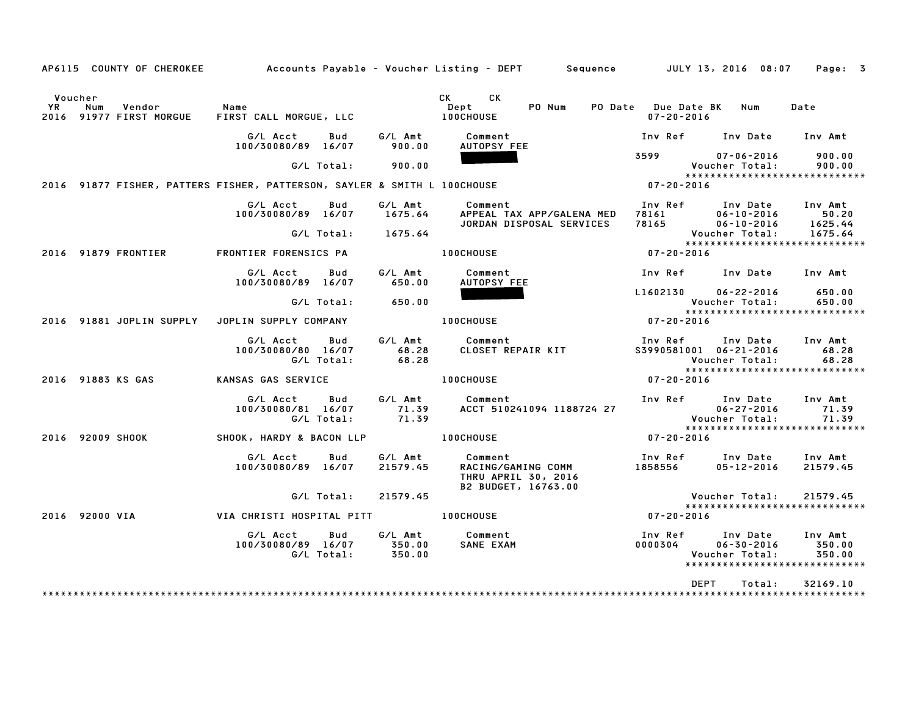AP6115 COUNTY OF CHEROKEE — Accounts Payable - Voucher Listing - DEPT — Sequence — JULY 13, 2016 08:07

| Voucher YR | Num | Vendor | Name | CK Dept | CK | PO Num | PO Date | Due Date | BK | Num | Date |
|---|---|---|---|---|---|---|---|---|---|---|---|
| 2016 | 91977 | FIRST MORGUE | FIRST CALL MORGUE, LLC | 100CHOUSE | | | | 07-20-2016 | | | |

| G/L Acct | Bud | G/L Amt | Comment | Inv Ref | Inv Date | Inv Amt |
|---|---|---|---|---|---|---|
| 100/30080/89 | 16/07 | 900.00 | AUTOPSY FEE | | | |
| | | | ████████ | 3599 | 07-06-2016 | 900.00 |
| | G/L Total: | 900.00 | | | Voucher Total: | 900.00 |

| Voucher YR | Num | Vendor | Name | CK Dept | Due Date |
|---|---|---|---|---|---|
| 2016 | 91877 | FISHER, PATTERS | FISHER, PATTERSON, SAYLER & SMITH L | 100CHOUSE | 07-20-2016 |

| G/L Acct | Bud | G/L Amt | Comment | Inv Ref | Inv Date | Inv Amt |
|---|---|---|---|---|---|---|
| 100/30080/89 | 16/07 | 1675.64 | APPEAL TAX APP/GALENA MED | 78161 | 06-10-2016 | 50.20 |
| | | | JORDAN DISPOSAL SERVICES | 78165 | 06-10-2016 | 1625.44 |
| | G/L Total: | 1675.64 | | | Voucher Total: | 1675.64 |

| Voucher YR | Num | Vendor | Name | CK Dept | Due Date |
|---|---|---|---|---|---|
| 2016 | 91879 | FRONTIER | FRONTIER FORENSICS PA | 100CHOUSE | 07-20-2016 |

| G/L Acct | Bud | G/L Amt | Comment | Inv Ref | Inv Date | Inv Amt |
|---|---|---|---|---|---|---|
| 100/30080/89 | 16/07 | 650.00 | AUTOPSY FEE | | | |
| | | | ████████ | L1602130 | 06-22-2016 | 650.00 |
| | G/L Total: | 650.00 | | | Voucher Total: | 650.00 |

| Voucher YR | Num | Vendor | Name | CK Dept | Due Date |
|---|---|---|---|---|---|
| 2016 | 91881 | JOPLIN SUPPLY | JOPLIN SUPPLY COMPANY | 100CHOUSE | 07-20-2016 |

| G/L Acct | Bud | G/L Amt | Comment | Inv Ref | Inv Date | Inv Amt |
|---|---|---|---|---|---|---|
| 100/30080/80 | 16/07 | 68.28 | CLOSET REPAIR KIT | S3990581001 | 06-21-2016 | 68.28 |
| | G/L Total: | 68.28 | | | Voucher Total: | 68.28 |

| Voucher YR | Num | Vendor | Name | CK Dept | Due Date |
|---|---|---|---|---|---|
| 2016 | 91883 | KS GAS | KANSAS GAS SERVICE | 100CHOUSE | 07-20-2016 |

| G/L Acct | Bud | G/L Amt | Comment | Inv Ref | Inv Date | Inv Amt |
|---|---|---|---|---|---|---|
| 100/30080/81 | 16/07 | 71.39 | ACCT 510241094 1188724 27 | | 06-27-2016 | 71.39 |
| | G/L Total: | 71.39 | | | Voucher Total: | 71.39 |

| Voucher YR | Num | Vendor | Name | CK Dept | Due Date |
|---|---|---|---|---|---|
| 2016 | 92009 | SHOOK | SHOOK, HARDY & BACON LLP | 100CHOUSE | 07-20-2016 |

| G/L Acct | Bud | G/L Amt | Comment | Inv Ref | Inv Date | Inv Amt |
|---|---|---|---|---|---|---|
| 100/30080/89 | 16/07 | 21579.45 | RACING/GAMING COMM | 1858556 | 05-12-2016 | 21579.45 |
| | | | THRU APRIL 30, 2016 | | | |
| | | | B2 BUDGET, 16763.00 | | | |
| | G/L Total: | 21579.45 | | | Voucher Total: | 21579.45 |

| Voucher YR | Num | Vendor | Name | CK Dept | Due Date |
|---|---|---|---|---|---|
| 2016 | 92000 | VIA | VIA CHRISTI HOSPITAL PITT | 100CHOUSE | 07-20-2016 |

| G/L Acct | Bud | G/L Amt | Comment | Inv Ref | Inv Date | Inv Amt |
|---|---|---|---|---|---|---|
| 100/30080/89 | 16/07 | 350.00 | SANE EXAM | 0000304 | 06-30-2016 | 350.00 |
| | G/L Total: | 350.00 | | | Voucher Total: | 350.00 |

DEPT Total: 32169.10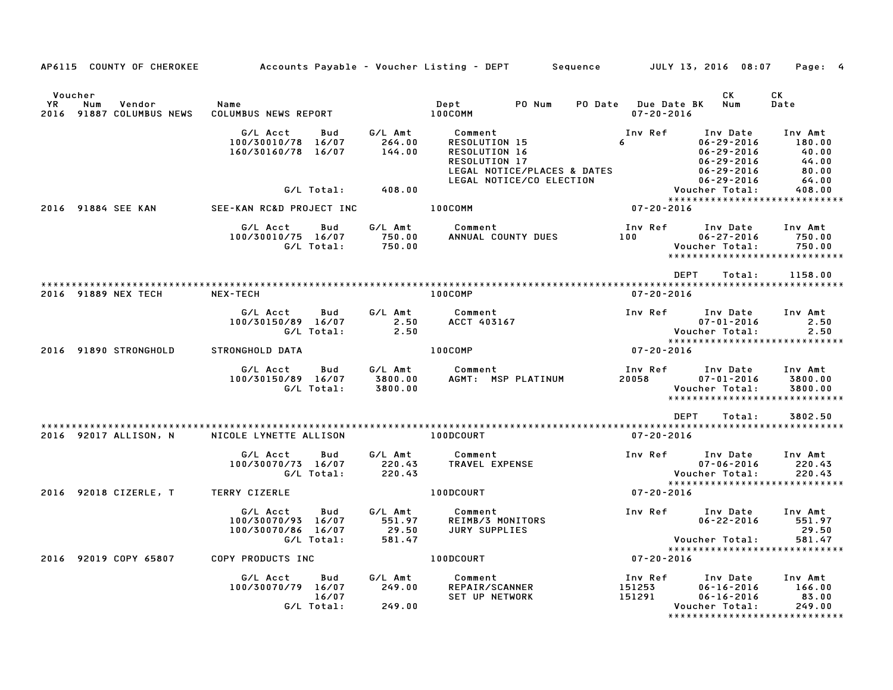AP6115 COUNTY OF CHEROKEE — Accounts Payable - Voucher Listing - DEPT — Sequence — JULY 13, 2016 08:07

| Voucher YR | Num | Vendor | Name | Dept | PO Num | PO Date | Due Date BK | CK Num | CK Date |
|---|---|---|---|---|---|---|---|---|---|
| 2016 | 91887 | COLUMBUS NEWS | COLUMBUS NEWS REPORT | 100COMM | | | 07-20-2016 | | |

| G/L Acct | Bud | G/L Amt | Comment | Inv Ref | Inv Date | Inv Amt |
|---|---|---|---|---|---|---|
| 100/30010/78 | 16/07 | 264.00 | RESOLUTION 15 | 6 | 06-29-2016 | 180.00 |
| 160/30160/78 | 16/07 | 144.00 | RESOLUTION 16 | | 06-29-2016 | 40.00 |
| | | | RESOLUTION 17 | | 06-29-2016 | 44.00 |
| | | | LEGAL NOTICE/PLACES & DATES | | 06-29-2016 | 80.00 |
| | | | LEGAL NOTICE/CO ELECTION | | 06-29-2016 | 64.00 |
| | G/L Total: | 408.00 | | | Voucher Total: | 408.00 |

| Voucher YR | Num | Vendor | Name | Dept | Due Date BK |
|---|---|---|---|---|---|
| 2016 | 91884 | SEE KAN | SEE-KAN RC&D PROJECT INC | 100COMM | 07-20-2016 |

| G/L Acct | Bud | G/L Amt | Comment | Inv Ref | Inv Date | Inv Amt |
|---|---|---|---|---|---|---|
| 100/30010/75 | 16/07 | 750.00 | ANNUAL COUNTY DUES | 100 | 06-27-2016 | 750.00 |
| | G/L Total: | 750.00 | | | Voucher Total: | 750.00 |

DEPT Total: 1158.00

| Voucher YR | Num | Vendor | Name | Dept | Due Date BK |
|---|---|---|---|---|---|
| 2016 | 91889 | NEX TECH | NEX-TECH | 100COMP | 07-20-2016 |

| G/L Acct | Bud | G/L Amt | Comment | Inv Ref | Inv Date | Inv Amt |
|---|---|---|---|---|---|---|
| 100/30150/89 | 16/07 | 2.50 | ACCT 403167 | | 07-01-2016 | 2.50 |
| | G/L Total: | 2.50 | | | Voucher Total: | 2.50 |

| Voucher YR | Num | Vendor | Name | Dept | Due Date BK |
|---|---|---|---|---|---|
| 2016 | 91890 | STRONGHOLD | STRONGHOLD DATA | 100COMP | 07-20-2016 |

| G/L Acct | Bud | G/L Amt | Comment | Inv Ref | Inv Date | Inv Amt |
|---|---|---|---|---|---|---|
| 100/30150/89 | 16/07 | 3800.00 | AGMT: MSP PLATINUM | 20058 | 07-01-2016 | 3800.00 |
| | G/L Total: | 3800.00 | | | Voucher Total: | 3800.00 |

DEPT Total: 3802.50

| Voucher YR | Num | Vendor | Name | Dept | Due Date BK |
|---|---|---|---|---|---|
| 2016 | 92017 | ALLISON, N | NICOLE LYNETTE ALLISON | 100DCOURT | 07-20-2016 |

| G/L Acct | Bud | G/L Amt | Comment | Inv Ref | Inv Date | Inv Amt |
|---|---|---|---|---|---|---|
| 100/30070/73 | 16/07 | 220.43 | TRAVEL EXPENSE | | 07-06-2016 | 220.43 |
| | G/L Total: | 220.43 | | | Voucher Total: | 220.43 |

| Voucher YR | Num | Vendor | Name | Dept | Due Date BK |
|---|---|---|---|---|---|
| 2016 | 92018 | CIZERLE, T | TERRY CIZERLE | 100DCOURT | 07-20-2016 |

| G/L Acct | Bud | G/L Amt | Comment | Inv Ref | Inv Date | Inv Amt |
|---|---|---|---|---|---|---|
| 100/30070/93 | 16/07 | 551.97 | REIMB/3 MONITORS | | 06-22-2016 | 551.97 |
| 100/30070/86 | 16/07 | 29.50 | JURY SUPPLIES | | | 29.50 |
| | G/L Total: | 581.47 | | | Voucher Total: | 581.47 |

| Voucher YR | Num | Vendor | Name | Dept | Due Date BK |
|---|---|---|---|---|---|
| 2016 | 92019 | COPY 65807 | COPY PRODUCTS INC | 100DCOURT | 07-20-2016 |

| G/L Acct | Bud | G/L Amt | Comment | Inv Ref | Inv Date | Inv Amt |
|---|---|---|---|---|---|---|
| 100/30070/79 | 16/07 | 249.00 | REPAIR/SCANNER | 151253 | 06-16-2016 | 166.00 |
| | 16/07 | | SET UP NETWORK | 151291 | 06-16-2016 | 83.00 |
| | G/L Total: | 249.00 | | | Voucher Total: | 249.00 |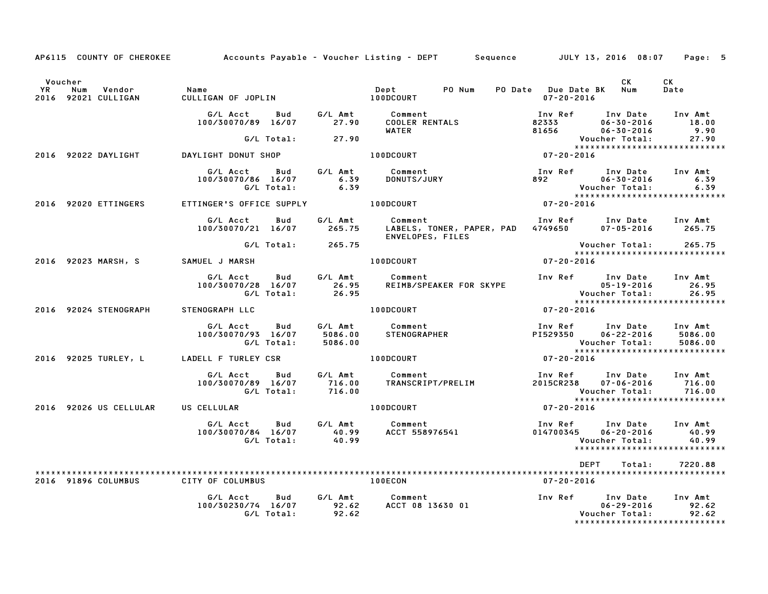AP6115 COUNTY OF CHEROKEE — Accounts Payable - Voucher Listing - DEPT — Sequence — JULY 13, 2016 08:07

| Voucher YR | Num | Vendor | Name | Dept | PO Num | PO Date | Due Date BK | CK Num | CK Date |
|---|---|---|---|---|---|---|---|---|---|
| 2016 | 92021 | CULLIGAN | CULLIGAN OF JOPLIN | 100DCOURT | | | 07-20-2016 | | |

| G/L Acct | Bud | G/L Amt | Comment | Inv Ref | Inv Date | Inv Amt |
|---|---|---|---|---|---|---|
| 100/30070/89 | 16/07 | 27.90 | COOLER RENTALS | 82333 | 06-30-2016 | 18.00 |
| | | | WATER | 81656 | 06-30-2016 | 9.90 |
| | G/L Total: | 27.90 | | | Voucher Total: | 27.90 |

*****************************

| Voucher YR | Num | Vendor | Name | Dept | PO Num | PO Date | Due Date BK | CK Num | CK Date |
|---|---|---|---|---|---|---|---|---|---|
| 2016 | 92022 | DAYLIGHT | DAYLIGHT DONUT SHOP | 100DCOURT | | | 07-20-2016 | | |

| G/L Acct | Bud | G/L Amt | Comment | Inv Ref | Inv Date | Inv Amt |
|---|---|---|---|---|---|---|
| 100/30070/86 | 16/07 | 6.39 | DONUTS/JURY | 892 | 06-30-2016 | 6.39 |
| | G/L Total: | 6.39 | | | Voucher Total: | 6.39 |

*****************************

| Voucher YR | Num | Vendor | Name | Dept | PO Num | PO Date | Due Date BK | CK Num | CK Date |
|---|---|---|---|---|---|---|---|---|---|
| 2016 | 92020 | ETTINGERS | ETTINGER'S OFFICE SUPPLY | 100DCOURT | | | 07-20-2016 | | |

| G/L Acct | Bud | G/L Amt | Comment | Inv Ref | Inv Date | Inv Amt |
|---|---|---|---|---|---|---|
| 100/30070/21 | 16/07 | 265.75 | LABELS, TONER, PAPER, PAD ENVELOPES, FILES | 4749650 | 07-05-2016 | 265.75 |
| | G/L Total: | 265.75 | | | Voucher Total: | 265.75 |

*****************************

| Voucher YR | Num | Vendor | Name | Dept | PO Num | PO Date | Due Date BK | CK Num | CK Date |
|---|---|---|---|---|---|---|---|---|---|
| 2016 | 92023 | MARSH, S | SAMUEL J MARSH | 100DCOURT | | | 07-20-2016 | | |

| G/L Acct | Bud | G/L Amt | Comment | Inv Ref | Inv Date | Inv Amt |
|---|---|---|---|---|---|---|
| 100/30070/28 | 16/07 | 26.95 | REIMB/SPEAKER FOR SKYPE | | 05-19-2016 | 26.95 |
| | G/L Total: | 26.95 | | | Voucher Total: | 26.95 |

*****************************

| Voucher YR | Num | Vendor | Name | Dept | PO Num | PO Date | Due Date BK | CK Num | CK Date |
|---|---|---|---|---|---|---|---|---|---|
| 2016 | 92024 | STENOGRAPH | STENOGRAPH LLC | 100DCOURT | | | 07-20-2016 | | |

| G/L Acct | Bud | G/L Amt | Comment | Inv Ref | Inv Date | Inv Amt |
|---|---|---|---|---|---|---|
| 100/30070/93 | 16/07 | 5086.00 | STENOGRAPHER | PI529350 | 06-22-2016 | 5086.00 |
| | G/L Total: | 5086.00 | | | Voucher Total: | 5086.00 |

*****************************

| Voucher YR | Num | Vendor | Name | Dept | PO Num | PO Date | Due Date BK | CK Num | CK Date |
|---|---|---|---|---|---|---|---|---|---|
| 2016 | 92025 | TURLEY, L | LADELL F TURLEY CSR | 100DCOURT | | | 07-20-2016 | | |

| G/L Acct | Bud | G/L Amt | Comment | Inv Ref | Inv Date | Inv Amt |
|---|---|---|---|---|---|---|
| 100/30070/89 | 16/07 | 716.00 | TRANSCRIPT/PRELIM | 2015CR238 | 07-06-2016 | 716.00 |
| | G/L Total: | 716.00 | | | Voucher Total: | 716.00 |

*****************************

| Voucher YR | Num | Vendor | Name | Dept | PO Num | PO Date | Due Date BK | CK Num | CK Date |
|---|---|---|---|---|---|---|---|---|---|
| 2016 | 92026 | US CELLULAR | US CELLULAR | 100DCOURT | | | 07-20-2016 | | |

| G/L Acct | Bud | G/L Amt | Comment | Inv Ref | Inv Date | Inv Amt |
|---|---|---|---|---|---|---|
| 100/30070/84 | 16/07 | 40.99 | ACCT 558976541 | 014700345 | 06-20-2016 | 40.99 |
| | G/L Total: | 40.99 | | | Voucher Total: | 40.99 |

*****************************

DEPT Total: 7220.88

*****************************

| Voucher YR | Num | Vendor | Name | Dept | PO Num | PO Date | Due Date BK | CK Num | CK Date |
|---|---|---|---|---|---|---|---|---|---|
| 2016 | 91896 | COLUMBUS | CITY OF COLUMBUS | 100ECON | | | 07-20-2016 | | |

| G/L Acct | Bud | G/L Amt | Comment | Inv Ref | Inv Date | Inv Amt |
|---|---|---|---|---|---|---|
| 100/30230/74 | 16/07 | 92.62 | ACCT 08 13630 01 | | 06-29-2016 | 92.62 |
| | G/L Total: | 92.62 | | | Voucher Total: | 92.62 |

*****************************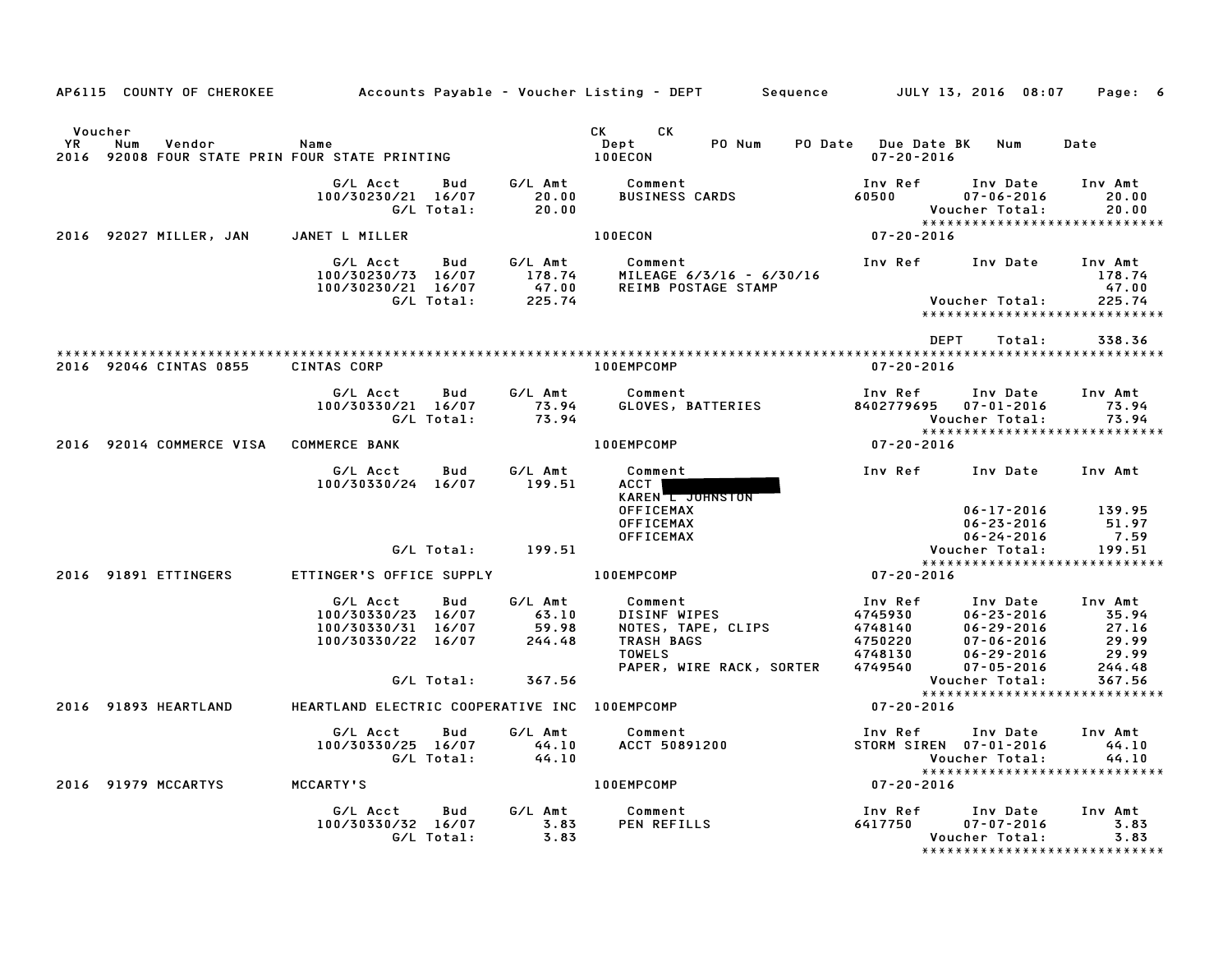AP6115 COUNTY OF CHEROKEE Accounts Payable - Voucher Listing - DEPT Sequence JULY 13, 2016 08:07

| Voucher YR | Num | Vendor | Name | CK Dept | CK | PO Num | PO Date | Due Date BK | Num | Date |
|---|---|---|---|---|---|---|---|---|---|---|
| 2016 | 92008 | FOUR STATE PRIN | FOUR STATE PRINTING | 100ECON | | | | 07-20-2016 | | |

| G/L Acct | Bud | G/L Amt | Comment | Inv Ref | Inv Date | Inv Amt |
|---|---|---|---|---|---|---|
| 100/30230/21 | 16/07 | 20.00 | BUSINESS CARDS | 60500 | 07-06-2016 | 20.00 |
| | G/L Total: | 20.00 | | | Voucher Total: | 20.00 |

*****************************

2016 92027 MILLER, JAN — JANET L MILLER — 100ECON — 07-20-2016

| G/L Acct | Bud | G/L Amt | Comment | Inv Ref | Inv Date | Inv Amt |
|---|---|---|---|---|---|---|
| 100/30230/73 | 16/07 | 178.74 | MILEAGE 6/3/16 - 6/30/16 | | | 178.74 |
| 100/30230/21 | 16/07 | 47.00 | REIMB POSTAGE STAMP | | | 47.00 |
| | G/L Total: | 225.74 | | | Voucher Total: | 225.74 |

*****************************

DEPT Total: 338.36

*****************************

2016 92046 CINTAS 0855 — CINTAS CORP — 100EMPCOMP — 07-20-2016

| G/L Acct | Bud | G/L Amt | Comment | Inv Ref | Inv Date | Inv Amt |
|---|---|---|---|---|---|---|
| 100/30330/21 | 16/07 | 73.94 | GLOVES, BATTERIES | 8402779695 | 07-01-2016 | 73.94 |
| | G/L Total: | 73.94 | | | Voucher Total: | 73.94 |

*****************************

2016 92014 COMMERCE VISA — COMMERCE BANK — 100EMPCOMP — 07-20-2016

| G/L Acct | Bud | G/L Amt | Comment | Inv Ref | Inv Date | Inv Amt |
|---|---|---|---|---|---|---|
| 100/30330/24 | 16/07 | 199.51 | ACCT [REDACTED] | | | |
| | | | KAREN L JOHNSTON | | | |
| | | | OFFICEMAX | | 06-17-2016 | 139.95 |
| | | | OFFICEMAX | | 06-23-2016 | 51.97 |
| | | | OFFICEMAX | | 06-24-2016 | 7.59 |
| | G/L Total: | 199.51 | | | Voucher Total: | 199.51 |

*****************************

2016 91891 ETTINGERS — ETTINGER'S OFFICE SUPPLY — 100EMPCOMP — 07-20-2016

| G/L Acct | Bud | G/L Amt | Comment | Inv Ref | Inv Date | Inv Amt |
|---|---|---|---|---|---|---|
| 100/30330/23 | 16/07 | 63.10 | DISINF WIPES | 4745930 | 06-23-2016 | 35.94 |
| 100/30330/31 | 16/07 | 59.98 | NOTES, TAPE, CLIPS | 4748140 | 06-29-2016 | 27.16 |
| 100/30330/22 | 16/07 | 244.48 | TRASH BAGS | 4750220 | 07-06-2016 | 29.99 |
| | | | TOWELS | 4748130 | 06-29-2016 | 29.99 |
| | | | PAPER, WIRE RACK, SORTER | 4749540 | 07-05-2016 | 244.48 |
| | G/L Total: | 367.56 | | | Voucher Total: | 367.56 |

*****************************

2016 91893 HEARTLAND — HEARTLAND ELECTRIC COOPERATIVE INC — 100EMPCOMP — 07-20-2016

| G/L Acct | Bud | G/L Amt | Comment | Inv Ref | Inv Date | Inv Amt |
|---|---|---|---|---|---|---|
| 100/30330/25 | 16/07 | 44.10 | ACCT 50891200 | STORM SIREN | 07-01-2016 | 44.10 |
| | G/L Total: | 44.10 | | | Voucher Total: | 44.10 |

*****************************

2016 91979 MCCARTYS — MCCARTY'S — 100EMPCOMP — 07-20-2016

| G/L Acct | Bud | G/L Amt | Comment | Inv Ref | Inv Date | Inv Amt |
|---|---|---|---|---|---|---|
| 100/30330/32 | 16/07 | 3.83 | PEN REFILLS | 6417750 | 07-07-2016 | 3.83 |
| | G/L Total: | 3.83 | | | Voucher Total: | 3.83 |

*****************************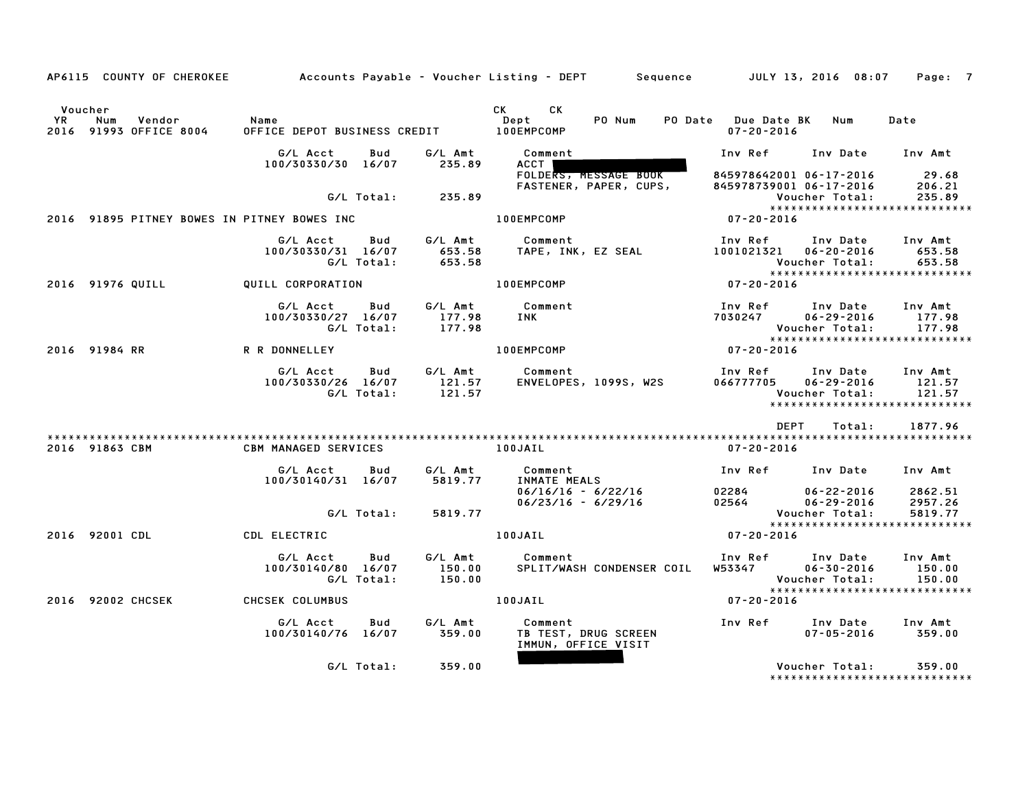AP6115 COUNTY OF CHEROKEE Accounts Payable - Voucher Listing - DEPT Sequence JULY 13, 2016 08:07

| Voucher YR | Num | Vendor | Name | CK Dept | CK | PO Num | PO Date | Due Date BK | Num | Date |
|---|---|---|---|---|---|---|---|---|---|---|
| 2016 | 91993 | OFFICE 8004 | OFFICE DEPOT BUSINESS CREDIT | 100EMPCOMP | | | | 07-20-2016 | | |

| G/L Acct | Bud | G/L Amt | Comment | Inv Ref | Inv Date | Inv Amt |
|---|---|---|---|---|---|---|
| 100/30330/30 | 16/07 | 235.89 | ACCT | | | |
| | | | FOLDERS, MESSAGE BOOK | 845978642001 | 06-17-2016 | 29.68 |
| | | | FASTENER, PAPER, CUPS, | 845978739001 | 06-17-2016 | 206.21 |
| | G/L Total: | 235.89 | | | Voucher Total: | 235.89 |

*****************************

| YR | Num | Vendor | Name | Dept | Due Date |
|---|---|---|---|---|---|
| 2016 | 91895 | PITNEY BOWES IN | PITNEY BOWES INC | 100EMPCOMP | 07-20-2016 |

| G/L Acct | Bud | G/L Amt | Comment | Inv Ref | Inv Date | Inv Amt |
|---|---|---|---|---|---|---|
| 100/30330/31 | 16/07 | 653.58 | TAPE, INK, EZ SEAL | 1001021321 | 06-20-2016 | 653.58 |
| | G/L Total: | 653.58 | | | Voucher Total: | 653.58 |

*****************************

| YR | Num | Vendor | Name | Dept | Due Date |
|---|---|---|---|---|---|
| 2016 | 91976 | QUILL | QUILL CORPORATION | 100EMPCOMP | 07-20-2016 |

| G/L Acct | Bud | G/L Amt | Comment | Inv Ref | Inv Date | Inv Amt |
|---|---|---|---|---|---|---|
| 100/30330/27 | 16/07 | 177.98 | INK | 7030247 | 06-29-2016 | 177.98 |
| | G/L Total: | 177.98 | | | Voucher Total: | 177.98 |

*****************************

| YR | Num | Vendor | Name | Dept | Due Date |
|---|---|---|---|---|---|
| 2016 | 91984 | RR | R R DONNELLEY | 100EMPCOMP | 07-20-2016 |

| G/L Acct | Bud | G/L Amt | Comment | Inv Ref | Inv Date | Inv Amt |
|---|---|---|---|---|---|---|
| 100/30330/26 | 16/07 | 121.57 | ENVELOPES, 1099S, W2S | 066777705 | 06-29-2016 | 121.57 |
| | G/L Total: | 121.57 | | | Voucher Total: | 121.57 |

*****************************

DEPT Total: 1877.96

*****************************

| YR | Num | Vendor | Name | Dept | Due Date |
|---|---|---|---|---|---|
| 2016 | 91863 | CBM | CBM MANAGED SERVICES | 100JAIL | 07-20-2016 |

| G/L Acct | Bud | G/L Amt | Comment | Inv Ref | Inv Date | Inv Amt |
|---|---|---|---|---|---|---|
| 100/30140/31 | 16/07 | 5819.77 | INMATE MEALS | | | |
| | | | 06/16/16 - 6/22/16 | 02284 | 06-22-2016 | 2862.51 |
| | | | 06/23/16 - 6/29/16 | 02564 | 06-29-2016 | 2957.26 |
| | G/L Total: | 5819.77 | | | Voucher Total: | 5819.77 |

*****************************

| YR | Num | Vendor | Name | Dept | Due Date |
|---|---|---|---|---|---|
| 2016 | 92001 | CDL | CDL ELECTRIC | 100JAIL | 07-20-2016 |

| G/L Acct | Bud | G/L Amt | Comment | Inv Ref | Inv Date | Inv Amt |
|---|---|---|---|---|---|---|
| 100/30140/80 | 16/07 | 150.00 | SPLIT/WASH CONDENSER COIL | W53347 | 06-30-2016 | 150.00 |
| | G/L Total: | 150.00 | | | Voucher Total: | 150.00 |

*****************************

| YR | Num | Vendor | Name | Dept | Due Date |
|---|---|---|---|---|---|
| 2016 | 92002 | CHCSEK | CHCSEK COLUMBUS | 100JAIL | 07-20-2016 |

| G/L Acct | Bud | G/L Amt | Comment | Inv Ref | Inv Date | Inv Amt |
|---|---|---|---|---|---|---|
| 100/30140/76 | 16/07 | 359.00 | TB TEST, DRUG SCREEN | | 07-05-2016 | 359.00 |
| | | | IMMUN, OFFICE VISIT | | | |
| | G/L Total: | 359.00 | | | Voucher Total: | 359.00 |

*****************************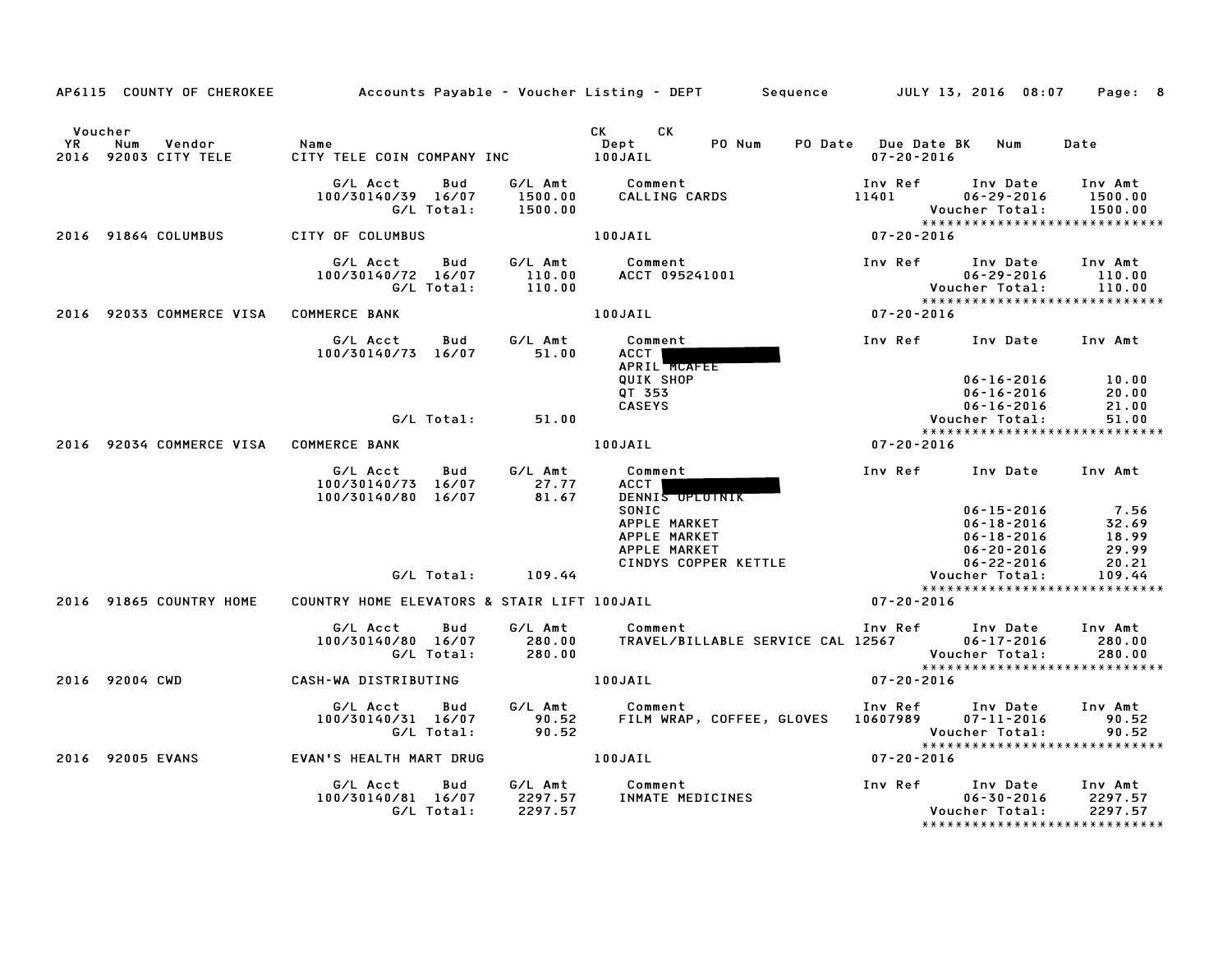AP6115 COUNTY OF CHEROKEE — Accounts Payable - Voucher Listing - DEPT — Sequence — JULY 13, 2016 08:07

| Voucher YR | Num | Vendor | Name | CK Dept | CK | PO Num | PO Date | Due Date | BK | Num | Date |
|---|---|---|---|---|---|---|---|---|---|---|---|
| 2016 | 92003 | CITY TELE | CITY TELE COIN COMPANY INC | 100JAIL | | | | 07-20-2016 | | | |

| G/L Acct | Bud | G/L Amt | Comment | Inv Ref | Inv Date | Inv Amt |
|---|---|---|---|---|---|---|
| 100/30140/39 | 16/07 | 1500.00 | CALLING CARDS | 11401 | 06-29-2016 | 1500.00 |
| | G/L Total: | 1500.00 | | | Voucher Total: | 1500.00 |

******************************

| Voucher YR | Num | Vendor | Name | CK Dept | Due Date |
|---|---|---|---|---|---|
| 2016 | 91864 | COLUMBUS | CITY OF COLUMBUS | 100JAIL | 07-20-2016 |

| G/L Acct | Bud | G/L Amt | Comment | Inv Ref | Inv Date | Inv Amt |
|---|---|---|---|---|---|---|
| 100/30140/72 | 16/07 | 110.00 | ACCT 095241001 | | 06-29-2016 | 110.00 |
| | G/L Total: | 110.00 | | | Voucher Total: | 110.00 |

******************************

| Voucher YR | Num | Vendor | Name | CK Dept | Due Date |
|---|---|---|---|---|---|
| 2016 | 92033 | COMMERCE VISA | COMMERCE BANK | 100JAIL | 07-20-2016 |

| G/L Acct | Bud | G/L Amt | Comment | Inv Ref | Inv Date | Inv Amt |
|---|---|---|---|---|---|---|
| 100/30140/73 | 16/07 | 51.00 | ACCT [REDACTED] | | | |
| | | | APRIL MCAFEE | | | |
| | | | QUIK SHOP | | 06-16-2016 | 10.00 |
| | | | QT 353 | | 06-16-2016 | 20.00 |
| | | | CASEYS | | 06-16-2016 | 21.00 |
| | G/L Total: | 51.00 | | | Voucher Total: | 51.00 |

******************************

| Voucher YR | Num | Vendor | Name | CK Dept | Due Date |
|---|---|---|---|---|---|
| 2016 | 92034 | COMMERCE VISA | COMMERCE BANK | 100JAIL | 07-20-2016 |

| G/L Acct | Bud | G/L Amt | Comment | Inv Ref | Inv Date | Inv Amt |
|---|---|---|---|---|---|---|
| 100/30140/73 | 16/07 | 27.77 | ACCT [REDACTED] | | | |
| 100/30140/80 | 16/07 | 81.67 | DENNIS OPLOTNIK | | | |
| | | | SONIC | | 06-15-2016 | 7.56 |
| | | | APPLE MARKET | | 06-18-2016 | 32.69 |
| | | | APPLE MARKET | | 06-18-2016 | 18.99 |
| | | | APPLE MARKET | | 06-20-2016 | 29.99 |
| | | | CINDYS COPPER KETTLE | | 06-22-2016 | 20.21 |
| | G/L Total: | 109.44 | | | Voucher Total: | 109.44 |

******************************

| Voucher YR | Num | Vendor | Name | CK Dept | Due Date |
|---|---|---|---|---|---|
| 2016 | 91865 | COUNTRY HOME | COUNTRY HOME ELEVATORS & STAIR LIFT | 100JAIL | 07-20-2016 |

| G/L Acct | Bud | G/L Amt | Comment | Inv Ref | Inv Date | Inv Amt |
|---|---|---|---|---|---|---|
| 100/30140/80 | 16/07 | 280.00 | TRAVEL/BILLABLE SERVICE CAL | 12567 | 06-17-2016 | 280.00 |
| | G/L Total: | 280.00 | | | Voucher Total: | 280.00 |

******************************

| Voucher YR | Num | Vendor | Name | CK Dept | Due Date |
|---|---|---|---|---|---|
| 2016 | 92004 | CWD | CASH-WA DISTRIBUTING | 100JAIL | 07-20-2016 |

| G/L Acct | Bud | G/L Amt | Comment | Inv Ref | Inv Date | Inv Amt |
|---|---|---|---|---|---|---|
| 100/30140/31 | 16/07 | 90.52 | FILM WRAP, COFFEE, GLOVES | 10607989 | 07-11-2016 | 90.52 |
| | G/L Total: | 90.52 | | | Voucher Total: | 90.52 |

******************************

| Voucher YR | Num | Vendor | Name | CK Dept | Due Date |
|---|---|---|---|---|---|
| 2016 | 92005 | EVANS | EVAN'S HEALTH MART DRUG | 100JAIL | 07-20-2016 |

| G/L Acct | Bud | G/L Amt | Comment | Inv Ref | Inv Date | Inv Amt |
|---|---|---|---|---|---|---|
| 100/30140/81 | 16/07 | 2297.57 | INMATE MEDICINES | | 06-30-2016 | 2297.57 |
| | G/L Total: | 2297.57 | | | Voucher Total: | 2297.57 |

******************************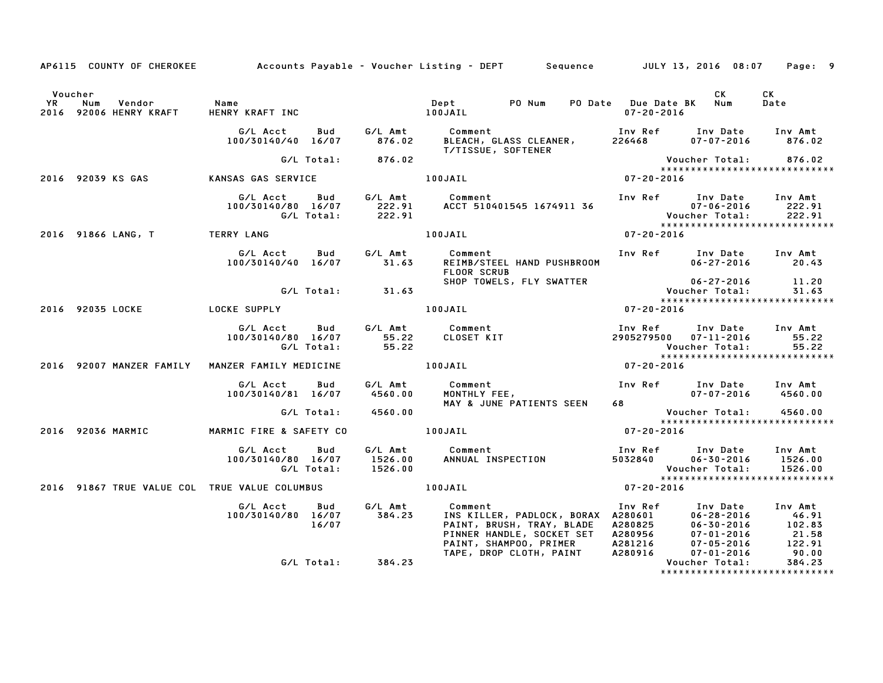AP6115 COUNTY OF CHEROKEE — Accounts Payable - Voucher Listing - DEPT — Sequence — JULY 13, 2016 08:07

| Voucher YR | Num | Vendor | Name | Dept | PO Num | PO Date | Due Date BK | CK Num | CK Date |
|---|---|---|---|---|---|---|---|---|---|
| 2016 | 92006 | HENRY KRAFT | HENRY KRAFT INC | 100JAIL | | | 07-20-2016 | | |

| G/L Acct | Bud | G/L Amt | Comment | Inv Ref | Inv Date | Inv Amt |
|---|---|---|---|---|---|---|
| 100/30140/40 | 16/07 | 876.02 | BLEACH, GLASS CLEANER, T/TISSUE, SOFTENER | 226468 | 07-07-2016 | 876.02 |
| | G/L Total: | 876.02 | | | Voucher Total: | 876.02 |

| Voucher YR | Num | Vendor | Name | Dept | PO Num | PO Date | Due Date BK | CK Num | CK Date |
|---|---|---|---|---|---|---|---|---|---|
| 2016 | 92039 | KS GAS | KANSAS GAS SERVICE | 100JAIL | | | 07-20-2016 | | |

| G/L Acct | Bud | G/L Amt | Comment | Inv Ref | Inv Date | Inv Amt |
|---|---|---|---|---|---|---|
| 100/30140/80 | 16/07 | 222.91 | ACCT 510401545 1674911 36 | | 07-06-2016 | 222.91 |
| | G/L Total: | 222.91 | | | Voucher Total: | 222.91 |

| Voucher YR | Num | Vendor | Name | Dept | PO Num | PO Date | Due Date BK | CK Num | CK Date |
|---|---|---|---|---|---|---|---|---|---|
| 2016 | 91866 | LANG, T | TERRY LANG | 100JAIL | | | 07-20-2016 | | |

| G/L Acct | Bud | G/L Amt | Comment | Inv Ref | Inv Date | Inv Amt |
|---|---|---|---|---|---|---|
| 100/30140/40 | 16/07 | 31.63 | REIMB/STEEL HAND PUSHBROOM FLOOR SCRUB | | 06-27-2016 | 20.43 |
| | | | SHOP TOWELS, FLY SWATTER | | 06-27-2016 | 11.20 |
| | G/L Total: | 31.63 | | | Voucher Total: | 31.63 |

| Voucher YR | Num | Vendor | Name | Dept | PO Num | PO Date | Due Date BK | CK Num | CK Date |
|---|---|---|---|---|---|---|---|---|---|
| 2016 | 92035 | LOCKE | LOCKE SUPPLY | 100JAIL | | | 07-20-2016 | | |

| G/L Acct | Bud | G/L Amt | Comment | Inv Ref | Inv Date | Inv Amt |
|---|---|---|---|---|---|---|
| 100/30140/80 | 16/07 | 55.22 | CLOSET KIT | 2905279500 | 07-11-2016 | 55.22 |
| | G/L Total: | 55.22 | | | Voucher Total: | 55.22 |

| Voucher YR | Num | Vendor | Name | Dept | PO Num | PO Date | Due Date BK | CK Num | CK Date |
|---|---|---|---|---|---|---|---|---|---|
| 2016 | 92007 | MANZER FAMILY | MANZER FAMILY MEDICINE | 100JAIL | | | 07-20-2016 | | |

| G/L Acct | Bud | G/L Amt | Comment | Inv Ref | Inv Date | Inv Amt |
|---|---|---|---|---|---|---|
| 100/30140/81 | 16/07 | 4560.00 | MONTHLY FEE, MAY & JUNE PATIENTS SEEN | 68 | 07-07-2016 | 4560.00 |
| | G/L Total: | 4560.00 | | | Voucher Total: | 4560.00 |

| Voucher YR | Num | Vendor | Name | Dept | PO Num | PO Date | Due Date BK | CK Num | CK Date |
|---|---|---|---|---|---|---|---|---|---|
| 2016 | 92036 | MARMIC | MARMIC FIRE & SAFETY CO | 100JAIL | | | 07-20-2016 | | |

| G/L Acct | Bud | G/L Amt | Comment | Inv Ref | Inv Date | Inv Amt |
|---|---|---|---|---|---|---|
| 100/30140/80 | 16/07 | 1526.00 | ANNUAL INSPECTION | 5032840 | 06-30-2016 | 1526.00 |
| | G/L Total: | 1526.00 | | | Voucher Total: | 1526.00 |

| Voucher YR | Num | Vendor | Name | Dept | PO Num | PO Date | Due Date BK | CK Num | CK Date |
|---|---|---|---|---|---|---|---|---|---|
| 2016 | 91867 | TRUE VALUE COL | TRUE VALUE COLUMBUS | 100JAIL | | | 07-20-2016 | | |

| G/L Acct | Bud | G/L Amt | Comment | Inv Ref | Inv Date | Inv Amt |
|---|---|---|---|---|---|---|
| 100/30140/80 | 16/07 | 384.23 | INS KILLER, PADLOCK, BORAX | A280601 | 06-28-2016 | 46.91 |
| | 16/07 | | PAINT, BRUSH, TRAY, BLADE | A280825 | 06-30-2016 | 102.83 |
| | | | PINNER HANDLE, SOCKET SET | A280956 | 07-01-2016 | 21.58 |
| | | | PAINT, SHAMPOO, PRIMER | A281216 | 07-05-2016 | 122.91 |
| | | | TAPE, DROP CLOTH, PAINT | A280916 | 07-01-2016 | 90.00 |
| | G/L Total: | 384.23 | | | Voucher Total: | 384.23 |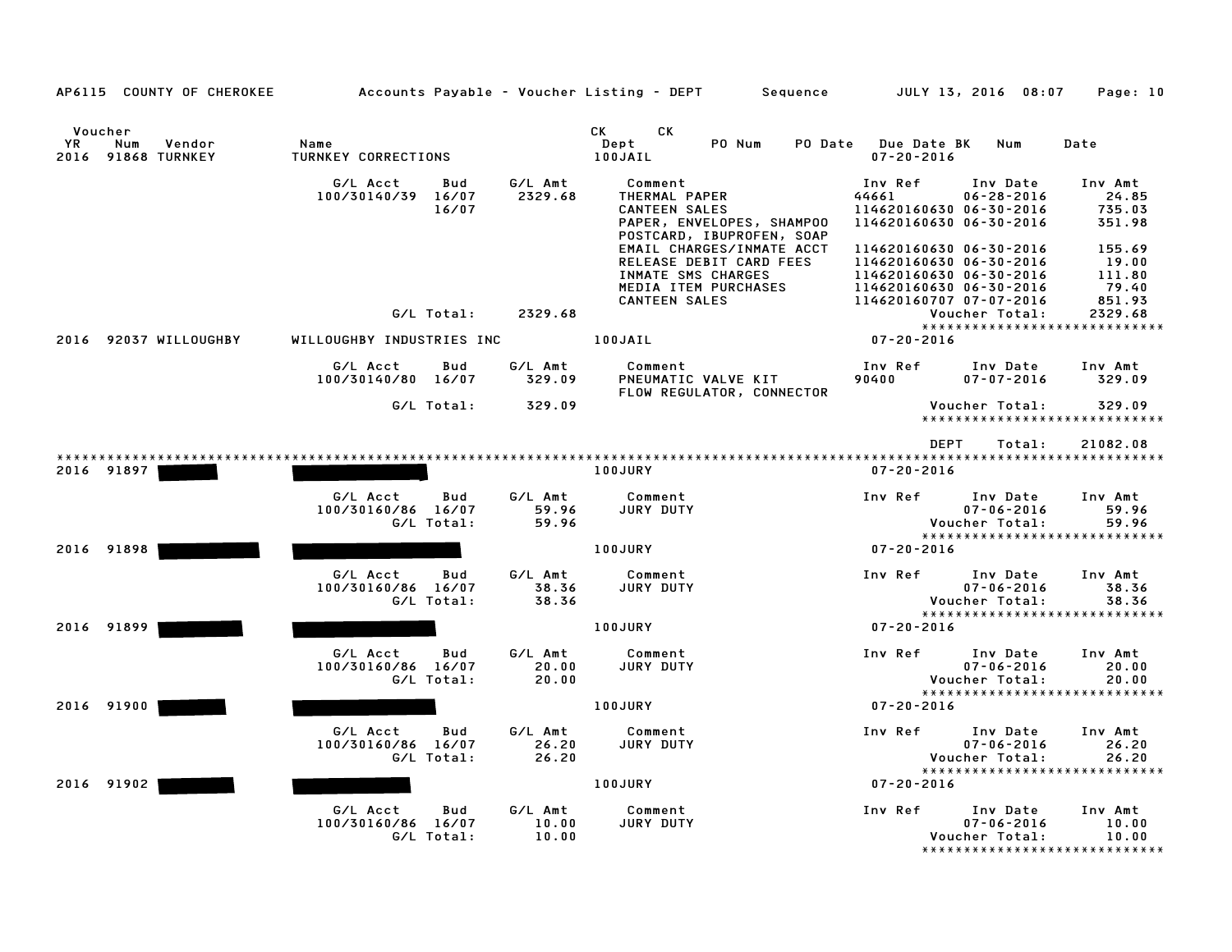AP6115 COUNTY OF CHEROKEE — Accounts Payable - Voucher Listing - DEPT — Sequence — JULY 13, 2016 08:07

| Voucher YR | Num | Vendor | Name | CK Dept | CK | PO Num | PO Date | Due Date | BK | Num | Date |
|---|---|---|---|---|---|---|---|---|---|---|---|
| 2016 | 91868 | TURNKEY | TURNKEY CORRECTIONS | 100JAIL | | | | 07-20-2016 | | | |

| G/L Acct | Bud | G/L Amt | Comment | Inv Ref | Inv Date | Inv Amt |
|---|---|---|---|---|---|---|
| 100/30140/39 | 16/07 | 2329.68 | THERMAL PAPER | 44661 | 06-28-2016 | 24.85 |
| | 16/07 | | CANTEEN SALES | 114620160630 | 06-30-2016 | 735.03 |
| | | | PAPER, ENVELOPES, SHAMPOO POSTCARD, IBUPROFEN, SOAP | 114620160630 | 06-30-2016 | 351.98 |
| | | | EMAIL CHARGES/INMATE ACCT | 114620160630 | 06-30-2016 | 155.69 |
| | | | RELEASE DEBIT CARD FEES | 114620160630 | 06-30-2016 | 19.00 |
| | | | INMATE SMS CHARGES | 114620160630 | 06-30-2016 | 111.80 |
| | | | MEDIA ITEM PURCHASES | 114620160630 | 06-30-2016 | 79.40 |
| | | | CANTEEN SALES | 114620160707 | 07-07-2016 | 851.93 |
| | G/L Total: | 2329.68 | | | Voucher Total: | 2329.68 |

| Voucher YR | Num | Vendor | Name | CK Dept | Due Date |
|---|---|---|---|---|---|
| 2016 | 92037 | WILLOUGHBY | WILLOUGHBY INDUSTRIES INC | 100JAIL | 07-20-2016 |

| G/L Acct | Bud | G/L Amt | Comment | Inv Ref | Inv Date | Inv Amt |
|---|---|---|---|---|---|---|
| 100/30140/80 | 16/07 | 329.09 | PNEUMATIC VALVE KIT FLOW REGULATOR, CONNECTOR | 90400 | 07-07-2016 | 329.09 |
| | G/L Total: | 329.09 | | | Voucher Total: | 329.09 |

DEPT Total: 21082.08

| Voucher YR | Num | Vendor | Name | CK Dept | Due Date |
|---|---|---|---|---|---|
| 2016 | 91897 | [REDACTED] | [REDACTED] | 100JURY | 07-20-2016 |

| G/L Acct | Bud | G/L Amt | Comment | Inv Ref | Inv Date | Inv Amt |
|---|---|---|---|---|---|---|
| 100/30160/86 | 16/07 | 59.96 | JURY DUTY | | 07-06-2016 | 59.96 |
| | G/L Total: | 59.96 | | | Voucher Total: | 59.96 |

| Voucher YR | Num | Vendor | Name | CK Dept | Due Date |
|---|---|---|---|---|---|
| 2016 | 91898 | [REDACTED] | [REDACTED] | 100JURY | 07-20-2016 |

| G/L Acct | Bud | G/L Amt | Comment | Inv Ref | Inv Date | Inv Amt |
|---|---|---|---|---|---|---|
| 100/30160/86 | 16/07 | 38.36 | JURY DUTY | | 07-06-2016 | 38.36 |
| | G/L Total: | 38.36 | | | Voucher Total: | 38.36 |

| Voucher YR | Num | Vendor | Name | CK Dept | Due Date |
|---|---|---|---|---|---|
| 2016 | 91899 | [REDACTED] | [REDACTED] | 100JURY | 07-20-2016 |

| G/L Acct | Bud | G/L Amt | Comment | Inv Ref | Inv Date | Inv Amt |
|---|---|---|---|---|---|---|
| 100/30160/86 | 16/07 | 20.00 | JURY DUTY | | 07-06-2016 | 20.00 |
| | G/L Total: | 20.00 | | | Voucher Total: | 20.00 |

| Voucher YR | Num | Vendor | Name | CK Dept | Due Date |
|---|---|---|---|---|---|
| 2016 | 91900 | [REDACTED] | [REDACTED] | 100JURY | 07-20-2016 |

| G/L Acct | Bud | G/L Amt | Comment | Inv Ref | Inv Date | Inv Amt |
|---|---|---|---|---|---|---|
| 100/30160/86 | 16/07 | 26.20 | JURY DUTY | | 07-06-2016 | 26.20 |
| | G/L Total: | 26.20 | | | Voucher Total: | 26.20 |

| Voucher YR | Num | Vendor | Name | CK Dept | Due Date |
|---|---|---|---|---|---|
| 2016 | 91902 | [REDACTED] | [REDACTED] | 100JURY | 07-20-2016 |

| G/L Acct | Bud | G/L Amt | Comment | Inv Ref | Inv Date | Inv Amt |
|---|---|---|---|---|---|---|
| 100/30160/86 | 16/07 | 10.00 | JURY DUTY | | 07-06-2016 | 10.00 |
| | G/L Total: | 10.00 | | | Voucher Total: | 10.00 |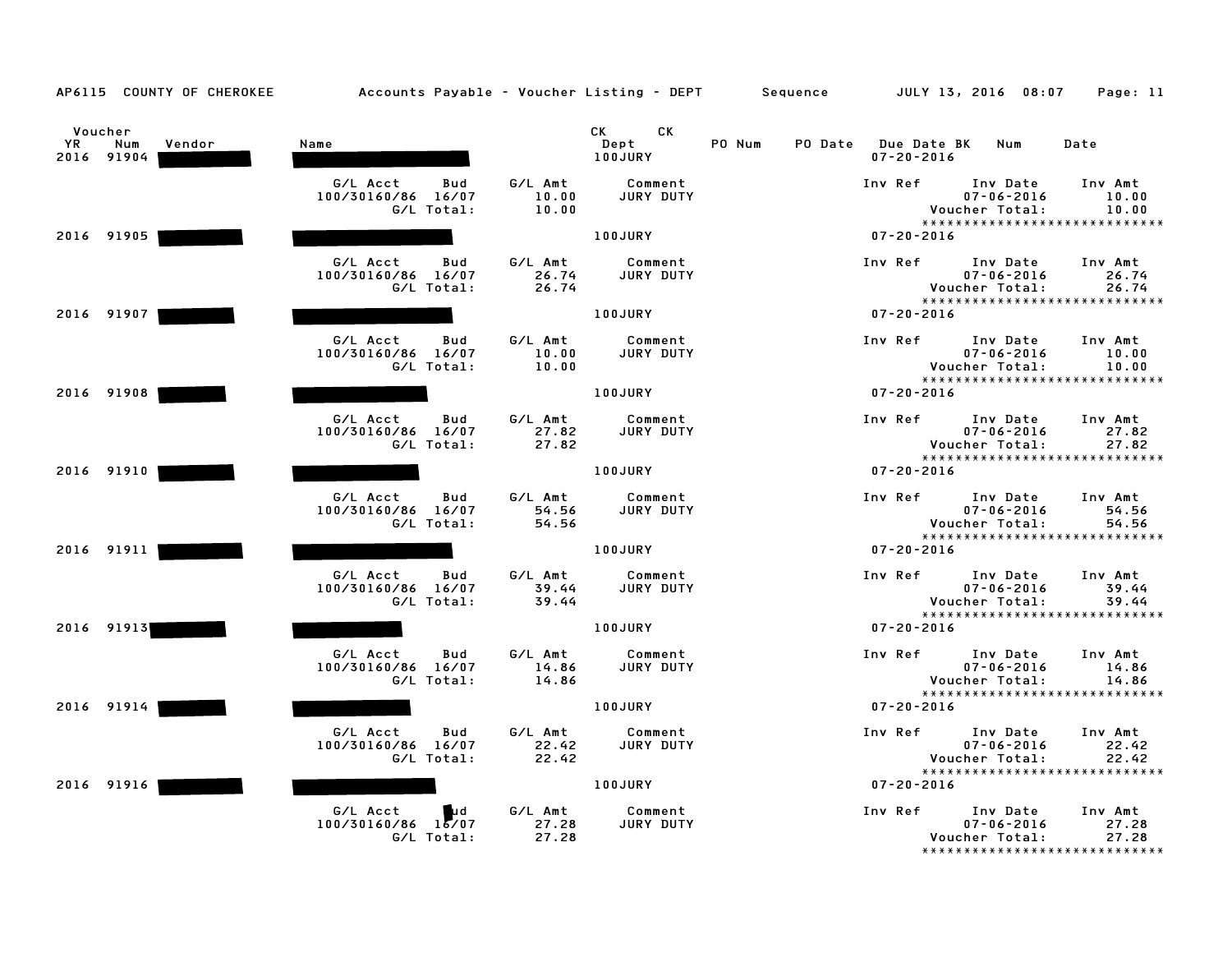AP6115 COUNTY OF CHEROKEE — Accounts Payable - Voucher Listing - DEPT — Sequence — JULY 13, 2016 08:07

| Voucher YR | Num | Vendor | Name | CK Dept | CK | PO Num | PO Date | Due Date BK | Num | Date |
|---|---|---|---|---|---|---|---|---|---|---|
| 2016 | 91904 | █████ | █████ | 100JURY | | | | 07-20-2016 | | |

| G/L Acct | Bud | G/L Amt | Comment | Inv Ref | Inv Date | Inv Amt |
|---|---|---|---|---|---|---|
| 100/30160/86 | 16/07 | 10.00 | JURY DUTY | | 07-06-2016 | 10.00 |
| | G/L Total: | 10.00 | | | Voucher Total: | 10.00 |

*****************************

| Voucher YR | Num | Vendor | Name | CK Dept | Due Date |
|---|---|---|---|---|---|
| 2016 | 91905 | █████ | █████ | 100JURY | 07-20-2016 |

| G/L Acct | Bud | G/L Amt | Comment | Inv Ref | Inv Date | Inv Amt |
|---|---|---|---|---|---|---|
| 100/30160/86 | 16/07 | 26.74 | JURY DUTY | | 07-06-2016 | 26.74 |
| | G/L Total: | 26.74 | | | Voucher Total: | 26.74 |

*****************************

| Voucher YR | Num | Vendor | Name | CK Dept | Due Date |
|---|---|---|---|---|---|
| 2016 | 91907 | █████ | █████ | 100JURY | 07-20-2016 |

| G/L Acct | Bud | G/L Amt | Comment | Inv Ref | Inv Date | Inv Amt |
|---|---|---|---|---|---|---|
| 100/30160/86 | 16/07 | 10.00 | JURY DUTY | | 07-06-2016 | 10.00 |
| | G/L Total: | 10.00 | | | Voucher Total: | 10.00 |

*****************************

| Voucher YR | Num | Vendor | Name | CK Dept | Due Date |
|---|---|---|---|---|---|
| 2016 | 91908 | █████ | █████ | 100JURY | 07-20-2016 |

| G/L Acct | Bud | G/L Amt | Comment | Inv Ref | Inv Date | Inv Amt |
|---|---|---|---|---|---|---|
| 100/30160/86 | 16/07 | 27.82 | JURY DUTY | | 07-06-2016 | 27.82 |
| | G/L Total: | 27.82 | | | Voucher Total: | 27.82 |

*****************************

| Voucher YR | Num | Vendor | Name | CK Dept | Due Date |
|---|---|---|---|---|---|
| 2016 | 91910 | █████ | █████ | 100JURY | 07-20-2016 |

| G/L Acct | Bud | G/L Amt | Comment | Inv Ref | Inv Date | Inv Amt |
|---|---|---|---|---|---|---|
| 100/30160/86 | 16/07 | 54.56 | JURY DUTY | | 07-06-2016 | 54.56 |
| | G/L Total: | 54.56 | | | Voucher Total: | 54.56 |

*****************************

| Voucher YR | Num | Vendor | Name | CK Dept | Due Date |
|---|---|---|---|---|---|
| 2016 | 91911 | █████ | █████ | 100JURY | 07-20-2016 |

| G/L Acct | Bud | G/L Amt | Comment | Inv Ref | Inv Date | Inv Amt |
|---|---|---|---|---|---|---|
| 100/30160/86 | 16/07 | 39.44 | JURY DUTY | | 07-06-2016 | 39.44 |
| | G/L Total: | 39.44 | | | Voucher Total: | 39.44 |

*****************************

| Voucher YR | Num | Vendor | Name | CK Dept | Due Date |
|---|---|---|---|---|---|
| 2016 | 91913 | █████ | █████ | 100JURY | 07-20-2016 |

| G/L Acct | Bud | G/L Amt | Comment | Inv Ref | Inv Date | Inv Amt |
|---|---|---|---|---|---|---|
| 100/30160/86 | 16/07 | 14.86 | JURY DUTY | | 07-06-2016 | 14.86 |
| | G/L Total: | 14.86 | | | Voucher Total: | 14.86 |

*****************************

| Voucher YR | Num | Vendor | Name | CK Dept | Due Date |
|---|---|---|---|---|---|
| 2016 | 91914 | █████ | █████ | 100JURY | 07-20-2016 |

| G/L Acct | Bud | G/L Amt | Comment | Inv Ref | Inv Date | Inv Amt |
|---|---|---|---|---|---|---|
| 100/30160/86 | 16/07 | 22.42 | JURY DUTY | | 07-06-2016 | 22.42 |
| | G/L Total: | 22.42 | | | Voucher Total: | 22.42 |

*****************************

| Voucher YR | Num | Vendor | Name | CK Dept | Due Date |
|---|---|---|---|---|---|
| 2016 | 91916 | █████ | █████ | 100JURY | 07-20-2016 |

| G/L Acct | Bud | G/L Amt | Comment | Inv Ref | Inv Date | Inv Amt |
|---|---|---|---|---|---|---|
| 100/30160/86 | 16/07 | 27.28 | JURY DUTY | | 07-06-2016 | 27.28 |
| | G/L Total: | 27.28 | | | Voucher Total: | 27.28 |

*****************************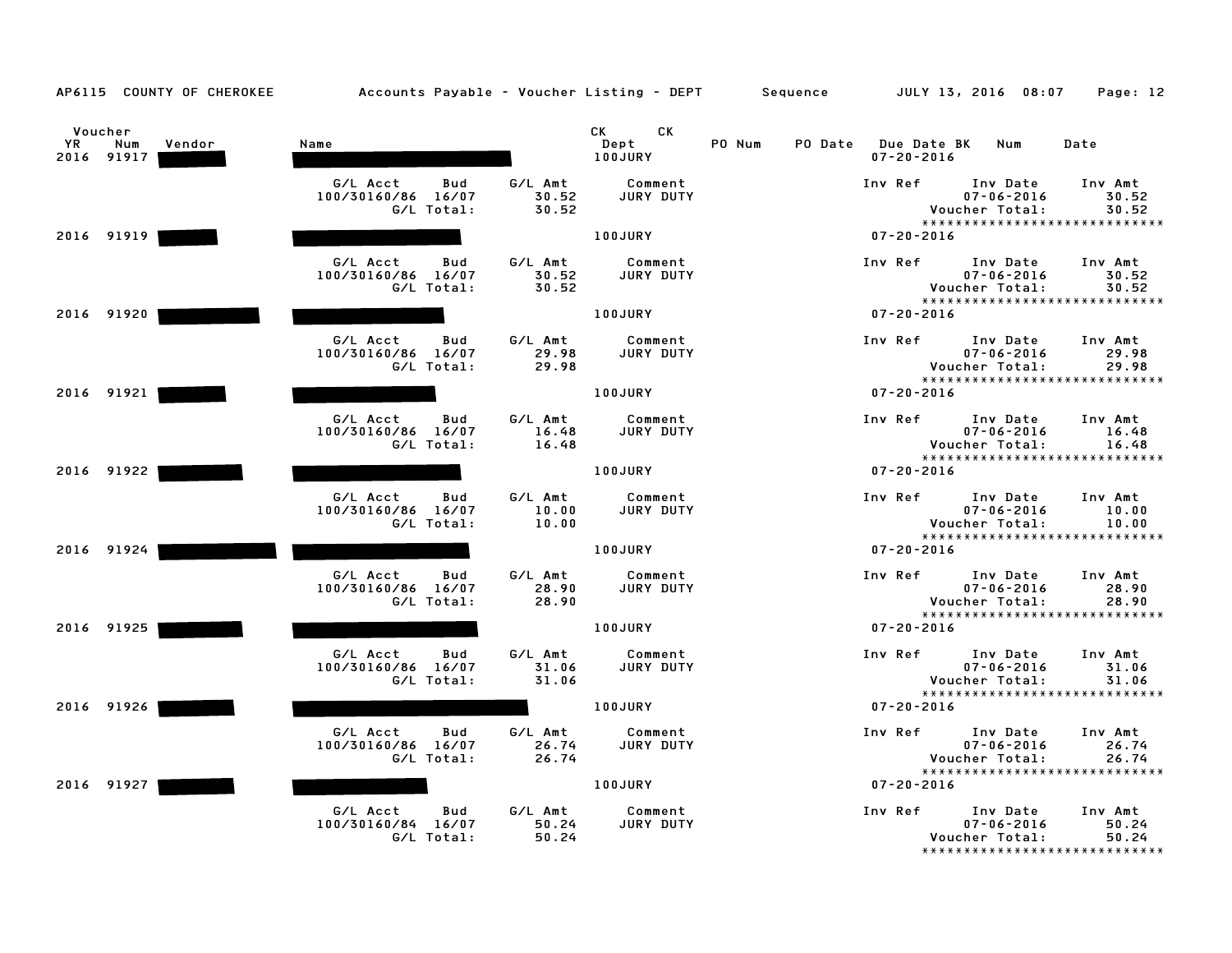AP6115 COUNTY OF CHEROKEE — Accounts Payable - Voucher Listing - DEPT — Sequence — JULY 13, 2016 08:07

| Voucher YR | Voucher Num | Vendor | Name | CK Dept | CK | PO Num | PO Date | Due Date | BK | Num | Date |
|---|---|---|---|---|---|---|---|---|---|---|---|
| 2016 | 91917 | | | 100JURY | | | | 07-20-2016 | | | |

| G/L Acct | Bud | G/L Amt | Comment | Inv Ref | Inv Date | Inv Amt |
|---|---|---|---|---|---|---|
| 100/30160/86 | 16/07 | 30.52 | JURY DUTY | | 07-06-2016 | 30.52 |
| | G/L Total: | 30.52 | | | Voucher Total: | 30.52 |

*****************************

| Voucher YR | Voucher Num | Vendor | Name | CK Dept | Due Date |
|---|---|---|---|---|---|
| 2016 | 91919 | | | 100JURY | 07-20-2016 |

| G/L Acct | Bud | G/L Amt | Comment | Inv Ref | Inv Date | Inv Amt |
|---|---|---|---|---|---|---|
| 100/30160/86 | 16/07 | 30.52 | JURY DUTY | | 07-06-2016 | 30.52 |
| | G/L Total: | 30.52 | | | Voucher Total: | 30.52 |

*****************************

| Voucher YR | Voucher Num | Vendor | Name | CK Dept | Due Date |
|---|---|---|---|---|---|
| 2016 | 91920 | | | 100JURY | 07-20-2016 |

| G/L Acct | Bud | G/L Amt | Comment | Inv Ref | Inv Date | Inv Amt |
|---|---|---|---|---|---|---|
| 100/30160/86 | 16/07 | 29.98 | JURY DUTY | | 07-06-2016 | 29.98 |
| | G/L Total: | 29.98 | | | Voucher Total: | 29.98 |

*****************************

| Voucher YR | Voucher Num | Vendor | Name | CK Dept | Due Date |
|---|---|---|---|---|---|
| 2016 | 91921 | | | 100JURY | 07-20-2016 |

| G/L Acct | Bud | G/L Amt | Comment | Inv Ref | Inv Date | Inv Amt |
|---|---|---|---|---|---|---|
| 100/30160/86 | 16/07 | 16.48 | JURY DUTY | | 07-06-2016 | 16.48 |
| | G/L Total: | 16.48 | | | Voucher Total: | 16.48 |

*****************************

| Voucher YR | Voucher Num | Vendor | Name | CK Dept | Due Date |
|---|---|---|---|---|---|
| 2016 | 91922 | | | 100JURY | 07-20-2016 |

| G/L Acct | Bud | G/L Amt | Comment | Inv Ref | Inv Date | Inv Amt |
|---|---|---|---|---|---|---|
| 100/30160/86 | 16/07 | 10.00 | JURY DUTY | | 07-06-2016 | 10.00 |
| | G/L Total: | 10.00 | | | Voucher Total: | 10.00 |

*****************************

| Voucher YR | Voucher Num | Vendor | Name | CK Dept | Due Date |
|---|---|---|---|---|---|
| 2016 | 91924 | | | 100JURY | 07-20-2016 |

| G/L Acct | Bud | G/L Amt | Comment | Inv Ref | Inv Date | Inv Amt |
|---|---|---|---|---|---|---|
| 100/30160/86 | 16/07 | 28.90 | JURY DUTY | | 07-06-2016 | 28.90 |
| | G/L Total: | 28.90 | | | Voucher Total: | 28.90 |

*****************************

| Voucher YR | Voucher Num | Vendor | Name | CK Dept | Due Date |
|---|---|---|---|---|---|
| 2016 | 91925 | | | 100JURY | 07-20-2016 |

| G/L Acct | Bud | G/L Amt | Comment | Inv Ref | Inv Date | Inv Amt |
|---|---|---|---|---|---|---|
| 100/30160/86 | 16/07 | 31.06 | JURY DUTY | | 07-06-2016 | 31.06 |
| | G/L Total: | 31.06 | | | Voucher Total: | 31.06 |

*****************************

| Voucher YR | Voucher Num | Vendor | Name | CK Dept | Due Date |
|---|---|---|---|---|---|
| 2016 | 91926 | | | 100JURY | 07-20-2016 |

| G/L Acct | Bud | G/L Amt | Comment | Inv Ref | Inv Date | Inv Amt |
|---|---|---|---|---|---|---|
| 100/30160/86 | 16/07 | 26.74 | JURY DUTY | | 07-06-2016 | 26.74 |
| | G/L Total: | 26.74 | | | Voucher Total: | 26.74 |

*****************************

| Voucher YR | Voucher Num | Vendor | Name | CK Dept | Due Date |
|---|---|---|---|---|---|
| 2016 | 91927 | | | 100JURY | 07-20-2016 |

| G/L Acct | Bud | G/L Amt | Comment | Inv Ref | Inv Date | Inv Amt |
|---|---|---|---|---|---|---|
| 100/30160/84 | 16/07 | 50.24 | JURY DUTY | | 07-06-2016 | 50.24 |
| | G/L Total: | 50.24 | | | Voucher Total: | 50.24 |

*****************************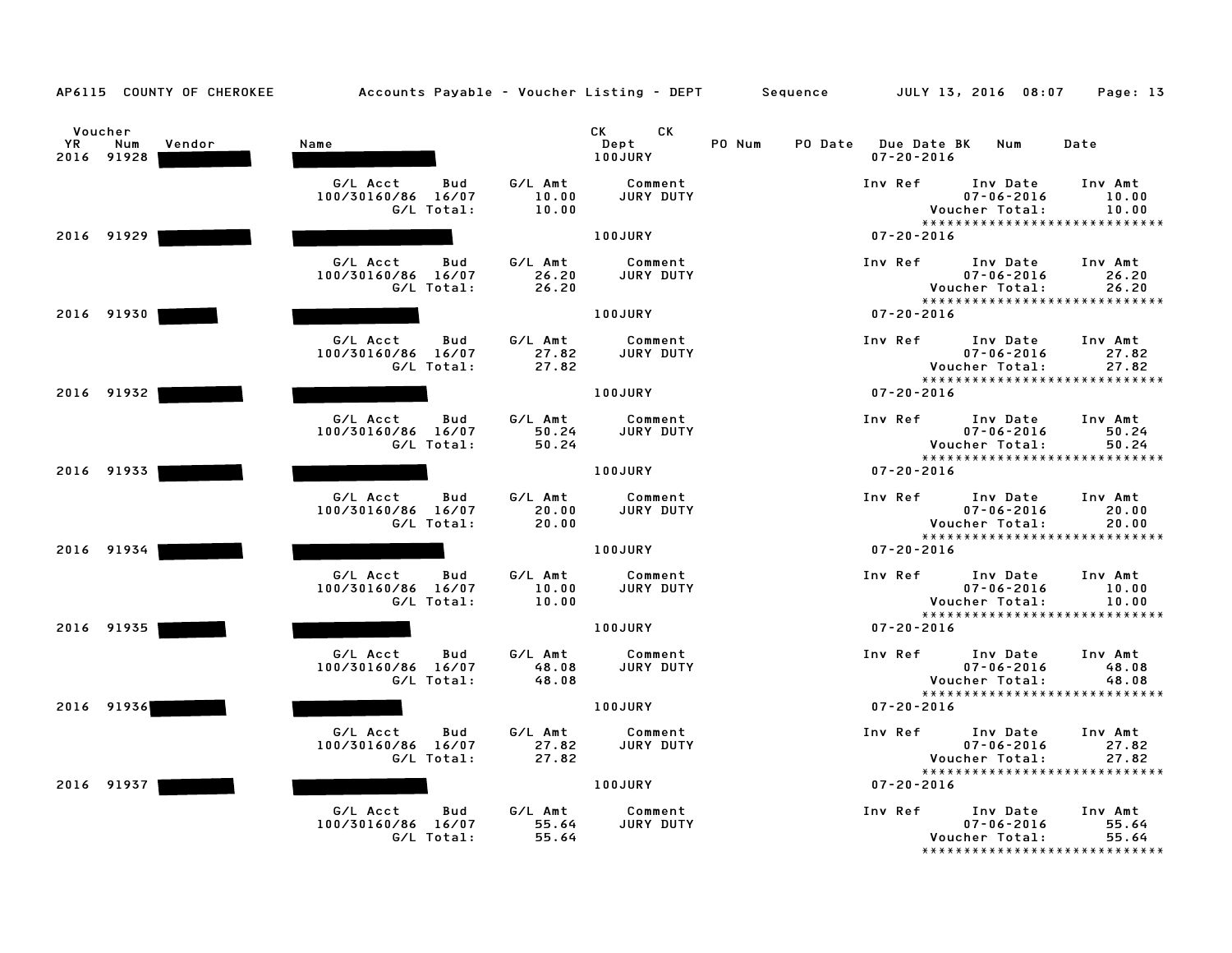AP6115 COUNTY OF CHEROKEE Accounts Payable - Voucher Listing - DEPT Sequence JULY 13, 2016 08:07

| Voucher YR | Num | Vendor | Name | CK Dept | CK | PO Num | PO Date | Due Date | BK | Num | Date |
|---|---|---|---|---|---|---|---|---|---|---|---|
| 2016 | 91928 | | | 100JURY | | | | 07-20-2016 | | | |

| G/L Acct | Bud | G/L Amt | Comment | Inv Ref | Inv Date | Inv Amt |
|---|---|---|---|---|---|---|
| 100/30160/86 | 16/07 | 10.00 | JURY DUTY | | 07-06-2016 | 10.00 |
| | G/L Total: | 10.00 | | | Voucher Total: | 10.00 |

| Voucher YR | Num | Vendor | Name | CK Dept | Due Date |
|---|---|---|---|---|---|
| 2016 | 91929 | | | 100JURY | 07-20-2016 |

| G/L Acct | Bud | G/L Amt | Comment | Inv Ref | Inv Date | Inv Amt |
|---|---|---|---|---|---|---|
| 100/30160/86 | 16/07 | 26.20 | JURY DUTY | | 07-06-2016 | 26.20 |
| | G/L Total: | 26.20 | | | Voucher Total: | 26.20 |

| Voucher YR | Num | Vendor | Name | CK Dept | Due Date |
|---|---|---|---|---|---|
| 2016 | 91930 | | | 100JURY | 07-20-2016 |

| G/L Acct | Bud | G/L Amt | Comment | Inv Ref | Inv Date | Inv Amt |
|---|---|---|---|---|---|---|
| 100/30160/86 | 16/07 | 27.82 | JURY DUTY | | 07-06-2016 | 27.82 |
| | G/L Total: | 27.82 | | | Voucher Total: | 27.82 |

| Voucher YR | Num | Vendor | Name | CK Dept | Due Date |
|---|---|---|---|---|---|
| 2016 | 91932 | | | 100JURY | 07-20-2016 |

| G/L Acct | Bud | G/L Amt | Comment | Inv Ref | Inv Date | Inv Amt |
|---|---|---|---|---|---|---|
| 100/30160/86 | 16/07 | 50.24 | JURY DUTY | | 07-06-2016 | 50.24 |
| | G/L Total: | 50.24 | | | Voucher Total: | 50.24 |

| Voucher YR | Num | Vendor | Name | CK Dept | Due Date |
|---|---|---|---|---|---|
| 2016 | 91933 | | | 100JURY | 07-20-2016 |

| G/L Acct | Bud | G/L Amt | Comment | Inv Ref | Inv Date | Inv Amt |
|---|---|---|---|---|---|---|
| 100/30160/86 | 16/07 | 20.00 | JURY DUTY | | 07-06-2016 | 20.00 |
| | G/L Total: | 20.00 | | | Voucher Total: | 20.00 |

| Voucher YR | Num | Vendor | Name | CK Dept | Due Date |
|---|---|---|---|---|---|
| 2016 | 91934 | | | 100JURY | 07-20-2016 |

| G/L Acct | Bud | G/L Amt | Comment | Inv Ref | Inv Date | Inv Amt |
|---|---|---|---|---|---|---|
| 100/30160/86 | 16/07 | 10.00 | JURY DUTY | | 07-06-2016 | 10.00 |
| | G/L Total: | 10.00 | | | Voucher Total: | 10.00 |

| Voucher YR | Num | Vendor | Name | CK Dept | Due Date |
|---|---|---|---|---|---|
| 2016 | 91935 | | | 100JURY | 07-20-2016 |

| G/L Acct | Bud | G/L Amt | Comment | Inv Ref | Inv Date | Inv Amt |
|---|---|---|---|---|---|---|
| 100/30160/86 | 16/07 | 48.08 | JURY DUTY | | 07-06-2016 | 48.08 |
| | G/L Total: | 48.08 | | | Voucher Total: | 48.08 |

| Voucher YR | Num | Vendor | Name | CK Dept | Due Date |
|---|---|---|---|---|---|
| 2016 | 91936 | | | 100JURY | 07-20-2016 |

| G/L Acct | Bud | G/L Amt | Comment | Inv Ref | Inv Date | Inv Amt |
|---|---|---|---|---|---|---|
| 100/30160/86 | 16/07 | 27.82 | JURY DUTY | | 07-06-2016 | 27.82 |
| | G/L Total: | 27.82 | | | Voucher Total: | 27.82 |

| Voucher YR | Num | Vendor | Name | CK Dept | Due Date |
|---|---|---|---|---|---|
| 2016 | 91937 | | | 100JURY | 07-20-2016 |

| G/L Acct | Bud | G/L Amt | Comment | Inv Ref | Inv Date | Inv Amt |
|---|---|---|---|---|---|---|
| 100/30160/86 | 16/07 | 55.64 | JURY DUTY | | 07-06-2016 | 55.64 |
| | G/L Total: | 55.64 | | | Voucher Total: | 55.64 |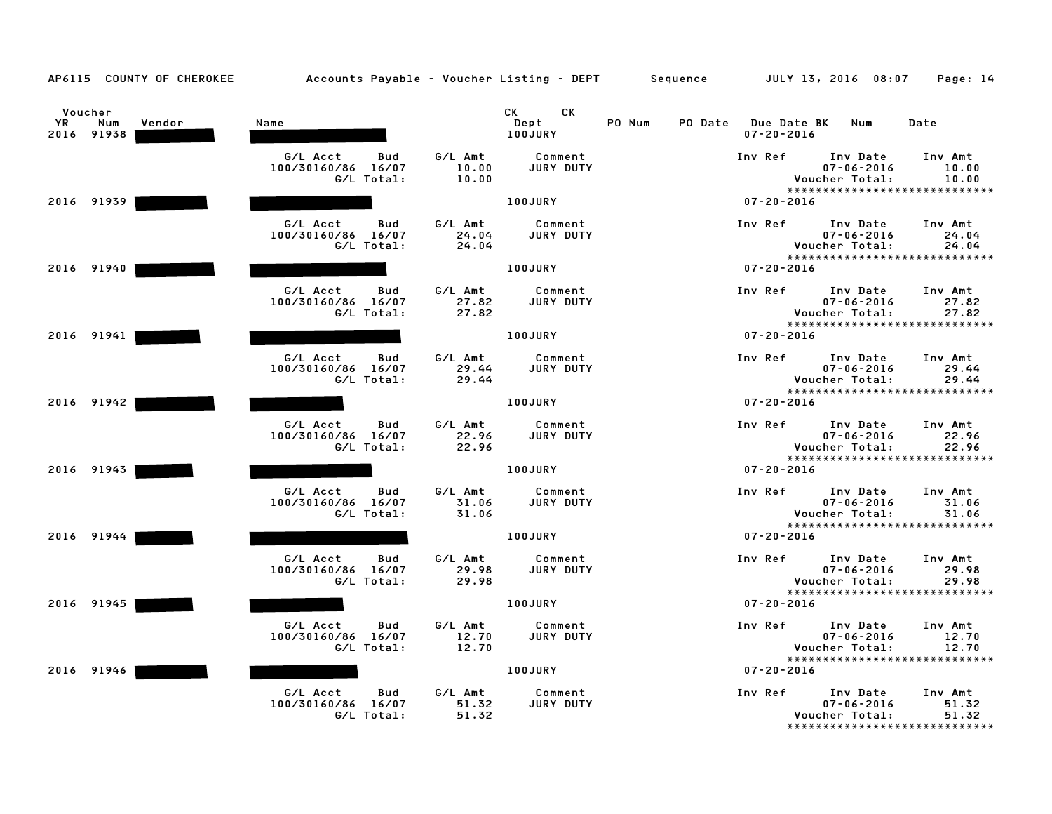AP6115 COUNTY OF CHEROKEE — Accounts Payable - Voucher Listing - DEPT — Sequence — JULY 13, 2016 08:07

| Voucher YR | Voucher Num | Vendor | Name | CK Dept | CK | PO Num | PO Date | Due Date | BK | Num | Date |
|---|---|---|---|---|---|---|---|---|---|---|---|
| 2016 | 91938 | | | 100JURY | | | | 07-20-2016 | | | |

| G/L Acct | Bud | G/L Amt | Comment | Inv Ref | Inv Date | Inv Amt |
|---|---|---|---|---|---|---|
| 100/30160/86 | 16/07 | 10.00 | JURY DUTY | | 07-06-2016 | 10.00 |
| | G/L Total: | 10.00 | | | Voucher Total: | 10.00 |

| Voucher YR | Voucher Num | Vendor | Name | CK Dept | Due Date |
|---|---|---|---|---|---|
| 2016 | 91939 | | | 100JURY | 07-20-2016 |

| G/L Acct | Bud | G/L Amt | Comment | Inv Ref | Inv Date | Inv Amt |
|---|---|---|---|---|---|---|
| 100/30160/86 | 16/07 | 24.04 | JURY DUTY | | 07-06-2016 | 24.04 |
| | G/L Total: | 24.04 | | | Voucher Total: | 24.04 |

| Voucher YR | Voucher Num | Vendor | Name | CK Dept | Due Date |
|---|---|---|---|---|---|
| 2016 | 91940 | | | 100JURY | 07-20-2016 |

| G/L Acct | Bud | G/L Amt | Comment | Inv Ref | Inv Date | Inv Amt |
|---|---|---|---|---|---|---|
| 100/30160/86 | 16/07 | 27.82 | JURY DUTY | | 07-06-2016 | 27.82 |
| | G/L Total: | 27.82 | | | Voucher Total: | 27.82 |

| Voucher YR | Voucher Num | Vendor | Name | CK Dept | Due Date |
|---|---|---|---|---|---|
| 2016 | 91941 | | | 100JURY | 07-20-2016 |

| G/L Acct | Bud | G/L Amt | Comment | Inv Ref | Inv Date | Inv Amt |
|---|---|---|---|---|---|---|
| 100/30160/86 | 16/07 | 29.44 | JURY DUTY | | 07-06-2016 | 29.44 |
| | G/L Total: | 29.44 | | | Voucher Total: | 29.44 |

| Voucher YR | Voucher Num | Vendor | Name | CK Dept | Due Date |
|---|---|---|---|---|---|
| 2016 | 91942 | | | 100JURY | 07-20-2016 |

| G/L Acct | Bud | G/L Amt | Comment | Inv Ref | Inv Date | Inv Amt |
|---|---|---|---|---|---|---|
| 100/30160/86 | 16/07 | 22.96 | JURY DUTY | | 07-06-2016 | 22.96 |
| | G/L Total: | 22.96 | | | Voucher Total: | 22.96 |

| Voucher YR | Voucher Num | Vendor | Name | CK Dept | Due Date |
|---|---|---|---|---|---|
| 2016 | 91943 | | | 100JURY | 07-20-2016 |

| G/L Acct | Bud | G/L Amt | Comment | Inv Ref | Inv Date | Inv Amt |
|---|---|---|---|---|---|---|
| 100/30160/86 | 16/07 | 31.06 | JURY DUTY | | 07-06-2016 | 31.06 |
| | G/L Total: | 31.06 | | | Voucher Total: | 31.06 |

| Voucher YR | Voucher Num | Vendor | Name | CK Dept | Due Date |
|---|---|---|---|---|---|
| 2016 | 91944 | | | 100JURY | 07-20-2016 |

| G/L Acct | Bud | G/L Amt | Comment | Inv Ref | Inv Date | Inv Amt |
|---|---|---|---|---|---|---|
| 100/30160/86 | 16/07 | 29.98 | JURY DUTY | | 07-06-2016 | 29.98 |
| | G/L Total: | 29.98 | | | Voucher Total: | 29.98 |

| Voucher YR | Voucher Num | Vendor | Name | CK Dept | Due Date |
|---|---|---|---|---|---|
| 2016 | 91945 | | | 100JURY | 07-20-2016 |

| G/L Acct | Bud | G/L Amt | Comment | Inv Ref | Inv Date | Inv Amt |
|---|---|---|---|---|---|---|
| 100/30160/86 | 16/07 | 12.70 | JURY DUTY | | 07-06-2016 | 12.70 |
| | G/L Total: | 12.70 | | | Voucher Total: | 12.70 |

| Voucher YR | Voucher Num | Vendor | Name | CK Dept | Due Date |
|---|---|---|---|---|---|
| 2016 | 91946 | | | 100JURY | 07-20-2016 |

| G/L Acct | Bud | G/L Amt | Comment | Inv Ref | Inv Date | Inv Amt |
|---|---|---|---|---|---|---|
| 100/30160/86 | 16/07 | 51.32 | JURY DUTY | | 07-06-2016 | 51.32 |
| | G/L Total: | 51.32 | | | Voucher Total: | 51.32 |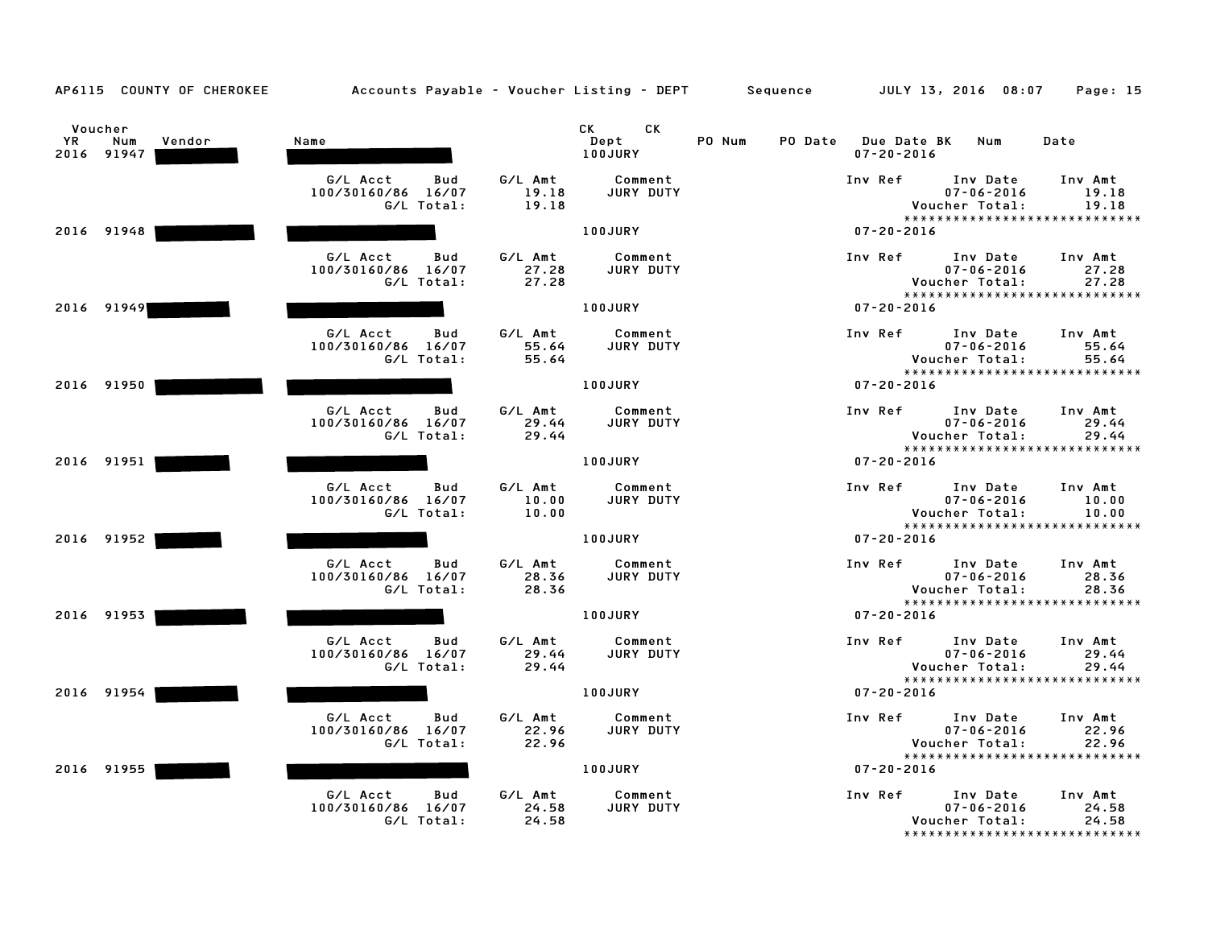AP6115 COUNTY OF CHEROKEE — Accounts Payable - Voucher Listing - DEPT — Sequence — JULY 13, 2016 08:07

| Voucher YR | Num | Vendor | Name | CK Dept | CK | PO Num | PO Date | Due Date | BK | Num | Date |
|---|---|---|---|---|---|---|---|---|---|---|---|
| 2016 | 91947 | [REDACTED] | [REDACTED] | 100JURY | | | | 07-20-2016 | | | |
| 2016 | 91948 | [REDACTED] | [REDACTED] | 100JURY | | | | 07-20-2016 | | | |
| 2016 | 91949 | [REDACTED] | [REDACTED] | 100JURY | | | | 07-20-2016 | | | |
| 2016 | 91950 | [REDACTED] | [REDACTED] | 100JURY | | | | 07-20-2016 | | | |
| 2016 | 91951 | [REDACTED] | [REDACTED] | 100JURY | | | | 07-20-2016 | | | |
| 2016 | 91952 | [REDACTED] | [REDACTED] | 100JURY | | | | 07-20-2016 | | | |
| 2016 | 91953 | [REDACTED] | [REDACTED] | 100JURY | | | | 07-20-2016 | | | |
| 2016 | 91954 | [REDACTED] | [REDACTED] | 100JURY | | | | 07-20-2016 | | | |
| 2016 | 91955 | [REDACTED] | [REDACTED] | 100JURY | | | | 07-20-2016 | | | |

| Voucher | G/L Acct | Bud | G/L Amt | Comment | Inv Ref | Inv Date | Inv Amt | G/L Total | Voucher Total |
|---|---|---|---|---|---|---|---|---|---|
| 91947 | 100/30160/86 | 16/07 | 19.18 | JURY DUTY | | 07-06-2016 | 19.18 | 19.18 | 19.18 |
| 91948 | 100/30160/86 | 16/07 | 27.28 | JURY DUTY | | 07-06-2016 | 27.28 | 27.28 | 27.28 |
| 91949 | 100/30160/86 | 16/07 | 55.64 | JURY DUTY | | 07-06-2016 | 55.64 | 55.64 | 55.64 |
| 91950 | 100/30160/86 | 16/07 | 29.44 | JURY DUTY | | 07-06-2016 | 29.44 | 29.44 | 29.44 |
| 91951 | 100/30160/86 | 16/07 | 10.00 | JURY DUTY | | 07-06-2016 | 10.00 | 10.00 | 10.00 |
| 91952 | 100/30160/86 | 16/07 | 28.36 | JURY DUTY | | 07-06-2016 | 28.36 | 28.36 | 28.36 |
| 91953 | 100/30160/86 | 16/07 | 29.44 | JURY DUTY | | 07-06-2016 | 29.44 | 29.44 | 29.44 |
| 91954 | 100/30160/86 | 16/07 | 22.96 | JURY DUTY | | 07-06-2016 | 22.96 | 22.96 | 22.96 |
| 91955 | 100/30160/86 | 16/07 | 24.58 | JURY DUTY | | 07-06-2016 | 24.58 | 24.58 | 24.58 |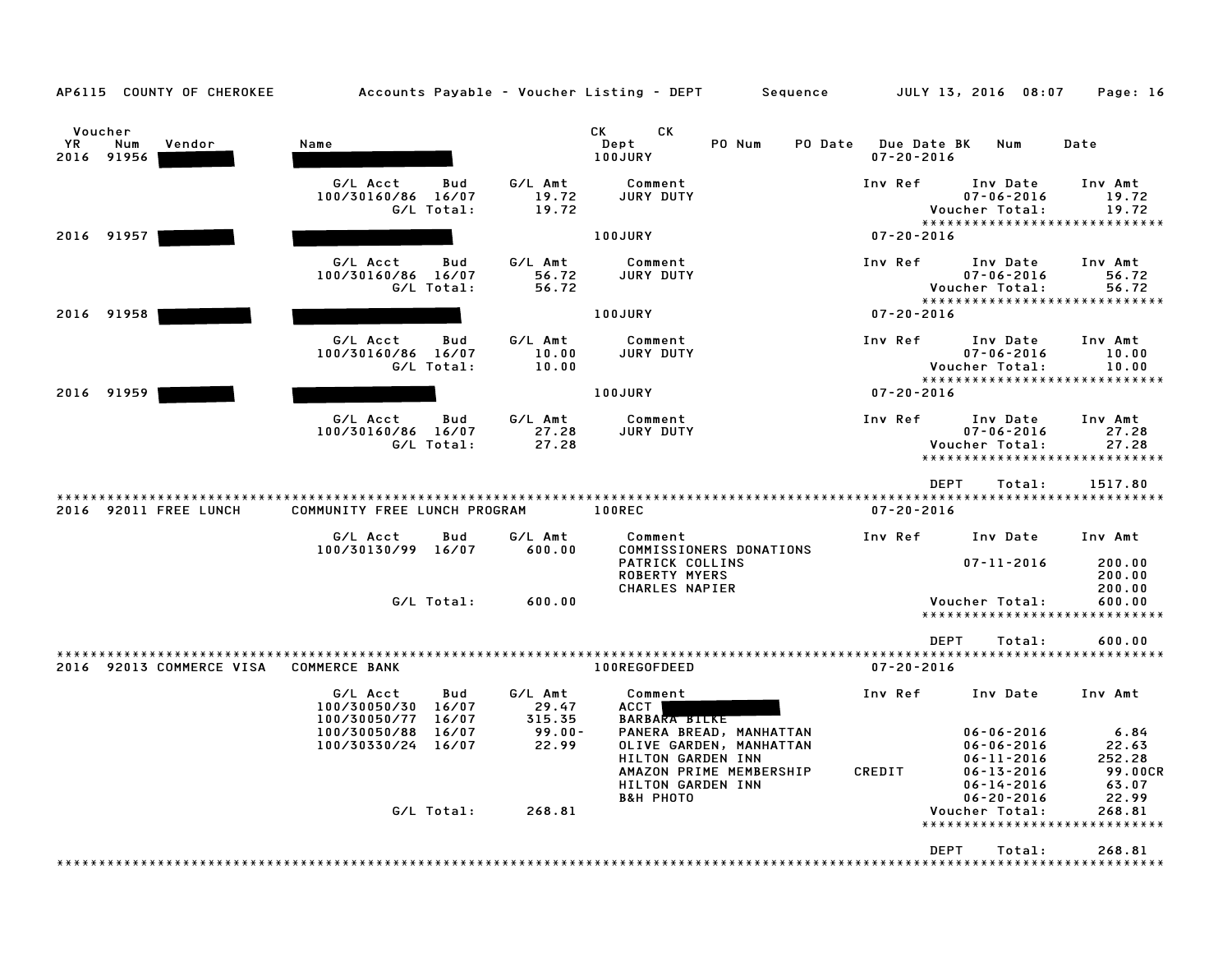AP6115 COUNTY OF CHEROKEE — Accounts Payable - Voucher Listing - DEPT — Sequence — JULY 13, 2016 08:07

| Voucher YR | Num | Vendor | Name | CK Dept | CK | PO Num | PO Date | Due Date BK | Num | Date |
|---|---|---|---|---|---|---|---|---|---|---|
| 2016 | 91956 | | | 100JURY | | | | 07-20-2016 | | |

| G/L Acct | Bud | G/L Amt | Comment | Inv Ref | Inv Date | Inv Amt |
|---|---|---|---|---|---|---|
| 100/30160/86 | 16/07 | 19.72 | JURY DUTY | | 07-06-2016 | 19.72 |
| | G/L Total: | 19.72 | | | Voucher Total: | 19.72 |

****************************

2016 91957 — 100JURY — 07-20-2016

| G/L Acct | Bud | G/L Amt | Comment | Inv Ref | Inv Date | Inv Amt |
|---|---|---|---|---|---|---|
| 100/30160/86 | 16/07 | 56.72 | JURY DUTY | | 07-06-2016 | 56.72 |
| | G/L Total: | 56.72 | | | Voucher Total: | 56.72 |

****************************

2016 91958 — 100JURY — 07-20-2016

| G/L Acct | Bud | G/L Amt | Comment | Inv Ref | Inv Date | Inv Amt |
|---|---|---|---|---|---|---|
| 100/30160/86 | 16/07 | 10.00 | JURY DUTY | | 07-06-2016 | 10.00 |
| | G/L Total: | 10.00 | | | Voucher Total: | 10.00 |

****************************

2016 91959 — 100JURY — 07-20-2016

| G/L Acct | Bud | G/L Amt | Comment | Inv Ref | Inv Date | Inv Amt |
|---|---|---|---|---|---|---|
| 100/30160/86 | 16/07 | 27.28 | JURY DUTY | | 07-06-2016 | 27.28 |
| | G/L Total: | 27.28 | | | Voucher Total: | 27.28 |

****************************

DEPT Total: 1517.80

****************************

2016 92011 FREE LUNCH — COMMUNITY FREE LUNCH PROGRAM — 100REC — 07-20-2016

| G/L Acct | Bud | G/L Amt | Comment | Inv Ref | Inv Date | Inv Amt |
|---|---|---|---|---|---|---|
| 100/30130/99 | 16/07 | 600.00 | COMMISSIONERS DONATIONS | | | |
| | | | PATRICK COLLINS | | 07-11-2016 | 200.00 |
| | | | ROBERTY MYERS | | | 200.00 |
| | | | CHARLES NAPIER | | | 200.00 |
| | G/L Total: | 600.00 | | | Voucher Total: | 600.00 |

****************************

DEPT Total: 600.00

****************************

2016 92013 COMMERCE VISA — COMMERCE BANK — 100REGOFDEED — 07-20-2016

| G/L Acct | Bud | G/L Amt | Comment | Inv Ref | Inv Date | Inv Amt |
|---|---|---|---|---|---|---|
| 100/30050/30 | 16/07 | 29.47 | ACCT | | | |
| 100/30050/77 | 16/07 | 315.35 | BARBARA BILKE | | | |
| 100/30050/88 | 16/07 | 99.00- | PANERA BREAD, MANHATTAN | | 06-06-2016 | 6.84 |
| 100/30330/24 | 16/07 | 22.99 | OLIVE GARDEN, MANHATTAN | | 06-06-2016 | 22.63 |
| | | | HILTON GARDEN INN | | 06-11-2016 | 252.28 |
| | | | AMAZON PRIME MEMBERSHIP | CREDIT | 06-13-2016 | 99.00CR |
| | | | HILTON GARDEN INN | | 06-14-2016 | 63.07 |
| | | | B&H PHOTO | | 06-20-2016 | 22.99 |
| | G/L Total: | 268.81 | | | Voucher Total: | 268.81 |

****************************

DEPT Total: 268.81

****************************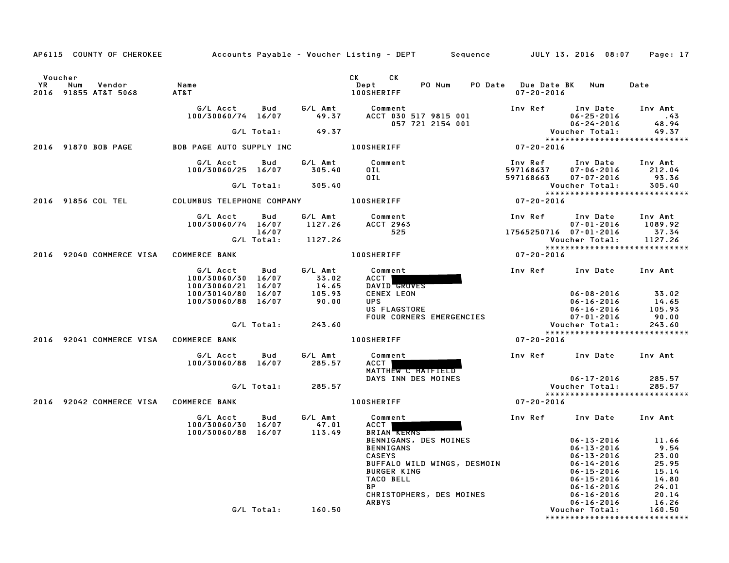AP6115 COUNTY OF CHEROKEE — Accounts Payable - Voucher Listing - DEPT — Sequence — JULY 13, 2016 08:07

| Voucher YR | Num | Vendor | Name | CK Dept | CK | PO Num | PO Date | Due Date BK | Num | Date |
|---|---|---|---|---|---|---|---|---|---|---|
| 2016 | 91855 | AT&T 5068 | AT&T | 100SHERIFF | | | | 07-20-2016 | | |

| G/L Acct | Bud | G/L Amt | Comment | Inv Ref | Inv Date | Inv Amt |
|---|---|---|---|---|---|---|
| 100/30060/74 | 16/07 | 49.37 | ACCT 030 517 9815 001 | | 06-25-2016 | .43 |
| | | | 057 721 2154 001 | | 06-24-2016 | 48.94 |
| | G/L Total: | 49.37 | | | Voucher Total: | 49.37 |

| Voucher YR | Num | Vendor | Name | CK Dept | Due Date |
|---|---|---|---|---|---|
| 2016 | 91870 | BOB PAGE | BOB PAGE AUTO SUPPLY INC | 100SHERIFF | 07-20-2016 |

| G/L Acct | Bud | G/L Amt | Comment | Inv Ref | Inv Date | Inv Amt |
|---|---|---|---|---|---|---|
| 100/30060/25 | 16/07 | 305.40 | OIL | 597168637 | 07-06-2016 | 212.04 |
| | | | OIL | 597168663 | 07-07-2016 | 93.36 |
| | G/L Total: | 305.40 | | | Voucher Total: | 305.40 |

| Voucher YR | Num | Vendor | Name | CK Dept | Due Date |
|---|---|---|---|---|---|
| 2016 | 91856 | COL TEL | COLUMBUS TELEPHONE COMPANY | 100SHERIFF | 07-20-2016 |

| G/L Acct | Bud | G/L Amt | Comment | Inv Ref | Inv Date | Inv Amt |
|---|---|---|---|---|---|---|
| 100/30060/74 | 16/07 | 1127.26 | ACCT 2963 | | 07-01-2016 | 1089.92 |
| | 16/07 | | 525 | 17565250716 | 07-01-2016 | 37.34 |
| | G/L Total: | 1127.26 | | | Voucher Total: | 1127.26 |

| Voucher YR | Num | Vendor | Name | CK Dept | Due Date |
|---|---|---|---|---|---|
| 2016 | 92040 | COMMERCE VISA | COMMERCE BANK | 100SHERIFF | 07-20-2016 |

| G/L Acct | Bud | G/L Amt | Comment | Inv Ref | Inv Date | Inv Amt |
|---|---|---|---|---|---|---|
| 100/30060/30 | 16/07 | 33.02 | ACCT [REDACTED] | | | |
| 100/30060/21 | 16/07 | 14.65 | DAVID GROVES | | | |
| 100/30140/80 | 16/07 | 105.93 | CENEX LEON | | 06-08-2016 | 33.02 |
| 100/30060/88 | 16/07 | 90.00 | UPS | | 06-16-2016 | 14.65 |
| | | | US FLAGSTORE | | 06-16-2016 | 105.93 |
| | | | FOUR CORNERS EMERGENCIES | | 07-01-2016 | 90.00 |
| | G/L Total: | 243.60 | | | Voucher Total: | 243.60 |

| Voucher YR | Num | Vendor | Name | CK Dept | Due Date |
|---|---|---|---|---|---|
| 2016 | 92041 | COMMERCE VISA | COMMERCE BANK | 100SHERIFF | 07-20-2016 |

| G/L Acct | Bud | G/L Amt | Comment | Inv Ref | Inv Date | Inv Amt |
|---|---|---|---|---|---|---|
| 100/30060/88 | 16/07 | 285.57 | ACCT [REDACTED] | | | |
| | | | MATTHEW C HATFIELD | | | |
| | | | DAYS INN DES MOINES | | 06-17-2016 | 285.57 |
| | G/L Total: | 285.57 | | | Voucher Total: | 285.57 |

| Voucher YR | Num | Vendor | Name | CK Dept | Due Date |
|---|---|---|---|---|---|
| 2016 | 92042 | COMMERCE VISA | COMMERCE BANK | 100SHERIFF | 07-20-2016 |

| G/L Acct | Bud | G/L Amt | Comment | Inv Ref | Inv Date | Inv Amt |
|---|---|---|---|---|---|---|
| 100/30060/30 | 16/07 | 47.01 | ACCT [REDACTED] | | | |
| 100/30060/88 | 16/07 | 113.49 | BRIAN KERNS | | | |
| | | | BENNIGANS, DES MOINES | | 06-13-2016 | 11.66 |
| | | | BENNIGANS | | 06-13-2016 | 9.54 |
| | | | CASEYS | | 06-13-2016 | 23.00 |
| | | | BUFFALO WILD WINGS, DESMOIN | | 06-14-2016 | 25.95 |
| | | | BURGER KING | | 06-15-2016 | 15.14 |
| | | | TACO BELL | | 06-15-2016 | 14.80 |
| | | | BP | | 06-16-2016 | 24.01 |
| | | | CHRISTOPHERS, DES MOINES | | 06-16-2016 | 20.14 |
| | | | ARBYS | | 06-16-2016 | 16.26 |
| | G/L Total: | 160.50 | | | Voucher Total: | 160.50 |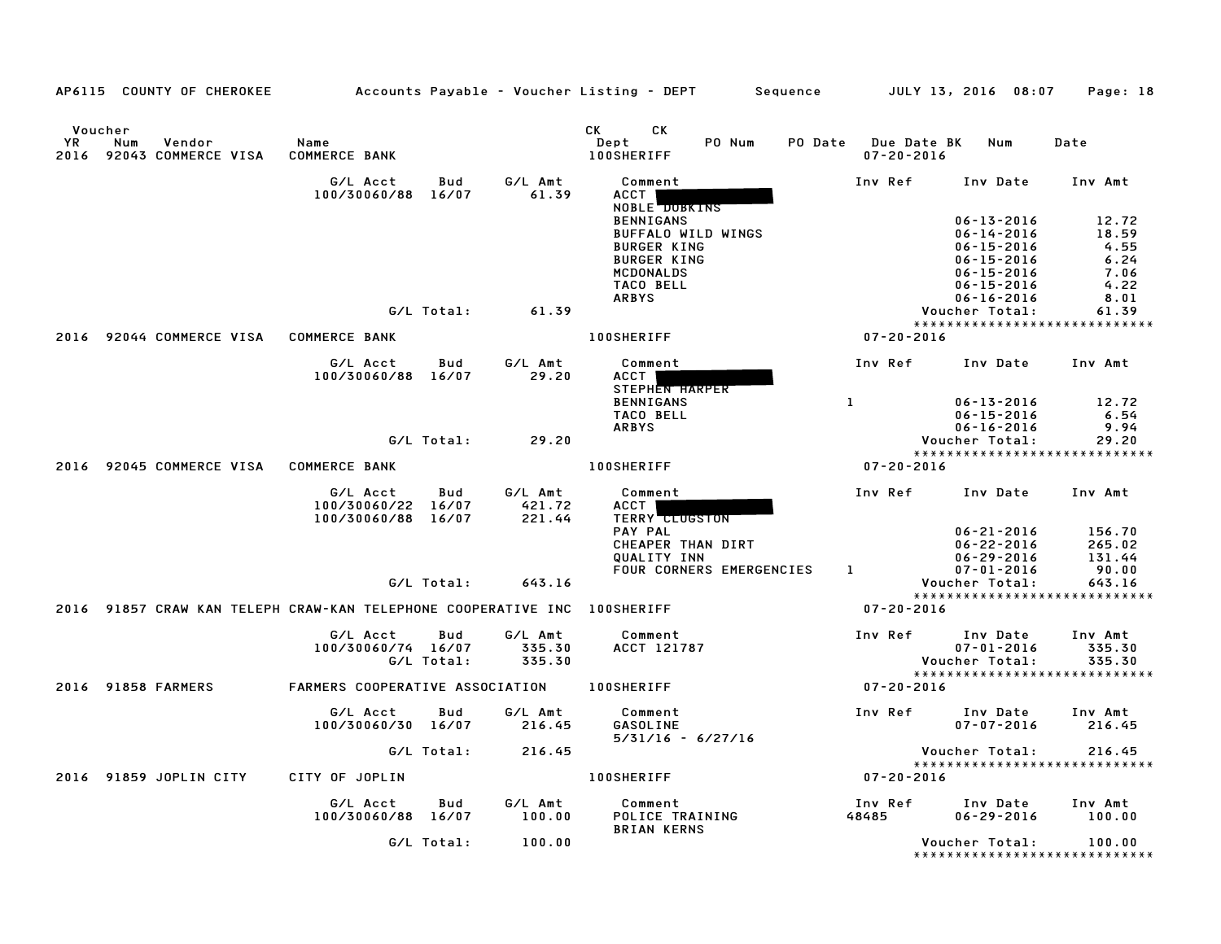AP6115 COUNTY OF CHEROKEE Accounts Payable - Voucher Listing - DEPT Sequence JULY 13, 2016 08:07

| Voucher YR | Num | Vendor | Name | CK Dept | CK PO Num | PO Date | Due Date BK | Num | Date |
|---|---|---|---|---|---|---|---|---|---|
| 2016 | 92043 | COMMERCE VISA | COMMERCE BANK | 100SHERIFF | | | 07-20-2016 | | |

| G/L Acct | Bud | G/L Amt | Comment | Inv Ref | Inv Date | Inv Amt |
|---|---|---|---|---|---|---|
| 100/30060/88 | 16/07 | 61.39 | ACCT [redacted] NOBLE DOBKINS | | | |
| | | | BENNIGANS | | 06-13-2016 | 12.72 |
| | | | BUFFALO WILD WINGS | | 06-14-2016 | 18.59 |
| | | | BURGER KING | | 06-15-2016 | 4.55 |
| | | | BURGER KING | | 06-15-2016 | 6.24 |
| | | | MCDONALDS | | 06-15-2016 | 7.06 |
| | | | TACO BELL | | 06-15-2016 | 4.22 |
| | | | ARBYS | | 06-16-2016 | 8.01 |
| | G/L Total: | 61.39 | | | Voucher Total: | 61.39 |

| Voucher YR | Num | Vendor | Name | CK Dept | Due Date |
|---|---|---|---|---|---|
| 2016 | 92044 | COMMERCE VISA | COMMERCE BANK | 100SHERIFF | 07-20-2016 |

| G/L Acct | Bud | G/L Amt | Comment | Inv Ref | Inv Date | Inv Amt |
|---|---|---|---|---|---|---|
| 100/30060/88 | 16/07 | 29.20 | ACCT [redacted] STEPHEN HARPER | | | |
| | | | BENNIGANS | 1 | 06-13-2016 | 12.72 |
| | | | TACO BELL | | 06-15-2016 | 6.54 |
| | | | ARBYS | | 06-16-2016 | 9.94 |
| | G/L Total: | 29.20 | | | Voucher Total: | 29.20 |

| Voucher YR | Num | Vendor | Name | CK Dept | Due Date |
|---|---|---|---|---|---|
| 2016 | 92045 | COMMERCE VISA | COMMERCE BANK | 100SHERIFF | 07-20-2016 |

| G/L Acct | Bud | G/L Amt | Comment | Inv Ref | Inv Date | Inv Amt |
|---|---|---|---|---|---|---|
| 100/30060/22 | 16/07 | 421.72 | ACCT [redacted] | | | |
| 100/30060/88 | 16/07 | 221.44 | TERRY CLUGSTON | | | |
| | | | PAY PAL | | 06-21-2016 | 156.70 |
| | | | CHEAPER THAN DIRT | | 06-22-2016 | 265.02 |
| | | | QUALITY INN | | 06-29-2016 | 131.44 |
| | | | FOUR CORNERS EMERGENCIES | 1 | 07-01-2016 | 90.00 |
| | G/L Total: | 643.16 | | | Voucher Total: | 643.16 |

| Voucher YR | Num | Vendor | Name | CK Dept | Due Date |
|---|---|---|---|---|---|
| 2016 | 91857 | CRAW KAN TELEPH | CRAW-KAN TELEPHONE COOPERATIVE INC | 100SHERIFF | 07-20-2016 |

| G/L Acct | Bud | G/L Amt | Comment | Inv Ref | Inv Date | Inv Amt |
|---|---|---|---|---|---|---|
| 100/30060/74 | 16/07 | 335.30 | ACCT 121787 | | 07-01-2016 | 335.30 |
| | G/L Total: | 335.30 | | | Voucher Total: | 335.30 |

| Voucher YR | Num | Vendor | Name | CK Dept | Due Date |
|---|---|---|---|---|---|
| 2016 | 91858 | FARMERS | FARMERS COOPERATIVE ASSOCIATION | 100SHERIFF | 07-20-2016 |

| G/L Acct | Bud | G/L Amt | Comment | Inv Ref | Inv Date | Inv Amt |
|---|---|---|---|---|---|---|
| 100/30060/30 | 16/07 | 216.45 | GASOLINE 5/31/16 - 6/27/16 | | 07-07-2016 | 216.45 |
| | G/L Total: | 216.45 | | | Voucher Total: | 216.45 |

| Voucher YR | Num | Vendor | Name | CK Dept | Due Date |
|---|---|---|---|---|---|
| 2016 | 91859 | JOPLIN CITY | CITY OF JOPLIN | 100SHERIFF | 07-20-2016 |

| G/L Acct | Bud | G/L Amt | Comment | Inv Ref | Inv Date | Inv Amt |
|---|---|---|---|---|---|---|
| 100/30060/88 | 16/07 | 100.00 | POLICE TRAINING BRIAN KERNS | 48485 | 06-29-2016 | 100.00 |
| | G/L Total: | 100.00 | | | Voucher Total: | 100.00 |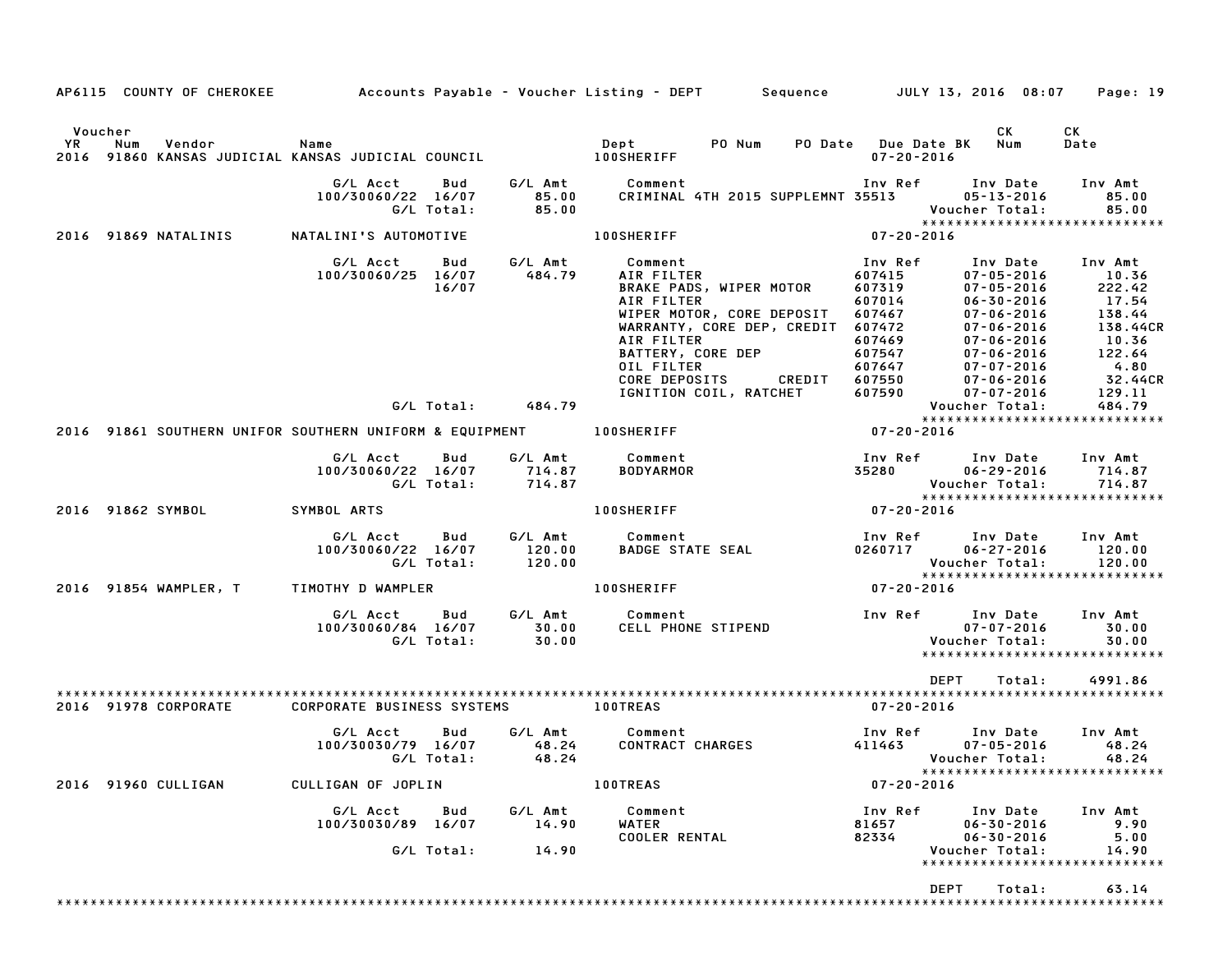AP6115 COUNTY OF CHEROKEE — Accounts Payable - Voucher Listing - DEPT — Sequence — JULY 13, 2016 08:07

| Voucher YR | Num | Vendor | Name | Dept | PO Num | PO Date | Due Date BK | CK Num | CK Date |
|---|---|---|---|---|---|---|---|---|---|
| 2016 | 91860 | KANSAS JUDICIAL | KANSAS JUDICIAL COUNCIL | 100SHERIFF | | | 07-20-2016 | | |

| G/L Acct | Bud | G/L Amt | Comment | Inv Ref | Inv Date | Inv Amt |
|---|---|---|---|---|---|---|
| 100/30060/22 | 16/07 | 85.00 | CRIMINAL 4TH 2015 SUPPLEMNT | 35513 | 05-13-2016 | 85.00 |
| | G/L Total: | 85.00 | | | Voucher Total: | 85.00 |

| YR | Num | Vendor | Name | Dept | Due Date |
|---|---|---|---|---|---|
| 2016 | 91869 | NATALINIS | NATALINI'S AUTOMOTIVE | 100SHERIFF | 07-20-2016 |

| G/L Acct | Bud | G/L Amt | Comment | Inv Ref | Inv Date | Inv Amt |
|---|---|---|---|---|---|---|
| 100/30060/25 | 16/07 | 484.79 | AIR FILTER | 607415 | 07-05-2016 | 10.36 |
| | 16/07 | | BRAKE PADS, WIPER MOTOR | 607319 | 07-05-2016 | 222.42 |
| | | | AIR FILTER | 607014 | 06-30-2016 | 17.54 |
| | | | WIPER MOTOR, CORE DEPOSIT | 607467 | 07-06-2016 | 138.44 |
| | | | WARRANTY, CORE DEP, CREDIT | 607472 | 07-06-2016 | 138.44CR |
| | | | AIR FILTER | 607469 | 07-06-2016 | 10.36 |
| | | | BATTERY, CORE DEP | 607547 | 07-06-2016 | 122.64 |
| | | | OIL FILTER | 607647 | 07-07-2016 | 4.80 |
| | | | CORE DEPOSITS CREDIT | 607550 | 07-06-2016 | 32.44CR |
| | | | IGNITION COIL, RATCHET | 607590 | 07-07-2016 | 129.11 |
| | G/L Total: | 484.79 | | | Voucher Total: | 484.79 |

| YR | Num | Vendor | Name | Dept | Due Date |
|---|---|---|---|---|---|
| 2016 | 91861 | SOUTHERN UNIFOR | SOUTHERN UNIFORM & EQUIPMENT | 100SHERIFF | 07-20-2016 |

| G/L Acct | Bud | G/L Amt | Comment | Inv Ref | Inv Date | Inv Amt |
|---|---|---|---|---|---|---|
| 100/30060/22 | 16/07 | 714.87 | BODYARMOR | 35280 | 06-29-2016 | 714.87 |
| | G/L Total: | 714.87 | | | Voucher Total: | 714.87 |

| YR | Num | Vendor | Name | Dept | Due Date |
|---|---|---|---|---|---|
| 2016 | 91862 | SYMBOL | SYMBOL ARTS | 100SHERIFF | 07-20-2016 |

| G/L Acct | Bud | G/L Amt | Comment | Inv Ref | Inv Date | Inv Amt |
|---|---|---|---|---|---|---|
| 100/30060/22 | 16/07 | 120.00 | BADGE STATE SEAL | 0260717 | 06-27-2016 | 120.00 |
| | G/L Total: | 120.00 | | | Voucher Total: | 120.00 |

| YR | Num | Vendor | Name | Dept | Due Date |
|---|---|---|---|---|---|
| 2016 | 91854 | WAMPLER, T | TIMOTHY D WAMPLER | 100SHERIFF | 07-20-2016 |

| G/L Acct | Bud | G/L Amt | Comment | Inv Ref | Inv Date | Inv Amt |
|---|---|---|---|---|---|---|
| 100/30060/84 | 16/07 | 30.00 | CELL PHONE STIPEND | | 07-07-2016 | 30.00 |
| | G/L Total: | 30.00 | | | Voucher Total: | 30.00 |

DEPT Total: 4991.86

| YR | Num | Vendor | Name | Dept | Due Date |
|---|---|---|---|---|---|
| 2016 | 91978 | CORPORATE | CORPORATE BUSINESS SYSTEMS | 100TREAS | 07-20-2016 |

| G/L Acct | Bud | G/L Amt | Comment | Inv Ref | Inv Date | Inv Amt |
|---|---|---|---|---|---|---|
| 100/30030/79 | 16/07 | 48.24 | CONTRACT CHARGES | 411463 | 07-05-2016 | 48.24 |
| | G/L Total: | 48.24 | | | Voucher Total: | 48.24 |

| YR | Num | Vendor | Name | Dept | Due Date |
|---|---|---|---|---|---|
| 2016 | 91960 | CULLIGAN | CULLIGAN OF JOPLIN | 100TREAS | 07-20-2016 |

| G/L Acct | Bud | G/L Amt | Comment | Inv Ref | Inv Date | Inv Amt |
|---|---|---|---|---|---|---|
| 100/30030/89 | 16/07 | 14.90 | WATER | 81657 | 06-30-2016 | 9.90 |
| | | | COOLER RENTAL | 82334 | 06-30-2016 | 5.00 |
| | G/L Total: | 14.90 | | | Voucher Total: | 14.90 |

DEPT Total: 63.14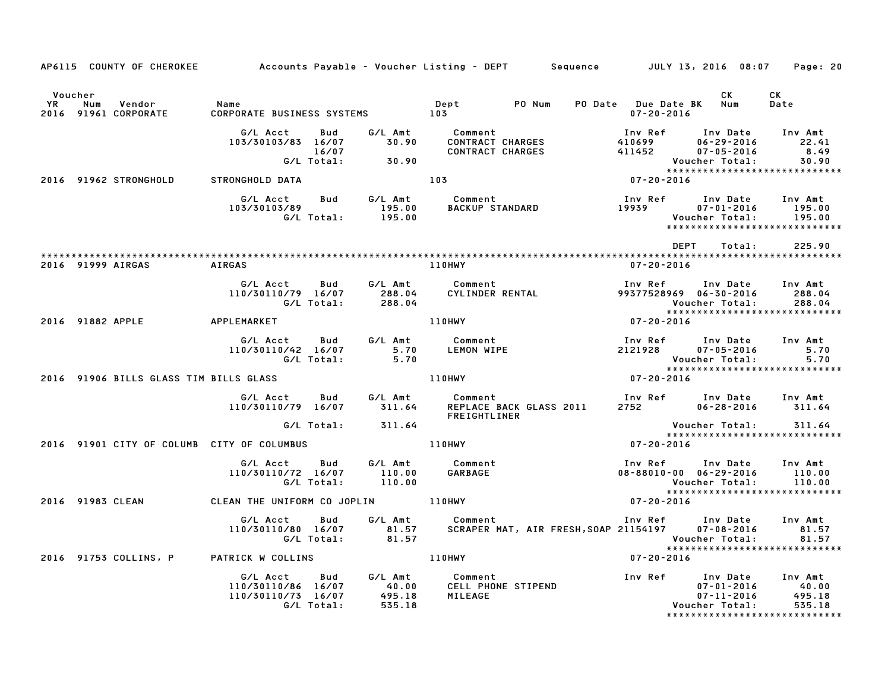AP6115 COUNTY OF CHEROKEE Accounts Payable - Voucher Listing - DEPT Sequence JULY 13, 2016 08:07

| Voucher YR | Num | Vendor | Name | Dept | PO Num | PO Date | Due Date BK | CK Num | CK Date |
|---|---|---|---|---|---|---|---|---|---|
| 2016 | 91961 | CORPORATE | CORPORATE BUSINESS SYSTEMS | 103 | | | 07-20-2016 | | |

| G/L Acct | Bud | G/L Amt | Comment | Inv Ref | Inv Date | Inv Amt |
|---|---|---|---|---|---|---|
| 103/30103/83 | 16/07 | 30.90 | CONTRACT CHARGES | 410699 | 06-29-2016 | 22.41 |
| | 16/07 | | CONTRACT CHARGES | 411452 | 07-05-2016 | 8.49 |
| | G/L Total: | 30.90 | | | Voucher Total: | 30.90 |

2016 91962 STRONGHOLD — STRONGHOLD DATA — 103 — 07-20-2016

| G/L Acct | Bud | G/L Amt | Comment | Inv Ref | Inv Date | Inv Amt |
|---|---|---|---|---|---|---|
| 103/30103/89 | | 195.00 | BACKUP STANDARD | 19939 | 07-01-2016 | 195.00 |
| | G/L Total: | 195.00 | | | Voucher Total: | 195.00 |

DEPT Total: 225.90

2016 91999 AIRGAS — AIRGAS — 110HWY — 07-20-2016

| G/L Acct | Bud | G/L Amt | Comment | Inv Ref | Inv Date | Inv Amt |
|---|---|---|---|---|---|---|
| 110/30110/79 | 16/07 | 288.04 | CYLINDER RENTAL | 99377528969 | 06-30-2016 | 288.04 |
| | G/L Total: | 288.04 | | | Voucher Total: | 288.04 |

2016 91882 APPLE — APPLEMARKET — 110HWY — 07-20-2016

| G/L Acct | Bud | G/L Amt | Comment | Inv Ref | Inv Date | Inv Amt |
|---|---|---|---|---|---|---|
| 110/30110/42 | 16/07 | 5.70 | LEMON WIPE | 2121928 | 07-05-2016 | 5.70 |
| | G/L Total: | 5.70 | | | Voucher Total: | 5.70 |

2016 91906 BILLS GLASS TIM — BILLS GLASS — 110HWY — 07-20-2016

| G/L Acct | Bud | G/L Amt | Comment | Inv Ref | Inv Date | Inv Amt |
|---|---|---|---|---|---|---|
| 110/30110/79 | 16/07 | 311.64 | REPLACE BACK GLASS 2011 FREIGHTLINER | 2752 | 06-28-2016 | 311.64 |
| | G/L Total: | 311.64 | | | Voucher Total: | 311.64 |

2016 91901 CITY OF COLUMB — CITY OF COLUMBUS — 110HWY — 07-20-2016

| G/L Acct | Bud | G/L Amt | Comment | Inv Ref | Inv Date | Inv Amt |
|---|---|---|---|---|---|---|
| 110/30110/72 | 16/07 | 110.00 | GARBAGE | 08-88010-00 | 06-29-2016 | 110.00 |
| | G/L Total: | 110.00 | | | Voucher Total: | 110.00 |

2016 91983 CLEAN — CLEAN THE UNIFORM CO JOPLIN — 110HWY — 07-20-2016

| G/L Acct | Bud | G/L Amt | Comment | Inv Ref | Inv Date | Inv Amt |
|---|---|---|---|---|---|---|
| 110/30110/80 | 16/07 | 81.57 | SCRAPER MAT, AIR FRESH,SOAP | 21154197 | 07-08-2016 | 81.57 |
| | G/L Total: | 81.57 | | | Voucher Total: | 81.57 |

2016 91753 COLLINS, P — PATRICK W COLLINS — 110HWY — 07-20-2016

| G/L Acct | Bud | G/L Amt | Comment | Inv Ref | Inv Date | Inv Amt |
|---|---|---|---|---|---|---|
| 110/30110/86 | 16/07 | 40.00 | CELL PHONE STIPEND | | 07-01-2016 | 40.00 |
| 110/30110/73 | 16/07 | 495.18 | MILEAGE | | 07-11-2016 | 495.18 |
| | G/L Total: | 535.18 | | | Voucher Total: | 535.18 |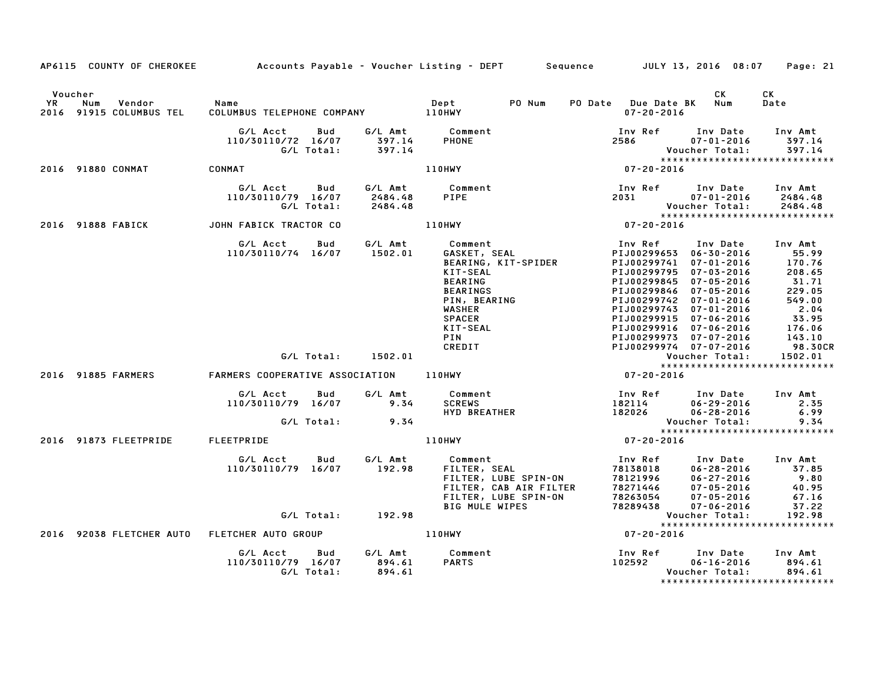AP6115 COUNTY OF CHEROKEE Accounts Payable - Voucher Listing - DEPT Sequence JULY 13, 2016 08:07

| Voucher YR | Num | Vendor | Name | Dept | PO Num | PO Date | Due Date BK | CK Num | CK Date |
|---|---|---|---|---|---|---|---|---|---|
| 2016 | 91915 | COLUMBUS TEL | COLUMBUS TELEPHONE COMPANY | 110HWY | | | 07-20-2016 | | |

| G/L Acct | Bud | G/L Amt | Comment | Inv Ref | Inv Date | Inv Amt |
|---|---|---|---|---|---|---|
| 110/30110/72 | 16/07 | 397.14 | PHONE | 2586 | 07-01-2016 | 397.14 |
| | G/L Total: | 397.14 | | | Voucher Total: | 397.14 |

*****************************

| Voucher YR | Num | Vendor | Name | Dept | Due Date BK |
|---|---|---|---|---|---|
| 2016 | 91880 | CONMAT | CONMAT | 110HWY | 07-20-2016 |

| G/L Acct | Bud | G/L Amt | Comment | Inv Ref | Inv Date | Inv Amt |
|---|---|---|---|---|---|---|
| 110/30110/79 | 16/07 | 2484.48 | PIPE | 2031 | 07-01-2016 | 2484.48 |
| | G/L Total: | 2484.48 | | | Voucher Total: | 2484.48 |

*****************************

| Voucher YR | Num | Vendor | Name | Dept | Due Date BK |
|---|---|---|---|---|---|
| 2016 | 91888 | FABICK | JOHN FABICK TRACTOR CO | 110HWY | 07-20-2016 |

| G/L Acct | Bud | G/L Amt | Comment | Inv Ref | Inv Date | Inv Amt |
|---|---|---|---|---|---|---|
| 110/30110/74 | 16/07 | 1502.01 | GASKET, SEAL | PIJ00299653 | 06-30-2016 | 55.99 |
| | | | BEARING, KIT-SPIDER | PIJ00299741 | 07-01-2016 | 170.76 |
| | | | KIT-SEAL | PIJ00299795 | 07-03-2016 | 208.65 |
| | | | BEARING | PIJ00299845 | 07-05-2016 | 31.71 |
| | | | BEARINGS | PIJ00299846 | 07-05-2016 | 229.05 |
| | | | PIN, BEARING | PIJ00299742 | 07-01-2016 | 549.00 |
| | | | WASHER | PIJ00299743 | 07-01-2016 | 2.04 |
| | | | SPACER | PIJ00299915 | 07-06-2016 | 33.95 |
| | | | KIT-SEAL | PIJ00299916 | 07-06-2016 | 176.06 |
| | | | PIN | PIJ00299973 | 07-07-2016 | 143.10 |
| | | | CREDIT | PIJ00299974 | 07-07-2016 | 98.30CR |
| | G/L Total: | 1502.01 | | | Voucher Total: | 1502.01 |

*****************************

| Voucher YR | Num | Vendor | Name | Dept | Due Date BK |
|---|---|---|---|---|---|
| 2016 | 91885 | FARMERS | FARMERS COOPERATIVE ASSOCIATION | 110HWY | 07-20-2016 |

| G/L Acct | Bud | G/L Amt | Comment | Inv Ref | Inv Date | Inv Amt |
|---|---|---|---|---|---|---|
| 110/30110/79 | 16/07 | 9.34 | SCREWS | 182114 | 06-29-2016 | 2.35 |
| | | | HYD BREATHER | 182026 | 06-28-2016 | 6.99 |
| | G/L Total: | 9.34 | | | Voucher Total: | 9.34 |

*****************************

| Voucher YR | Num | Vendor | Name | Dept | Due Date BK |
|---|---|---|---|---|---|
| 2016 | 91873 | FLEETPRIDE | FLEETPRIDE | 110HWY | 07-20-2016 |

| G/L Acct | Bud | G/L Amt | Comment | Inv Ref | Inv Date | Inv Amt |
|---|---|---|---|---|---|---|
| 110/30110/79 | 16/07 | 192.98 | FILTER, SEAL | 78138018 | 06-28-2016 | 37.85 |
| | | | FILTER, LUBE SPIN-ON | 78121996 | 06-27-2016 | 9.80 |
| | | | FILTER, CAB AIR FILTER | 78271446 | 07-05-2016 | 40.95 |
| | | | FILTER, LUBE SPIN-ON | 78263054 | 07-05-2016 | 67.16 |
| | | | BIG MULE WIPES | 78289438 | 07-06-2016 | 37.22 |
| | G/L Total: | 192.98 | | | Voucher Total: | 192.98 |

*****************************

| Voucher YR | Num | Vendor | Name | Dept | Due Date BK |
|---|---|---|---|---|---|
| 2016 | 92038 | FLETCHER AUTO | FLETCHER AUTO GROUP | 110HWY | 07-20-2016 |

| G/L Acct | Bud | G/L Amt | Comment | Inv Ref | Inv Date | Inv Amt |
|---|---|---|---|---|---|---|
| 110/30110/79 | 16/07 | 894.61 | PARTS | 102592 | 06-16-2016 | 894.61 |
| | G/L Total: | 894.61 | | | Voucher Total: | 894.61 |

*****************************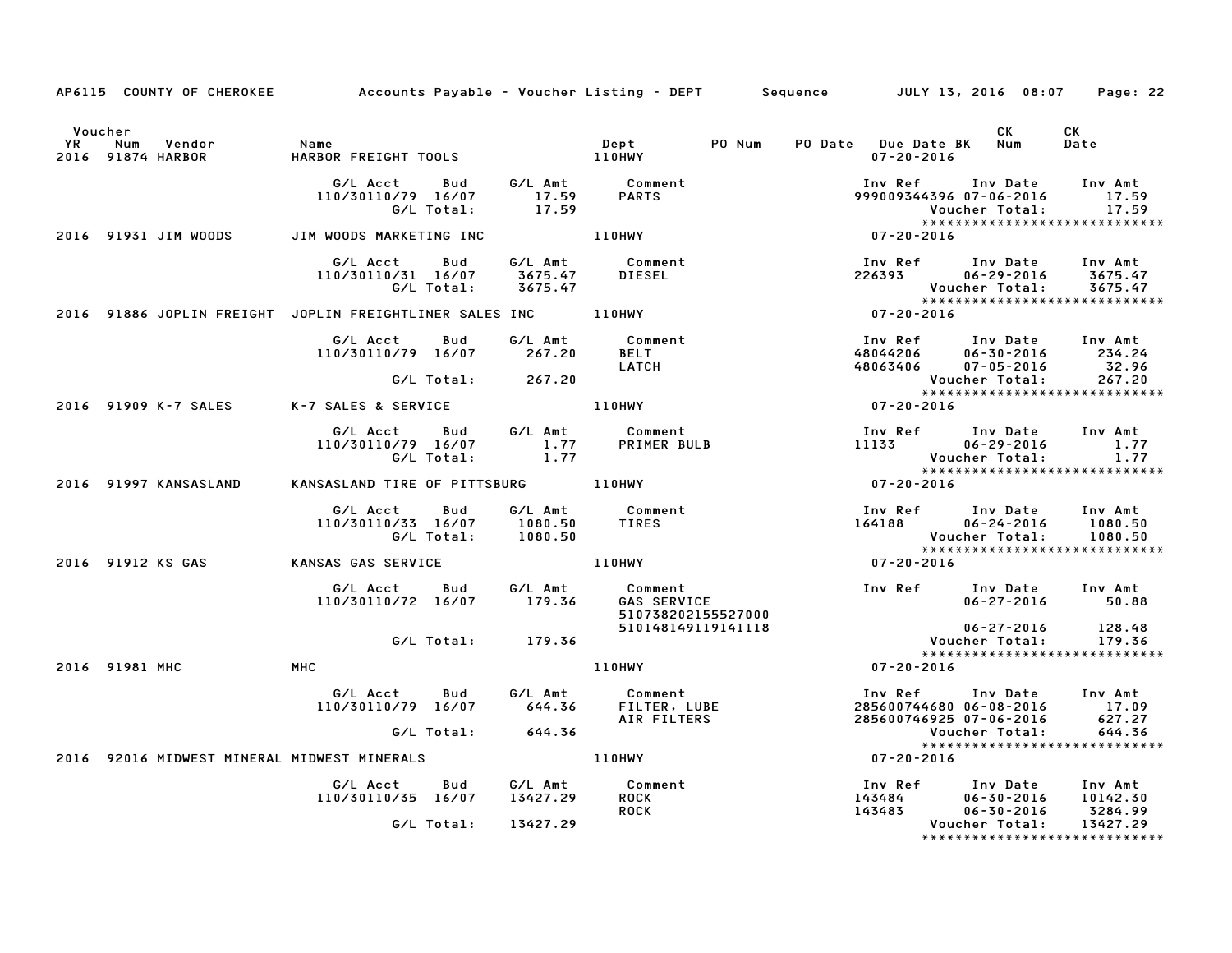AP6115 COUNTY OF CHEROKEE Accounts Payable - Voucher Listing - DEPT Sequence JULY 13, 2016 08:07 Page: 22

| Voucher YR | Num | Vendor | Name | Dept | PO Num | PO Date | Due Date BK | CK Num | CK Date |
|---|---|---|---|---|---|---|---|---|---|
| 2016 | 91874 | HARBOR | HARBOR FREIGHT TOOLS | 110HWY | | | 07-20-2016 | | |

| G/L Acct | Bud | G/L Amt | Comment | Inv Ref | Inv Date | Inv Amt |
|---|---|---|---|---|---|---|
| 110/30110/79 | 16/07 | 17.59 | PARTS | 999009344396 | 07-06-2016 | 17.59 |
| | G/L Total: | 17.59 | | | Voucher Total: | 17.59 |

| Voucher YR | Num | Vendor | Name | Dept | Due Date |
|---|---|---|---|---|---|
| 2016 | 91931 | JIM WOODS | JIM WOODS MARKETING INC | 110HWY | 07-20-2016 |

| G/L Acct | Bud | G/L Amt | Comment | Inv Ref | Inv Date | Inv Amt |
|---|---|---|---|---|---|---|
| 110/30110/31 | 16/07 | 3675.47 | DIESEL | 226393 | 06-29-2016 | 3675.47 |
| | G/L Total: | 3675.47 | | | Voucher Total: | 3675.47 |

| Voucher YR | Num | Vendor | Name | Dept | Due Date |
|---|---|---|---|---|---|
| 2016 | 91886 | JOPLIN FREIGHT | JOPLIN FREIGHTLINER SALES INC | 110HWY | 07-20-2016 |

| G/L Acct | Bud | G/L Amt | Comment | Inv Ref | Inv Date | Inv Amt |
|---|---|---|---|---|---|---|
| 110/30110/79 | 16/07 | 267.20 | BELT | 48044206 | 06-30-2016 | 234.24 |
| | | | LATCH | 48063406 | 07-05-2016 | 32.96 |
| | G/L Total: | 267.20 | | | Voucher Total: | 267.20 |

| Voucher YR | Num | Vendor | Name | Dept | Due Date |
|---|---|---|---|---|---|
| 2016 | 91909 | K-7 SALES | K-7 SALES & SERVICE | 110HWY | 07-20-2016 |

| G/L Acct | Bud | G/L Amt | Comment | Inv Ref | Inv Date | Inv Amt |
|---|---|---|---|---|---|---|
| 110/30110/79 | 16/07 | 1.77 | PRIMER BULB | 11133 | 06-29-2016 | 1.77 |
| | G/L Total: | 1.77 | | | Voucher Total: | 1.77 |

| Voucher YR | Num | Vendor | Name | Dept | Due Date |
|---|---|---|---|---|---|
| 2016 | 91997 | KANSASLAND | KANSASLAND TIRE OF PITTSBURG | 110HWY | 07-20-2016 |

| G/L Acct | Bud | G/L Amt | Comment | Inv Ref | Inv Date | Inv Amt |
|---|---|---|---|---|---|---|
| 110/30110/33 | 16/07 | 1080.50 | TIRES | 164188 | 06-24-2016 | 1080.50 |
| | G/L Total: | 1080.50 | | | Voucher Total: | 1080.50 |

| Voucher YR | Num | Vendor | Name | Dept | Due Date |
|---|---|---|---|---|---|
| 2016 | 91912 | KS GAS | KANSAS GAS SERVICE | 110HWY | 07-20-2016 |

| G/L Acct | Bud | G/L Amt | Comment | Inv Ref | Inv Date | Inv Amt |
|---|---|---|---|---|---|---|
| 110/30110/72 | 16/07 | 179.36 | GAS SERVICE | | 06-27-2016 | 50.88 |
| | | | 510738202155527000 | | | |
| | | | 510148149119141118 | | 06-27-2016 | 128.48 |
| | G/L Total: | 179.36 | | | Voucher Total: | 179.36 |

| Voucher YR | Num | Vendor | Name | Dept | Due Date |
|---|---|---|---|---|---|
| 2016 | 91981 | MHC | MHC | 110HWY | 07-20-2016 |

| G/L Acct | Bud | G/L Amt | Comment | Inv Ref | Inv Date | Inv Amt |
|---|---|---|---|---|---|---|
| 110/30110/79 | 16/07 | 644.36 | FILTER, LUBE | 285600744680 | 06-08-2016 | 17.09 |
| | | | AIR FILTERS | 285600746925 | 07-06-2016 | 627.27 |
| | G/L Total: | 644.36 | | | Voucher Total: | 644.36 |

| Voucher YR | Num | Vendor | Name | Dept | Due Date |
|---|---|---|---|---|---|
| 2016 | 92016 | MIDWEST MINERAL | MIDWEST MINERALS | 110HWY | 07-20-2016 |

| G/L Acct | Bud | G/L Amt | Comment | Inv Ref | Inv Date | Inv Amt |
|---|---|---|---|---|---|---|
| 110/30110/35 | 16/07 | 13427.29 | ROCK | 143484 | 06-30-2016 | 10142.30 |
| | | | ROCK | 143483 | 06-30-2016 | 3284.99 |
| | G/L Total: | 13427.29 | | | Voucher Total: | 13427.29 |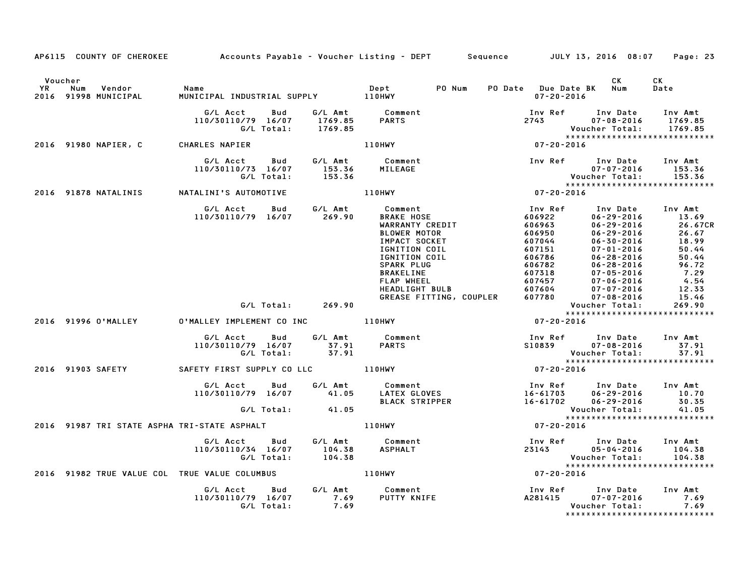AP6115 COUNTY OF CHEROKEE — Accounts Payable - Voucher Listing - DEPT — Sequence — JULY 13, 2016 08:07

| Voucher YR | Num | Vendor | Name | Dept | PO Num | PO Date | Due Date BK | CK Num | CK Date |
|---|---|---|---|---|---|---|---|---|---|
| 2016 | 91998 | MUNICIPAL | MUNICIPAL INDUSTRIAL SUPPLY | 110HWY | | | 07-20-2016 | | |

| G/L Acct | Bud | G/L Amt | Comment | Inv Ref | Inv Date | Inv Amt |
|---|---|---|---|---|---|---|
| 110/30110/79 | 16/07 | 1769.85 | PARTS | 2743 | 07-08-2016 | 1769.85 |
| | G/L Total: | 1769.85 | | | Voucher Total: | 1769.85 |

| Voucher YR | Num | Vendor | Name | Dept | PO Num | PO Date | Due Date BK | CK Num | CK Date |
|---|---|---|---|---|---|---|---|---|---|
| 2016 | 91980 | NAPIER, C | CHARLES NAPIER | 110HWY | | | 07-20-2016 | | |

| G/L Acct | Bud | G/L Amt | Comment | Inv Ref | Inv Date | Inv Amt |
|---|---|---|---|---|---|---|
| 110/30110/73 | 16/07 | 153.36 | MILEAGE | | 07-07-2016 | 153.36 |
| | G/L Total: | 153.36 | | | Voucher Total: | 153.36 |

| Voucher YR | Num | Vendor | Name | Dept | PO Num | PO Date | Due Date BK | CK Num | CK Date |
|---|---|---|---|---|---|---|---|---|---|
| 2016 | 91878 | NATALINIS | NATALINI'S AUTOMOTIVE | 110HWY | | | 07-20-2016 | | |

| G/L Acct | Bud | G/L Amt | Comment | Inv Ref | Inv Date | Inv Amt |
|---|---|---|---|---|---|---|
| 110/30110/79 | 16/07 | 269.90 | BRAKE HOSE | 606922 | 06-29-2016 | 13.69 |
| | | | WARRANTY CREDIT | 606963 | 06-29-2016 | 26.67CR |
| | | | BLOWER MOTOR | 606950 | 06-29-2016 | 26.67 |
| | | | IMPACT SOCKET | 607044 | 06-30-2016 | 18.99 |
| | | | IGNITION COIL | 607151 | 07-01-2016 | 50.44 |
| | | | IGNITION COIL | 606786 | 06-28-2016 | 50.44 |
| | | | SPARK PLUG | 606782 | 06-28-2016 | 96.72 |
| | | | BRAKELINE | 607318 | 07-05-2016 | 7.29 |
| | | | FLAP WHEEL | 607457 | 07-06-2016 | 4.54 |
| | | | HEADLIGHT BULB | 607604 | 07-07-2016 | 12.33 |
| | | | GREASE FITTING, COUPLER | 607780 | 07-08-2016 | 15.46 |
| | G/L Total: | 269.90 | | | Voucher Total: | 269.90 |

| Voucher YR | Num | Vendor | Name | Dept | PO Num | PO Date | Due Date BK | CK Num | CK Date |
|---|---|---|---|---|---|---|---|---|---|
| 2016 | 91996 | O'MALLEY | O'MALLEY IMPLEMENT CO INC | 110HWY | | | 07-20-2016 | | |

| G/L Acct | Bud | G/L Amt | Comment | Inv Ref | Inv Date | Inv Amt |
|---|---|---|---|---|---|---|
| 110/30110/79 | 16/07 | 37.91 | PARTS | S10839 | 07-08-2016 | 37.91 |
| | G/L Total: | 37.91 | | | Voucher Total: | 37.91 |

| Voucher YR | Num | Vendor | Name | Dept | PO Num | PO Date | Due Date BK | CK Num | CK Date |
|---|---|---|---|---|---|---|---|---|---|
| 2016 | 91903 | SAFETY | SAFETY FIRST SUPPLY CO LLC | 110HWY | | | 07-20-2016 | | |

| G/L Acct | Bud | G/L Amt | Comment | Inv Ref | Inv Date | Inv Amt |
|---|---|---|---|---|---|---|
| 110/30110/79 | 16/07 | 41.05 | LATEX GLOVES | 16-61703 | 06-29-2016 | 10.70 |
| | | | BLACK STRIPPER | 16-61702 | 06-29-2016 | 30.35 |
| | G/L Total: | 41.05 | | | Voucher Total: | 41.05 |

| Voucher YR | Num | Vendor | Name | Dept | PO Num | PO Date | Due Date BK | CK Num | CK Date |
|---|---|---|---|---|---|---|---|---|---|
| 2016 | 91987 | TRI STATE ASPHA | TRI-STATE ASPHALT | 110HWY | | | 07-20-2016 | | |

| G/L Acct | Bud | G/L Amt | Comment | Inv Ref | Inv Date | Inv Amt |
|---|---|---|---|---|---|---|
| 110/30110/34 | 16/07 | 104.38 | ASPHALT | 23143 | 05-04-2016 | 104.38 |
| | G/L Total: | 104.38 | | | Voucher Total: | 104.38 |

| Voucher YR | Num | Vendor | Name | Dept | PO Num | PO Date | Due Date BK | CK Num | CK Date |
|---|---|---|---|---|---|---|---|---|---|
| 2016 | 91982 | TRUE VALUE COL | TRUE VALUE COLUMBUS | 110HWY | | | 07-20-2016 | | |

| G/L Acct | Bud | G/L Amt | Comment | Inv Ref | Inv Date | Inv Amt |
|---|---|---|---|---|---|---|
| 110/30110/79 | 16/07 | 7.69 | PUTTY KNIFE | A281415 | 07-07-2016 | 7.69 |
| | G/L Total: | 7.69 | | | Voucher Total: | 7.69 |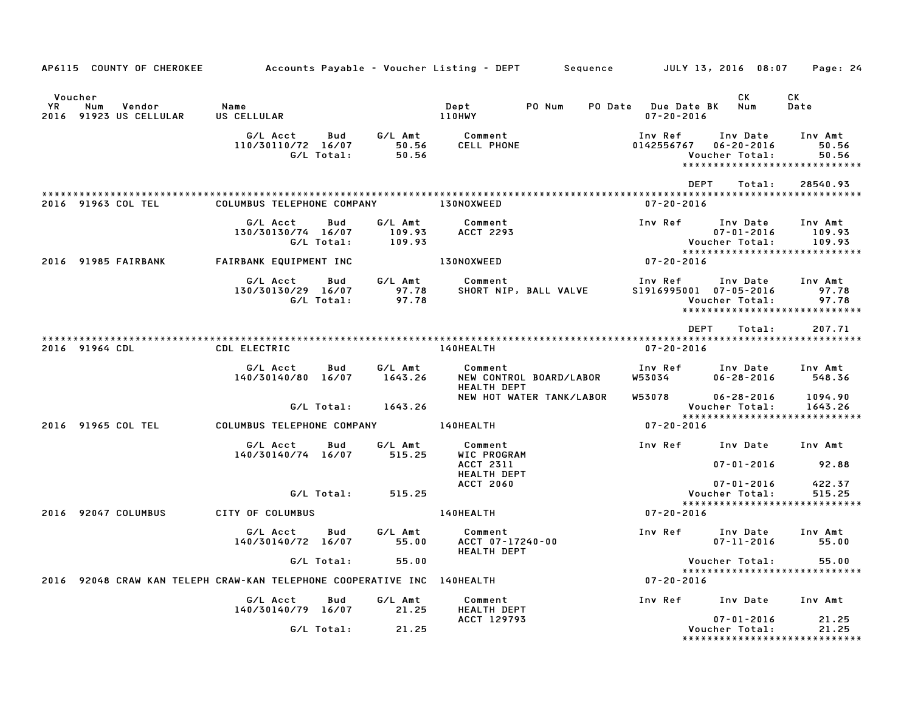AP6115 COUNTY OF CHEROKEE Accounts Payable - Voucher Listing - DEPT Sequence JULY 13, 2016 08:07

| Voucher YR | Num | Vendor | Name | Dept | PO Num | PO Date | Due Date BK | CK Num | CK Date |
|---|---|---|---|---|---|---|---|---|---|
| 2016 | 91923 | US CELLULAR | US CELLULAR | 110HWY | | | 07-20-2016 | | |

| G/L Acct | Bud | G/L Amt | Comment | Inv Ref | Inv Date | Inv Amt |
|---|---|---|---|---|---|---|
| 110/30110/72 | 16/07 | 50.56 | CELL PHONE | 0142556767 | 06-20-2016 | 50.56 |
| | G/L Total: | 50.56 | | | Voucher Total: | 50.56 |

*****************************

DEPT Total: 28540.93

*****************************

| Voucher YR | Num | Vendor | Name | Dept | Due Date |
|---|---|---|---|---|---|
| 2016 | 91963 | COL TEL | COLUMBUS TELEPHONE COMPANY | 130NOXWEED | 07-20-2016 |

| G/L Acct | Bud | G/L Amt | Comment | Inv Ref | Inv Date | Inv Amt |
|---|---|---|---|---|---|---|
| 130/30130/74 | 16/07 | 109.93 | ACCT 2293 | | 07-01-2016 | 109.93 |
| | G/L Total: | 109.93 | | | Voucher Total: | 109.93 |

*****************************

| Voucher YR | Num | Vendor | Name | Dept | Due Date |
|---|---|---|---|---|---|
| 2016 | 91985 | FAIRBANK | FAIRBANK EQUIPMENT INC | 130NOXWEED | 07-20-2016 |

| G/L Acct | Bud | G/L Amt | Comment | Inv Ref | Inv Date | Inv Amt |
|---|---|---|---|---|---|---|
| 130/30130/29 | 16/07 | 97.78 | SHORT NIP, BALL VALVE | S1916995001 | 07-05-2016 | 97.78 |
| | G/L Total: | 97.78 | | | Voucher Total: | 97.78 |

*****************************

DEPT Total: 207.71

*****************************

| Voucher YR | Num | Vendor | Name | Dept | Due Date |
|---|---|---|---|---|---|
| 2016 | 91964 | CDL | CDL ELECTRIC | 140HEALTH | 07-20-2016 |

| G/L Acct | Bud | G/L Amt | Comment | Inv Ref | Inv Date | Inv Amt |
|---|---|---|---|---|---|---|
| 140/30140/80 | 16/07 | 1643.26 | NEW CONTROL BOARD/LABOR | W53034 | 06-28-2016 | 548.36 |
| | | | HEALTH DEPT | | | |
| | | | NEW HOT WATER TANK/LABOR | W53078 | 06-28-2016 | 1094.90 |
| | G/L Total: | 1643.26 | | | Voucher Total: | 1643.26 |

*****************************

| Voucher YR | Num | Vendor | Name | Dept | Due Date |
|---|---|---|---|---|---|
| 2016 | 91965 | COL TEL | COLUMBUS TELEPHONE COMPANY | 140HEALTH | 07-20-2016 |

| G/L Acct | Bud | G/L Amt | Comment | Inv Ref | Inv Date | Inv Amt |
|---|---|---|---|---|---|---|
| 140/30140/74 | 16/07 | 515.25 | WIC PROGRAM | | | |
| | | | ACCT 2311 | | 07-01-2016 | 92.88 |
| | | | HEALTH DEPT | | | |
| | | | ACCT 2060 | | 07-01-2016 | 422.37 |
| | G/L Total: | 515.25 | | | Voucher Total: | 515.25 |

*****************************

| Voucher YR | Num | Vendor | Name | Dept | Due Date |
|---|---|---|---|---|---|
| 2016 | 92047 | COLUMBUS | CITY OF COLUMBUS | 140HEALTH | 07-20-2016 |

| G/L Acct | Bud | G/L Amt | Comment | Inv Ref | Inv Date | Inv Amt |
|---|---|---|---|---|---|---|
| 140/30140/72 | 16/07 | 55.00 | ACCT 07-17240-00 | | 07-11-2016 | 55.00 |
| | | | HEALTH DEPT | | | |
| | G/L Total: | 55.00 | | | Voucher Total: | 55.00 |

*****************************

| Voucher YR | Num | Vendor | Name | Dept | Due Date |
|---|---|---|---|---|---|
| 2016 | 92048 | CRAW KAN TELEPH | CRAW-KAN TELEPHONE COOPERATIVE INC | 140HEALTH | 07-20-2016 |

| G/L Acct | Bud | G/L Amt | Comment | Inv Ref | Inv Date | Inv Amt |
|---|---|---|---|---|---|---|
| 140/30140/79 | 16/07 | 21.25 | HEALTH DEPT | | | |
| | | | ACCT 129793 | | 07-01-2016 | 21.25 |
| | G/L Total: | 21.25 | | | Voucher Total: | 21.25 |

*****************************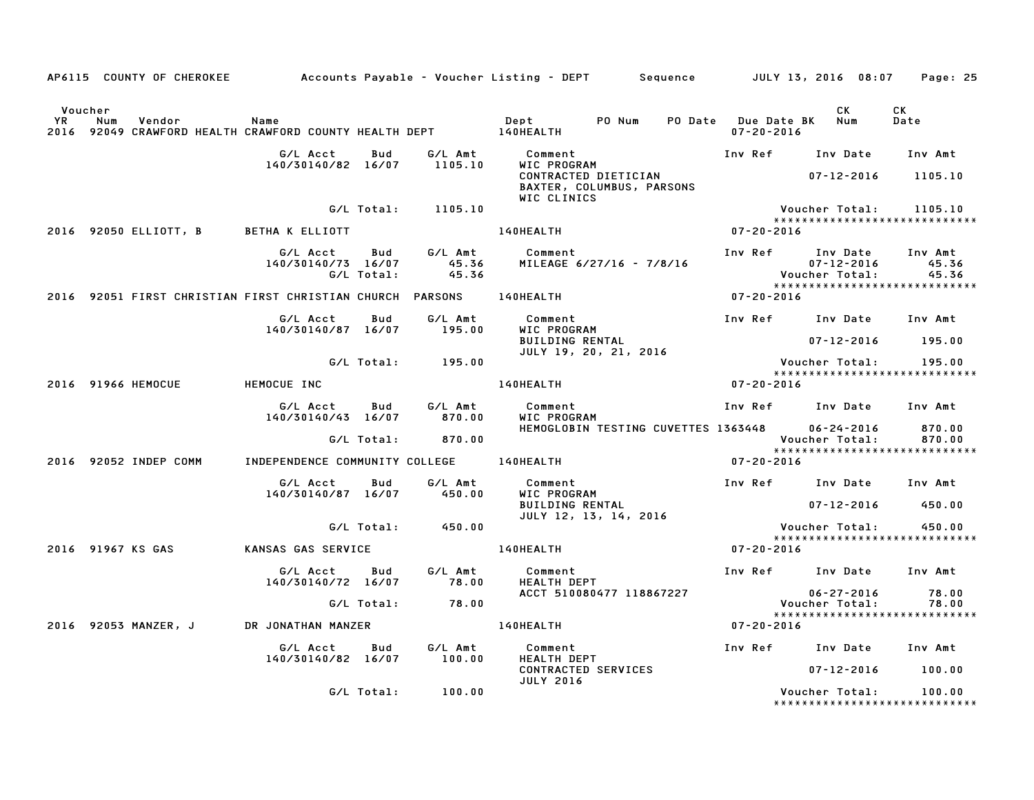AP6115 COUNTY OF CHEROKEE Accounts Payable - Voucher Listing - DEPT Sequence JULY 13, 2016 08:07

| Voucher YR | Num | Vendor | Name | Dept | PO Num | PO Date | Due Date BK | CK Num | CK Date |
|---|---|---|---|---|---|---|---|---|---|
| 2016 | 92049 | CRAWFORD HEALTH | CRAWFORD COUNTY HEALTH DEPT | 140HEALTH | | | 07-20-2016 | | |

| G/L Acct | Bud | G/L Amt | Comment | Inv Ref | Inv Date | Inv Amt |
|---|---|---|---|---|---|---|
| 140/30140/82 | 16/07 | 1105.10 | WIC PROGRAM<br>CONTRACTED DIETICIAN<br>BAXTER, COLUMBUS, PARSONS<br>WIC CLINICS | | 07-12-2016 | 1105.10 |
| | G/L Total: | 1105.10 | | | Voucher Total: | 1105.10 |

*****************************

| Voucher YR | Num | Vendor | Name | Dept | Due Date |
|---|---|---|---|---|---|
| 2016 | 92050 | ELLIOTT, B | BETHA K ELLIOTT | 140HEALTH | 07-20-2016 |

| G/L Acct | Bud | G/L Amt | Comment | Inv Ref | Inv Date | Inv Amt |
|---|---|---|---|---|---|---|
| 140/30140/73 | 16/07 | 45.36 | MILEAGE 6/27/16 - 7/8/16 | | 07-12-2016 | 45.36 |
| | G/L Total: | 45.36 | | | Voucher Total: | 45.36 |

*****************************

| Voucher YR | Num | Vendor | Name | Dept | Due Date |
|---|---|---|---|---|---|
| 2016 | 92051 | FIRST CHRISTIAN | FIRST CHRISTIAN CHURCH PARSONS | 140HEALTH | 07-20-2016 |

| G/L Acct | Bud | G/L Amt | Comment | Inv Ref | Inv Date | Inv Amt |
|---|---|---|---|---|---|---|
| 140/30140/87 | 16/07 | 195.00 | WIC PROGRAM<br>BUILDING RENTAL<br>JULY 19, 20, 21, 2016 | | 07-12-2016 | 195.00 |
| | G/L Total: | 195.00 | | | Voucher Total: | 195.00 |

*****************************

| Voucher YR | Num | Vendor | Name | Dept | Due Date |
|---|---|---|---|---|---|
| 2016 | 91966 | HEMOCUE | HEMOCUE INC | 140HEALTH | 07-20-2016 |

| G/L Acct | Bud | G/L Amt | Comment | Inv Ref | Inv Date | Inv Amt |
|---|---|---|---|---|---|---|
| 140/30140/43 | 16/07 | 870.00 | WIC PROGRAM<br>HEMOGLOBIN TESTING CUVETTES | 1363448 | 06-24-2016 | 870.00 |
| | G/L Total: | 870.00 | | | Voucher Total: | 870.00 |

*****************************

| Voucher YR | Num | Vendor | Name | Dept | Due Date |
|---|---|---|---|---|---|
| 2016 | 92052 | INDEP COMM | INDEPENDENCE COMMUNITY COLLEGE | 140HEALTH | 07-20-2016 |

| G/L Acct | Bud | G/L Amt | Comment | Inv Ref | Inv Date | Inv Amt |
|---|---|---|---|---|---|---|
| 140/30140/87 | 16/07 | 450.00 | WIC PROGRAM<br>BUILDING RENTAL<br>JULY 12, 13, 14, 2016 | | 07-12-2016 | 450.00 |
| | G/L Total: | 450.00 | | | Voucher Total: | 450.00 |

*****************************

| Voucher YR | Num | Vendor | Name | Dept | Due Date |
|---|---|---|---|---|---|
| 2016 | 91967 | KS GAS | KANSAS GAS SERVICE | 140HEALTH | 07-20-2016 |

| G/L Acct | Bud | G/L Amt | Comment | Inv Ref | Inv Date | Inv Amt |
|---|---|---|---|---|---|---|
| 140/30140/72 | 16/07 | 78.00 | HEALTH DEPT<br>ACCT 510080477 118867227 | | 06-27-2016 | 78.00 |
| | G/L Total: | 78.00 | | | Voucher Total: | 78.00 |

*****************************

| Voucher YR | Num | Vendor | Name | Dept | Due Date |
|---|---|---|---|---|---|
| 2016 | 92053 | MANZER, J | DR JONATHAN MANZER | 140HEALTH | 07-20-2016 |

| G/L Acct | Bud | G/L Amt | Comment | Inv Ref | Inv Date | Inv Amt |
|---|---|---|---|---|---|---|
| 140/30140/82 | 16/07 | 100.00 | HEALTH DEPT<br>CONTRACTED SERVICES<br>JULY 2016 | | 07-12-2016 | 100.00 |
| | G/L Total: | 100.00 | | | Voucher Total: | 100.00 |

*****************************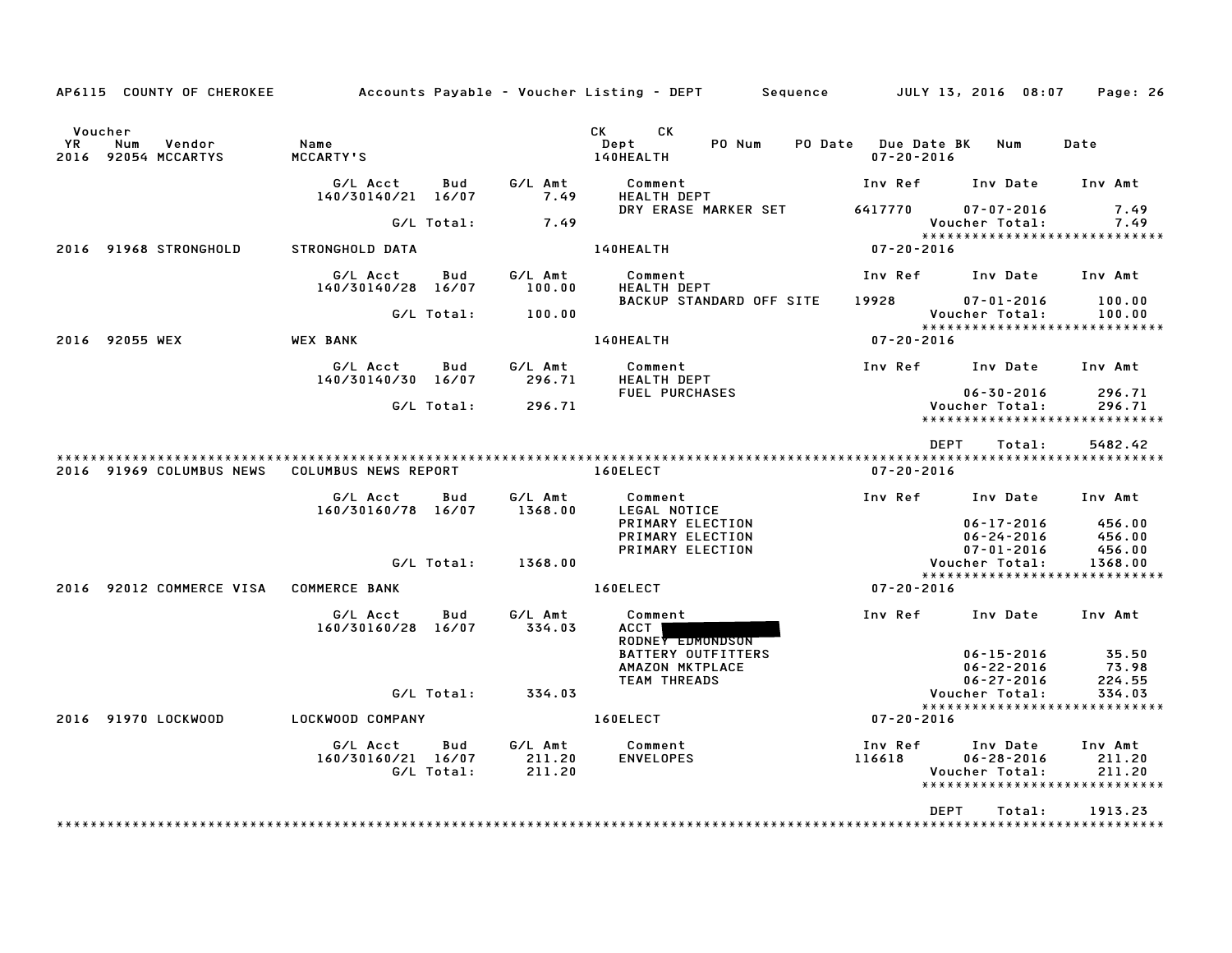AP6115 COUNTY OF CHEROKEE — Accounts Payable - Voucher Listing - DEPT Sequence — JULY 13, 2016 08:07

| Voucher YR | Num | Vendor | Name | CK Dept | CK PO Num | PO Date | Due Date BK | Num | Date |
|---|---|---|---|---|---|---|---|---|---|
| 2016 | 92054 | MCCARTYS | MCCARTY'S | 140HEALTH | | | 07-20-2016 | | |

| G/L Acct | Bud | G/L Amt | Comment | Inv Ref | Inv Date | Inv Amt |
|---|---|---|---|---|---|---|
| 140/30140/21 | 16/07 | 7.49 | HEALTH DEPT | | | |
| | | | DRY ERASE MARKER SET | 6417770 | 07-07-2016 | 7.49 |
| | G/L Total: | 7.49 | | | Voucher Total: | 7.49 |

****************************

| YR | Num | Vendor | Name | Dept | Due Date |
|---|---|---|---|---|---|
| 2016 | 91968 | STRONGHOLD | STRONGHOLD DATA | 140HEALTH | 07-20-2016 |

| G/L Acct | Bud | G/L Amt | Comment | Inv Ref | Inv Date | Inv Amt |
|---|---|---|---|---|---|---|
| 140/30140/28 | 16/07 | 100.00 | HEALTH DEPT | | | |
| | | | BACKUP STANDARD OFF SITE | 19928 | 07-01-2016 | 100.00 |
| | G/L Total: | 100.00 | | | Voucher Total: | 100.00 |

****************************

| YR | Num | Vendor | Name | Dept | Due Date |
|---|---|---|---|---|---|
| 2016 | 92055 | WEX | WEX BANK | 140HEALTH | 07-20-2016 |

| G/L Acct | Bud | G/L Amt | Comment | Inv Ref | Inv Date | Inv Amt |
|---|---|---|---|---|---|---|
| 140/30140/30 | 16/07 | 296.71 | HEALTH DEPT | | | |
| | | | FUEL PURCHASES | | 06-30-2016 | 296.71 |
| | G/L Total: | 296.71 | | | Voucher Total: | 296.71 |

****************************

DEPT Total: 5482.42

****************************

| YR | Num | Vendor | Name | Dept | Due Date |
|---|---|---|---|---|---|
| 2016 | 91969 | COLUMBUS NEWS | COLUMBUS NEWS REPORT | 160ELECT | 07-20-2016 |

| G/L Acct | Bud | G/L Amt | Comment | Inv Ref | Inv Date | Inv Amt |
|---|---|---|---|---|---|---|
| 160/30160/78 | 16/07 | 1368.00 | LEGAL NOTICE | | | |
| | | | PRIMARY ELECTION | | 06-17-2016 | 456.00 |
| | | | PRIMARY ELECTION | | 06-24-2016 | 456.00 |
| | | | PRIMARY ELECTION | | 07-01-2016 | 456.00 |
| | G/L Total: | 1368.00 | | | Voucher Total: | 1368.00 |

****************************

| YR | Num | Vendor | Name | Dept | Due Date |
|---|---|---|---|---|---|
| 2016 | 92012 | COMMERCE VISA | COMMERCE BANK | 160ELECT | 07-20-2016 |

| G/L Acct | Bud | G/L Amt | Comment | Inv Ref | Inv Date | Inv Amt |
|---|---|---|---|---|---|---|
| 160/30160/28 | 16/07 | 334.03 | ACCT [REDACTED] | | | |
| | | | RODNEY EDMONDSON | | | |
| | | | BATTERY OUTFITTERS | | 06-15-2016 | 35.50 |
| | | | AMAZON MKTPLACE | | 06-22-2016 | 73.98 |
| | | | TEAM THREADS | | 06-27-2016 | 224.55 |
| | G/L Total: | 334.03 | | | Voucher Total: | 334.03 |

****************************

| YR | Num | Vendor | Name | Dept | Due Date |
|---|---|---|---|---|---|
| 2016 | 91970 | LOCKWOOD | LOCKWOOD COMPANY | 160ELECT | 07-20-2016 |

| G/L Acct | Bud | G/L Amt | Comment | Inv Ref | Inv Date | Inv Amt |
|---|---|---|---|---|---|---|
| 160/30160/21 | 16/07 | 211.20 | ENVELOPES | 116618 | 06-28-2016 | 211.20 |
| | G/L Total: | 211.20 | | | Voucher Total: | 211.20 |

****************************

DEPT Total: 1913.23

****************************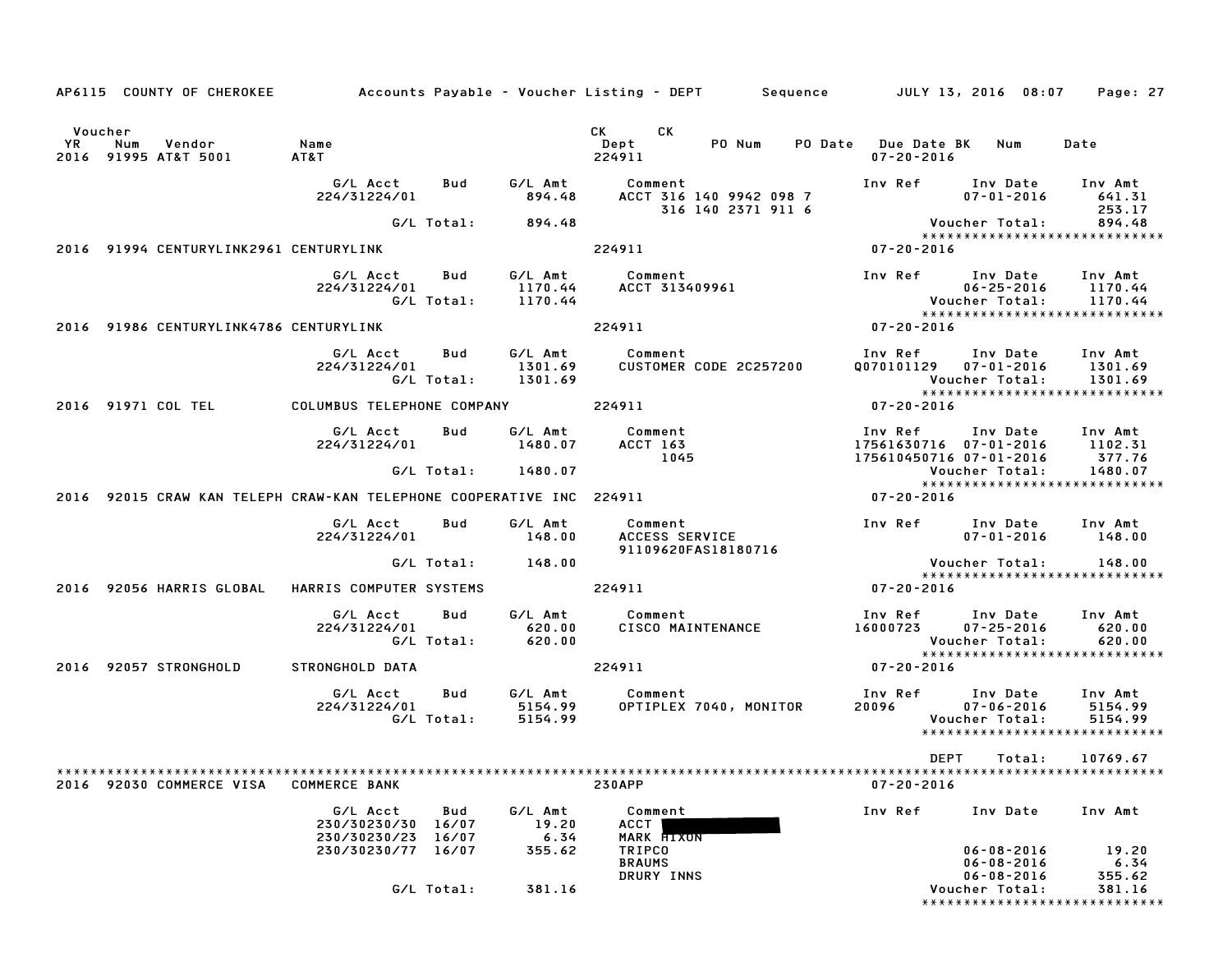AP6115 COUNTY OF CHEROKEE — Accounts Payable - Voucher Listing - DEPT — Sequence — JULY 13, 2016 08:07

| Voucher YR | Num | Vendor | Name | CK Dept | CK | PO Num | PO Date | Due Date | BK | Num | Date |
|---|---|---|---|---|---|---|---|---|---|---|---|
| 2016 | 91995 | AT&T 5001 | AT&T | 224911 | | | | 07-20-2016 | | | |

| G/L Acct | Bud | G/L Amt | Comment | Inv Ref | Inv Date | Inv Amt |
|---|---|---|---|---|---|---|
| 224/31224/01 | | 894.48 | ACCT 316 140 9942 098 7 | | 07-01-2016 | 641.31 |
| | | | 316 140 2371 911 6 | | | 253.17 |
| | G/L Total: | 894.48 | | | Voucher Total: | 894.48 |

2016 91994 CENTURYLINK2961 CENTURYLINK — 224911 — 07-20-2016

| G/L Acct | Bud | G/L Amt | Comment | Inv Ref | Inv Date | Inv Amt |
|---|---|---|---|---|---|---|
| 224/31224/01 | | 1170.44 | ACCT 313409961 | | 06-25-2016 | 1170.44 |
| | G/L Total: | 1170.44 | | | Voucher Total: | 1170.44 |

2016 91986 CENTURYLINK4786 CENTURYLINK — 224911 — 07-20-2016

| G/L Acct | Bud | G/L Amt | Comment | Inv Ref | Inv Date | Inv Amt |
|---|---|---|---|---|---|---|
| 224/31224/01 | | 1301.69 | CUSTOMER CODE 2C257200 | Q070101129 | 07-01-2016 | 1301.69 |
| | G/L Total: | 1301.69 | | | Voucher Total: | 1301.69 |

2016 91971 COL TEL — COLUMBUS TELEPHONE COMPANY — 224911 — 07-20-2016

| G/L Acct | Bud | G/L Amt | Comment | Inv Ref | Inv Date | Inv Amt |
|---|---|---|---|---|---|---|
| 224/31224/01 | | 1480.07 | ACCT 163 | 17561630716 | 07-01-2016 | 1102.31 |
| | | | 1045 | 175610450716 | 07-01-2016 | 377.76 |
| | G/L Total: | 1480.07 | | | Voucher Total: | 1480.07 |

2016 92015 CRAW KAN TELEPH CRAW-KAN TELEPHONE COOPERATIVE INC — 224911 — 07-20-2016

| G/L Acct | Bud | G/L Amt | Comment | Inv Ref | Inv Date | Inv Amt |
|---|---|---|---|---|---|---|
| 224/31224/01 | | 148.00 | ACCESS SERVICE | | 07-01-2016 | 148.00 |
| | | | 91109620FAS18180716 | | | |
| | G/L Total: | 148.00 | | | Voucher Total: | 148.00 |

2016 92056 HARRIS GLOBAL — HARRIS COMPUTER SYSTEMS — 224911 — 07-20-2016

| G/L Acct | Bud | G/L Amt | Comment | Inv Ref | Inv Date | Inv Amt |
|---|---|---|---|---|---|---|
| 224/31224/01 | | 620.00 | CISCO MAINTENANCE | 16000723 | 07-25-2016 | 620.00 |
| | G/L Total: | 620.00 | | | Voucher Total: | 620.00 |

2016 92057 STRONGHOLD — STRONGHOLD DATA — 224911 — 07-20-2016

| G/L Acct | Bud | G/L Amt | Comment | Inv Ref | Inv Date | Inv Amt |
|---|---|---|---|---|---|---|
| 224/31224/01 | | 5154.99 | OPTIPLEX 7040, MONITOR | 20096 | 07-06-2016 | 5154.99 |
| | G/L Total: | 5154.99 | | | Voucher Total: | 5154.99 |

DEPT Total: 10769.67

2016 92030 COMMERCE VISA — COMMERCE BANK — 230APP — 07-20-2016

| G/L Acct | Bud | G/L Amt | Comment | Inv Ref | Inv Date | Inv Amt |
|---|---|---|---|---|---|---|
| 230/30230/30 | 16/07 | 19.20 | ACCT [REDACTED] | | | |
| 230/30230/23 | 16/07 | 6.34 | MARK HIXON | | | |
| 230/30230/77 | 16/07 | 355.62 | TRIPCO | | 06-08-2016 | 19.20 |
| | | | BRAUMS | | 06-08-2016 | 6.34 |
| | | | DRURY INNS | | 06-08-2016 | 355.62 |
| | G/L Total: | 381.16 | | | Voucher Total: | 381.16 |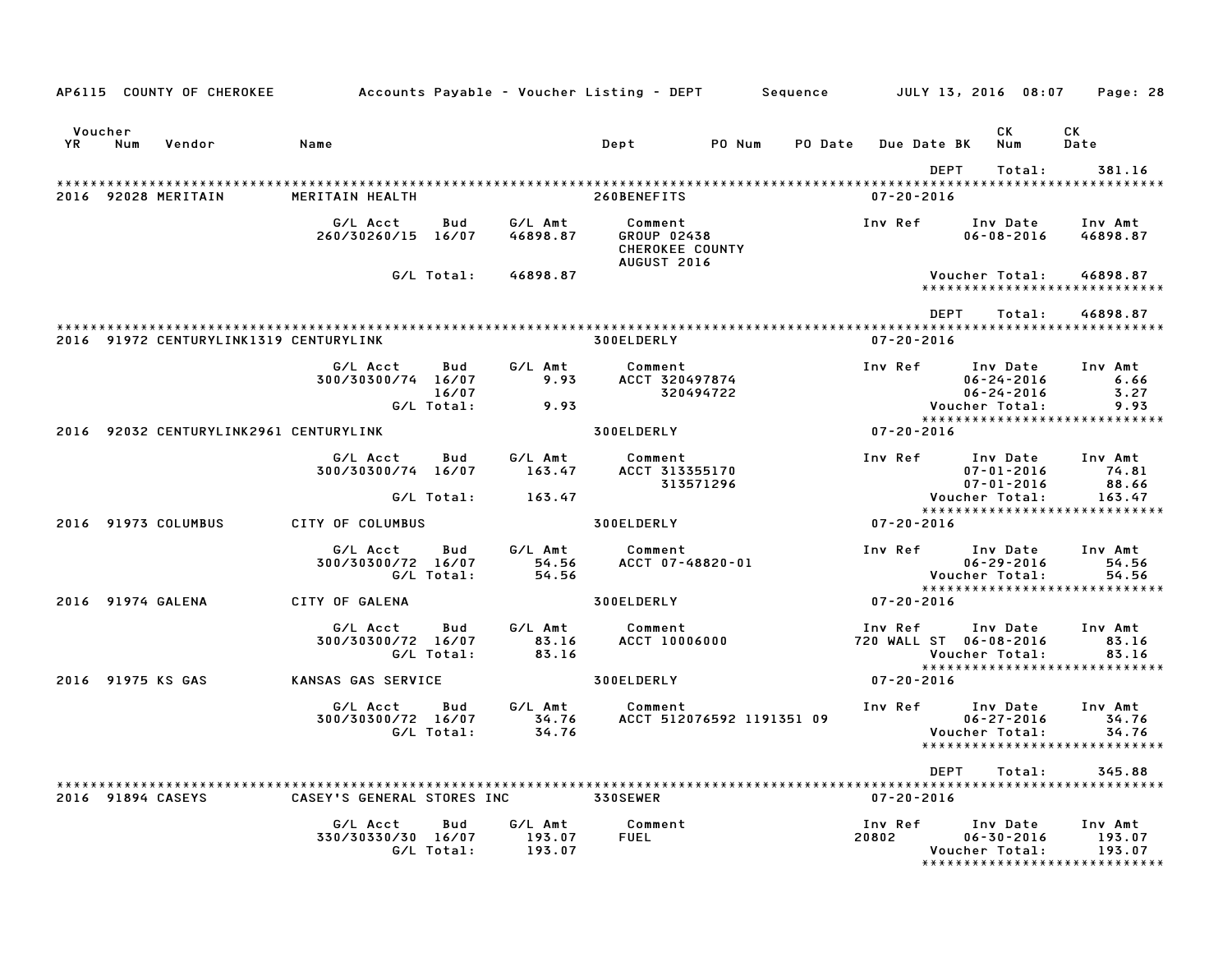AP6115 COUNTY OF CHEROKEE — Accounts Payable - Voucher Listing - DEPT — Sequence — JULY 13, 2016 08:07

| Voucher YR | Num | Vendor | Name | Dept | PO Num | PO Date | Due Date BK | CK Num | CK Date |
|---|---|---|---|---|---|---|---|---|---|

DEPT Total: 381.16

---

**2016 92028 MERITAIN — MERITAIN HEALTH — 260BENEFITS — 07-20-2016**

| G/L Acct | Bud | G/L Amt | Comment | Inv Ref | Inv Date | Inv Amt |
|---|---|---|---|---|---|---|
| 260/30260/15 | 16/07 | 46898.87 | GROUP 02438 CHEROKEE COUNTY AUGUST 2016 | | 06-08-2016 | 46898.87 |
| | G/L Total: | 46898.87 | | | Voucher Total: | 46898.87 |

DEPT Total: 46898.87

---

**2016 91972 CENTURYLINK1319 CENTURYLINK — 300ELDERLY — 07-20-2016**

| G/L Acct | Bud | G/L Amt | Comment | Inv Ref | Inv Date | Inv Amt |
|---|---|---|---|---|---|---|
| 300/30300/74 | 16/07 | 9.93 | ACCT 320497874 | | 06-24-2016 | 6.66 |
| | 16/07 | | 320494722 | | 06-24-2016 | 3.27 |
| | G/L Total: | 9.93 | | | Voucher Total: | 9.93 |

**2016 92032 CENTURYLINK2961 CENTURYLINK — 300ELDERLY — 07-20-2016**

| G/L Acct | Bud | G/L Amt | Comment | Inv Ref | Inv Date | Inv Amt |
|---|---|---|---|---|---|---|
| 300/30300/74 | 16/07 | 163.47 | ACCT 313355170 | | 07-01-2016 | 74.81 |
| | | | 313571296 | | 07-01-2016 | 88.66 |
| | G/L Total: | 163.47 | | | Voucher Total: | 163.47 |

**2016 91973 COLUMBUS — CITY OF COLUMBUS — 300ELDERLY — 07-20-2016**

| G/L Acct | Bud | G/L Amt | Comment | Inv Ref | Inv Date | Inv Amt |
|---|---|---|---|---|---|---|
| 300/30300/72 | 16/07 | 54.56 | ACCT 07-48820-01 | | 06-29-2016 | 54.56 |
| | G/L Total: | 54.56 | | | Voucher Total: | 54.56 |

**2016 91974 GALENA — CITY OF GALENA — 300ELDERLY — 07-20-2016**

| G/L Acct | Bud | G/L Amt | Comment | Inv Ref | Inv Date | Inv Amt |
|---|---|---|---|---|---|---|
| 300/30300/72 | 16/07 | 83.16 | ACCT 10006000 | 720 WALL ST | 06-08-2016 | 83.16 |
| | G/L Total: | 83.16 | | | Voucher Total: | 83.16 |

**2016 91975 KS GAS — KANSAS GAS SERVICE — 300ELDERLY — 07-20-2016**

| G/L Acct | Bud | G/L Amt | Comment | Inv Ref | Inv Date | Inv Amt |
|---|---|---|---|---|---|---|
| 300/30300/72 | 16/07 | 34.76 | ACCT 512076592 1191351 09 | | 06-27-2016 | 34.76 |
| | G/L Total: | 34.76 | | | Voucher Total: | 34.76 |

DEPT Total: 345.88

---

**2016 91894 CASEYS — CASEY'S GENERAL STORES INC — 330SEWER — 07-20-2016**

| G/L Acct | Bud | G/L Amt | Comment | Inv Ref | Inv Date | Inv Amt |
|---|---|---|---|---|---|---|
| 330/30330/30 | 16/07 | 193.07 | FUEL | 20802 | 06-30-2016 | 193.07 |
| | G/L Total: | 193.07 | | | Voucher Total: | 193.07 |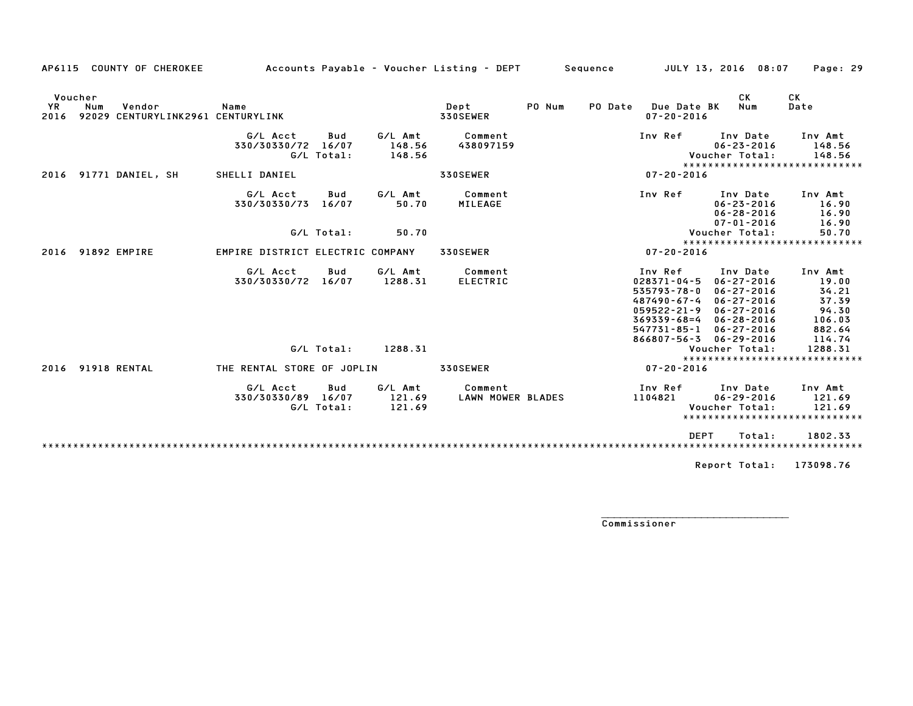AP6115 COUNTY OF CHEROKEE Accounts Payable - Voucher Listing - DEPT Sequence JULY 13, 2016 08:07

| Voucher YR | Num | Vendor | Name | Dept | PO Num | PO Date | Due Date BK | CK Num | CK Date |
|---|---|---|---|---|---|---|---|---|---|
| 2016 | 92029 | CENTURYLINK2961 | CENTURYLINK | 330SEWER | | | 07-20-2016 | | |

| G/L Acct | Bud | G/L Amt | Comment | Inv Ref | Inv Date | Inv Amt |
|---|---|---|---|---|---|---|
| 330/30330/72 | 16/07 | 148.56 | 438097159 | | 06-23-2016 | 148.56 |
| | G/L Total: | 148.56 | | | Voucher Total: | 148.56 |

******************************

| Voucher YR | Num | Vendor | Name | Dept | Due Date |
|---|---|---|---|---|---|
| 2016 | 91771 | DANIEL, SH | SHELLI DANIEL | 330SEWER | 07-20-2016 |

| G/L Acct | Bud | G/L Amt | Comment | Inv Ref | Inv Date | Inv Amt |
|---|---|---|---|---|---|---|
| 330/30330/73 | 16/07 | 50.70 | MILEAGE | | 06-23-2016 | 16.90 |
| | | | | | 06-28-2016 | 16.90 |
| | | | | | 07-01-2016 | 16.90 |
| | G/L Total: | 50.70 | | | Voucher Total: | 50.70 |

******************************

| Voucher YR | Num | Vendor | Name | Dept | Due Date |
|---|---|---|---|---|---|
| 2016 | 91892 | EMPIRE | EMPIRE DISTRICT ELECTRIC COMPANY | 330SEWER | 07-20-2016 |

| G/L Acct | Bud | G/L Amt | Comment | Inv Ref | Inv Date | Inv Amt |
|---|---|---|---|---|---|---|
| 330/30330/72 | 16/07 | 1288.31 | ELECTRIC | 028371-04-5 | 06-27-2016 | 19.00 |
| | | | | 535793-78-0 | 06-27-2016 | 34.21 |
| | | | | 487490-67-4 | 06-27-2016 | 37.39 |
| | | | | 059522-21-9 | 06-27-2016 | 94.30 |
| | | | | 369339-68=4 | 06-28-2016 | 106.03 |
| | | | | 547731-85-1 | 06-27-2016 | 882.64 |
| | | | | 866807-56-3 | 06-29-2016 | 114.74 |
| | G/L Total: | 1288.31 | | | Voucher Total: | 1288.31 |

******************************

| Voucher YR | Num | Vendor | Name | Dept | Due Date |
|---|---|---|---|---|---|
| 2016 | 91918 | RENTAL | THE RENTAL STORE OF JOPLIN | 330SEWER | 07-20-2016 |

| G/L Acct | Bud | G/L Amt | Comment | Inv Ref | Inv Date | Inv Amt |
|---|---|---|---|---|---|---|
| 330/30330/89 | 16/07 | 121.69 | LAWN MOWER BLADES | 1104821 | 06-29-2016 | 121.69 |
| | G/L Total: | 121.69 | | | Voucher Total: | 121.69 |

******************************

DEPT Total: 1802.33

******************************

Report Total: 173098.76

_______________________________
Commissioner